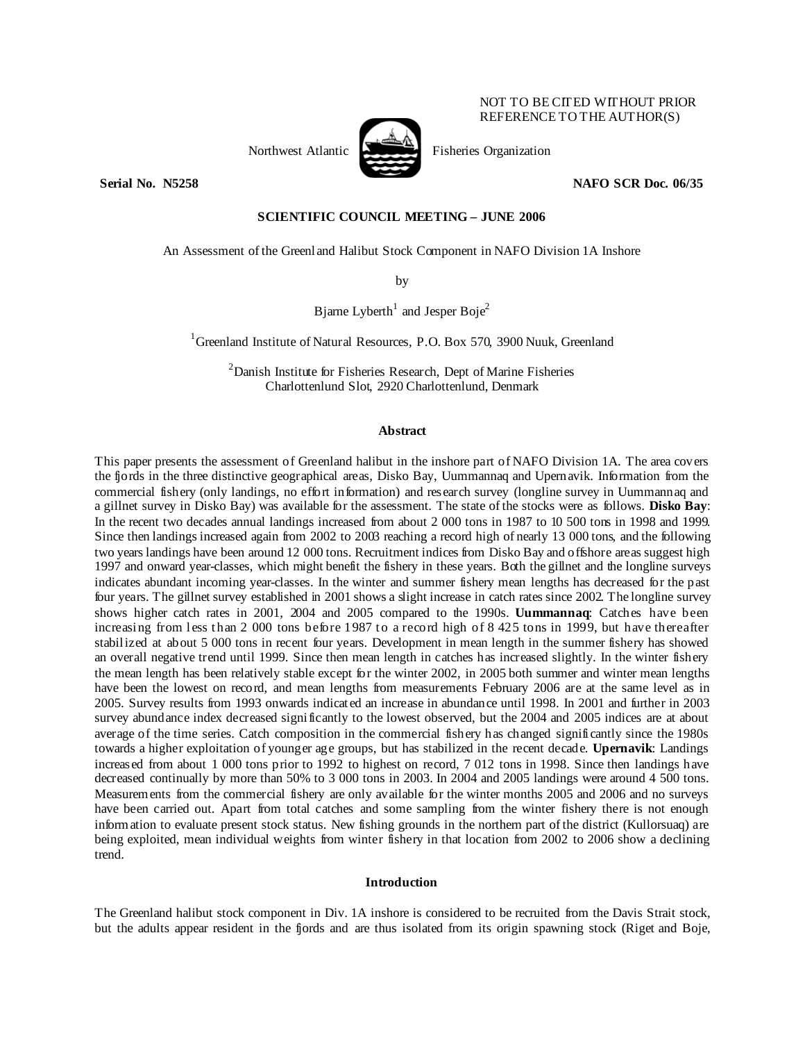NOT TO BE CITED WITHOUT PRIOR REFERENCE TO THE AUTHOR(S)

Northwest Atlantic Fisheries Organization

**Serial No. N5258** **NAFO SCR Doc. 06/35**

**SCIENTIFIC COUNCIL MEETING – JUNE 2006**

An Assessment of the Greenland Halibut Stock Component in NAFO Division 1A Inshore

by

Bjarne Lyberth[1] and Jesper Boje[2]

[1]Greenland Institute of Natural Resources, P.O. Box 570, 3900 Nuuk, Greenland

[2]Danish Institute for Fisheries Research, Dept of Marine Fisheries
Charlottenlund Slot, 2920 Charlottenlund, Denmark

## Abstract

This paper presents the assessment of Greenland halibut in the inshore part of NAFO Division 1A. The area covers the fjords in the three distinctive geographical areas, Disko Bay, Uummannaq and Upernavik. Information from the commercial fishery (only landings, no effort information) and research survey (longline survey in Uummannaq and a gillnet survey in Disko Bay) was available for the assessment. The state of the stocks were as follows. **Disko Bay**: In the recent two decades annual landings increased from about 2 000 tons in 1987 to 10 500 tons in 1998 and 1999. Since then landings increased again from 2002 to 2003 reaching a record high of nearly 13 000 tons, and the following two years landings have been around 12 000 tons. Recruitment indices from Disko Bay and offshore areas suggest high 1997 and onward year-classes, which might benefit the fishery in these years. Both the gillnet and the longline surveys indicates abundant incoming year-classes. In the winter and summer fishery mean lengths has decreased for the past four years. The gillnet survey established in 2001 shows a slight increase in catch rates since 2002. The longline survey shows higher catch rates in 2001, 2004 and 2005 compared to the 1990s. **Uummannaq**: Catches have been increasing from less than 2 000 tons before 1987 to a record high of 8 425 tons in 1999, but have thereafter stabilized at about 5 000 tons in recent four years. Development in mean length in the summer fishery has showed an overall negative trend until 1999. Since then mean length in catches has increased slightly. In the winter fishery the mean length has been relatively stable except for the winter 2002, in 2005 both summer and winter mean lengths have been the lowest on record, and mean lengths from measurements February 2006 are at the same level as in 2005. Survey results from 1993 onwards indicated an increase in abundance until 1998. In 2001 and further in 2003 survey abundance index decreased significantly to the lowest observed, but the 2004 and 2005 indices are at about average of the time series. Catch composition in the commercial fishery has changed significantly since the 1980s towards a higher exploitation of younger age groups, but has stabilized in the recent decade. **Upernavik**: Landings increased from about 1 000 tons prior to 1992 to highest on record, 7 012 tons in 1998. Since then landings have decreased continually by more than 50% to 3 000 tons in 2003. In 2004 and 2005 landings were around 4 500 tons. Measurements from the commercial fishery are only available for the winter months 2005 and 2006 and no surveys have been carried out. Apart from total catches and some sampling from the winter fishery there is not enough information to evaluate present stock status. New fishing grounds in the northern part of the district (Kullorsuaq) are being exploited, mean individual weights from winter fishery in that location from 2002 to 2006 show a declining trend.

## Introduction

The Greenland halibut stock component in Div. 1A inshore is considered to be recruited from the Davis Strait stock, but the adults appear resident in the fjords and are thus isolated from its origin spawning stock (Riget and Boje,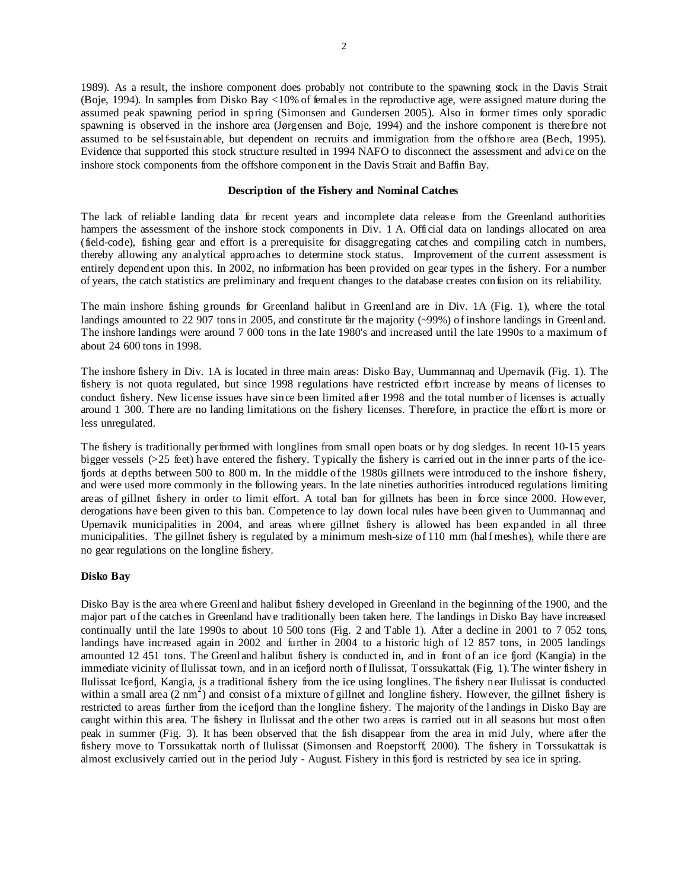1989). As a result, the inshore component does probably not contribute to the spawning stock in the Davis Strait (Boje, 1994). In samples from Disko Bay <10% of females in the reproductive age, were assigned mature during the assumed peak spawning period in spring (Simonsen and Gundersen 2005). Also in former times only sporadic spawning is observed in the inshore area (Jørgensen and Boje, 1994) and the inshore component is therefore not assumed to be self-sustainable, but dependent on recruits and immigration from the offshore area (Bech, 1995). Evidence that supported this stock structure resulted in 1994 NAFO to disconnect the assessment and advice on the inshore stock components from the offshore component in the Davis Strait and Baffin Bay.

## Description of the Fishery and Nominal Catches

The lack of reliable landing data for recent years and incomplete data release from the Greenland authorities hampers the assessment of the inshore stock components in Div. 1 A. Official data on landings allocated on area (field-code), fishing gear and effort is a prerequisite for disaggregating catches and compiling catch in numbers, thereby allowing any analytical approaches to determine stock status. Improvement of the current assessment is entirely dependent upon this. In 2002, no information has been provided on gear types in the fishery. For a number of years, the catch statistics are preliminary and frequent changes to the database creates confusion on its reliability.

The main inshore fishing grounds for Greenland halibut in Greenland are in Div. 1A (Fig. 1), where the total landings amounted to 22 907 tons in 2005, and constitute far the majority (~99%) of inshore landings in Greenland. The inshore landings were around 7 000 tons in the late 1980's and increased until the late 1990s to a maximum of about 24 600 tons in 1998.

The inshore fishery in Div. 1A is located in three main areas: Disko Bay, Uummannaq and Upernavik (Fig. 1). The fishery is not quota regulated, but since 1998 regulations have restricted effort increase by means of licenses to conduct fishery. New license issues have since been limited after 1998 and the total number of licenses is actually around 1 300. There are no landing limitations on the fishery licenses. Therefore, in practice the effort is more or less unregulated.

The fishery is traditionally performed with longlines from small open boats or by dog sledges. In recent 10-15 years bigger vessels (>25 feet) have entered the fishery. Typically the fishery is carried out in the inner parts of the ice-fjords at depths between 500 to 800 m. In the middle of the 1980s gillnets were introduced to the inshore fishery, and were used more commonly in the following years. In the late nineties authorities introduced regulations limiting areas of gillnet fishery in order to limit effort. A total ban for gillnets has been in force since 2000. However, derogations have been given to this ban. Competence to lay down local rules have been given to Uummannaq and Upernavik municipalities in 2004, and areas where gillnet fishery is allowed has been expanded in all three municipalities. The gillnet fishery is regulated by a minimum mesh-size of 110 mm (half meshes), while there are no gear regulations on the longline fishery.

### Disko Bay

Disko Bay is the area where Greenland halibut fishery developed in Greenland in the beginning of the 1900, and the major part of the catches in Greenland have traditionally been taken here. The landings in Disko Bay have increased continually until the late 1990s to about 10 500 tons (Fig. 2 and Table 1). After a decline in 2001 to 7 052 tons, landings have increased again in 2002 and further in 2004 to a historic high of 12 857 tons, in 2005 landings amounted 12 451 tons. The Greenland halibut fishery is conducted in, and in front of an ice fjord (Kangia) in the immediate vicinity of Ilulissat town, and in an icefjord north of Ilulissat, Torssukattak (Fig. 1). The winter fishery in Ilulissat Icefjord, Kangia, is a traditional fishery from the ice using longlines. The fishery near Ilulissat is conducted within a small area (2 $nm^2$) and consist of a mixture of gillnet and longline fishery. However, the gillnet fishery is restricted to areas further from the icefjord than the longline fishery. The majority of the landings in Disko Bay are caught within this area. The fishery in Ilulissat and the other two areas is carried out in all seasons but most often peak in summer (Fig. 3). It has been observed that the fish disappear from the area in mid July, where after the fishery move to Torssukattak north of Ilulissat (Simonsen and Roepstorff, 2000). The fishery in Torssukattak is almost exclusively carried out in the period July - August. Fishery in this fjord is restricted by sea ice in spring.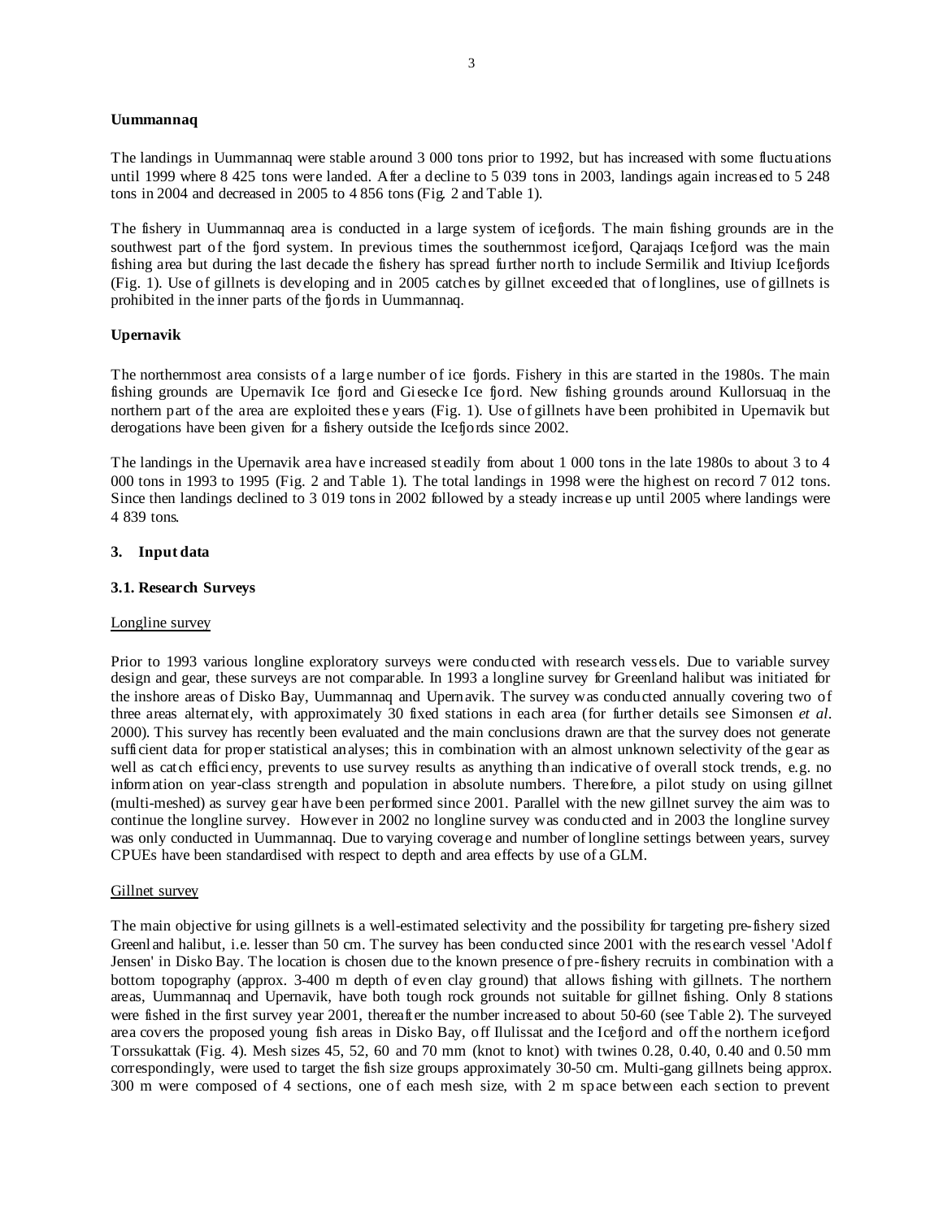**Uummannaq**

The landings in Uummannaq were stable around 3 000 tons prior to 1992, but has increased with some fluctuations until 1999 where 8 425 tons were landed. After a decline to 5 039 tons in 2003, landings again increased to 5 248 tons in 2004 and decreased in 2005 to 4 856 tons (Fig. 2 and Table 1).

The fishery in Uummannaq area is conducted in a large system of icefjords. The main fishing grounds are in the southwest part of the fjord system. In previous times the southernmost icefjord, Qarajaqs Icefjord was the main fishing area but during the last decade the fishery has spread further north to include Sermilik and Itiviup Icefjords (Fig. 1). Use of gillnets is developing and in 2005 catches by gillnet exceeded that of longlines, use of gillnets is prohibited in the inner parts of the fjords in Uummannaq.

**Upernavik**

The northernmost area consists of a large number of ice fjords. Fishery in this are started in the 1980s. The main fishing grounds are Upernavik Ice fjord and Giesecke Ice fjord. New fishing grounds around Kullorsuaq in the northern part of the area are exploited these years (Fig. 1). Use of gillnets have been prohibited in Upernavik but derogations have been given for a fishery outside the Icefjords since 2002.

The landings in the Upernavik area have increased steadily from about 1 000 tons in the late 1980s to about 3 to 4 000 tons in 1993 to 1995 (Fig. 2 and Table 1). The total landings in 1998 were the highest on record 7 012 tons. Since then landings declined to 3 019 tons in 2002 followed by a steady increase up until 2005 where landings were 4 839 tons.

## 3. Input data

### 3.1. Research Surveys

Longline survey

Prior to 1993 various longline exploratory surveys were conducted with research vessels. Due to variable survey design and gear, these surveys are not comparable. In 1993 a longline survey for Greenland halibut was initiated for the inshore areas of Disko Bay, Uummannaq and Upernavik. The survey was conducted annually covering two of three areas alternately, with approximately 30 fixed stations in each area (for further details see Simonsen *et al*. 2000). This survey has recently been evaluated and the main conclusions drawn are that the survey does not generate sufficient data for proper statistical analyses; this in combination with an almost unknown selectivity of the gear as well as catch efficiency, prevents to use survey results as anything than indicative of overall stock trends, e.g. no information on year-class strength and population in absolute numbers. Therefore, a pilot study on using gillnet (multi-meshed) as survey gear have been performed since 2001. Parallel with the new gillnet survey the aim was to continue the longline survey. However in 2002 no longline survey was conducted and in 2003 the longline survey was only conducted in Uummannaq. Due to varying coverage and number of longline settings between years, survey CPUEs have been standardised with respect to depth and area effects by use of a GLM.

Gillnet survey

The main objective for using gillnets is a well-estimated selectivity and the possibility for targeting pre-fishery sized Greenland halibut, i.e. lesser than 50 cm. The survey has been conducted since 2001 with the research vessel 'Adolf Jensen' in Disko Bay. The location is chosen due to the known presence of pre-fishery recruits in combination with a bottom topography (approx. 3-400 m depth of even clay ground) that allows fishing with gillnets. The northern areas, Uummannaq and Upernavik, have both tough rock grounds not suitable for gillnet fishing. Only 8 stations were fished in the first survey year 2001, thereafter the number increased to about 50-60 (see Table 2). The surveyed area covers the proposed young fish areas in Disko Bay, off Ilulissat and the Icefjord and off the northern icefjord Torssukattak (Fig. 4). Mesh sizes 45, 52, 60 and 70 mm (knot to knot) with twines 0.28, 0.40, 0.40 and 0.50 mm correspondingly, were used to target the fish size groups approximately 30-50 cm. Multi-gang gillnets being approx. 300 m were composed of 4 sections, one of each mesh size, with 2 m space between each section to prevent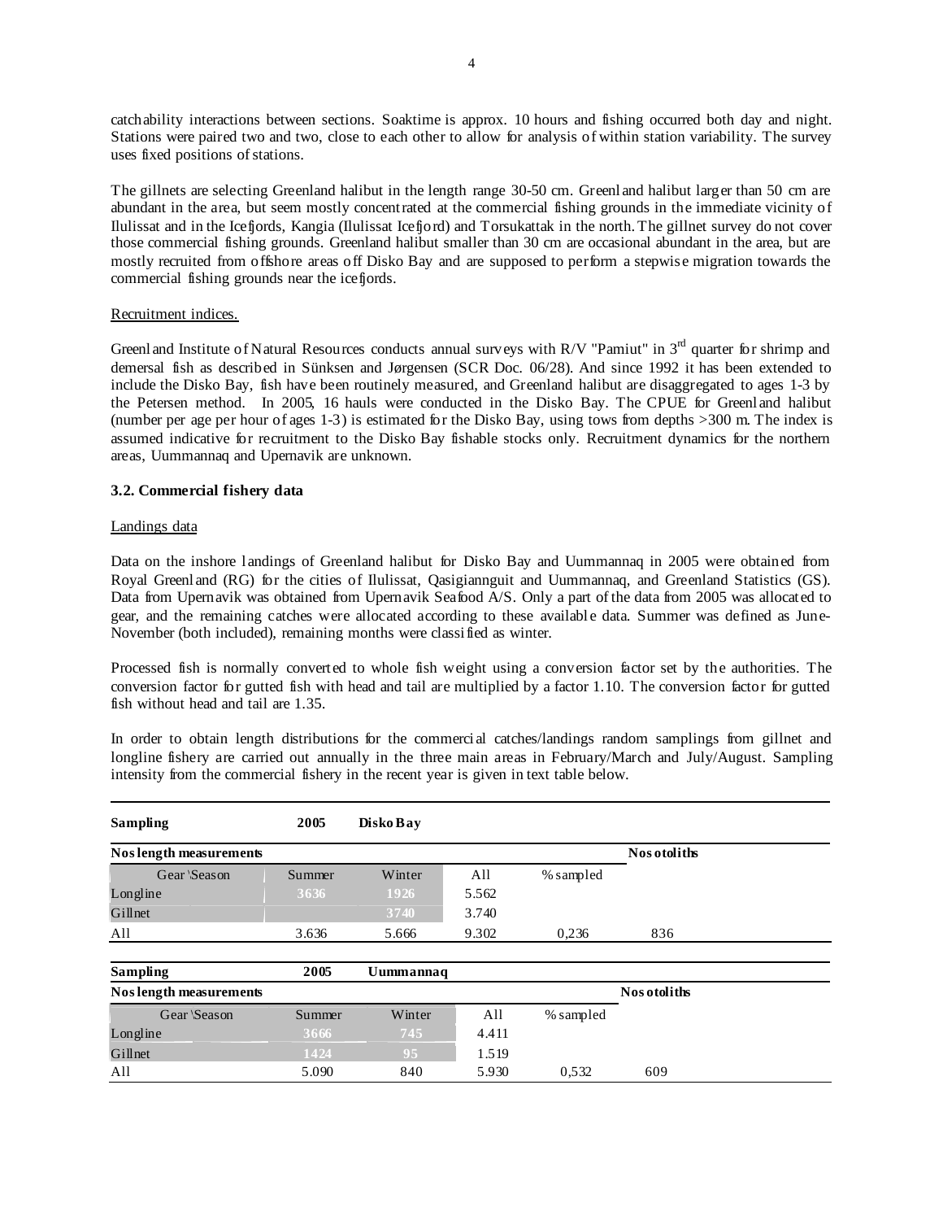catchability interactions between sections. Soaktime is approx. 10 hours and fishing occurred both day and night. Stations were paired two and two, close to each other to allow for analysis of within station variability. The survey uses fixed positions of stations.

The gillnets are selecting Greenland halibut in the length range 30-50 cm. Greenland halibut larger than 50 cm are abundant in the area, but seem mostly concentrated at the commercial fishing grounds in the immediate vicinity of Ilulissat and in the Icefjords, Kangia (Ilulissat Icefjord) and Torsukattak in the north. The gillnet survey do not cover those commercial fishing grounds. Greenland halibut smaller than 30 cm are occasional abundant in the area, but are mostly recruited from offshore areas off Disko Bay and are supposed to perform a stepwise migration towards the commercial fishing grounds near the icefjords.

Recruitment indices.

Greenland Institute of Natural Resources conducts annual surveys with R/V "Pamiut" in 3rd quarter for shrimp and demersal fish as described in Sünksen and Jørgensen (SCR Doc. 06/28). And since 1992 it has been extended to include the Disko Bay, fish have been routinely measured, and Greenland halibut are disaggregated to ages 1-3 by the Petersen method. In 2005, 16 hauls were conducted in the Disko Bay. The CPUE for Greenland halibut (number per age per hour of ages 1-3) is estimated for the Disko Bay, using tows from depths >300 m. The index is assumed indicative for recruitment to the Disko Bay fishable stocks only. Recruitment dynamics for the northern areas, Uummannaq and Upernavik are unknown.

### 3.2. Commercial fishery data

Landings data

Data on the inshore landings of Greenland halibut for Disko Bay and Uummannaq in 2005 were obtained from Royal Greenland (RG) for the cities of Ilulissat, Qasigiannguit and Uummannaq, and Greenland Statistics (GS). Data from Upernavik was obtained from Upernavik Seafood A/S. Only a part of the data from 2005 was allocated to gear, and the remaining catches were allocated according to these available data. Summer was defined as June-November (both included), remaining months were classified as winter.

Processed fish is normally converted to whole fish weight using a conversion factor set by the authorities. The conversion factor for gutted fish with head and tail are multiplied by a factor 1.10. The conversion factor for gutted fish without head and tail are 1.35.

In order to obtain length distributions for the commercial catches/landings random samplings from gillnet and longline fishery are carried out annually in the three main areas in February/March and July/August. Sampling intensity from the commercial fishery in the recent year is given in text table below.

| **Sampling** | **2005** | **Disko Bay** | | | |
|---|---|---|---|---|---|
| **Nos length measurements** | | | | | **Nos otoliths** |
| Gear \Season | Summer | Winter | All | % sampled | |
| Longline | 3636 | 1926 | 5.562 | | |
| Gillnet | | 3740 | 3.740 | | |
| All | 3.636 | 5.666 | 9.302 | 0,236 | 836 |

| **Sampling** | **2005** | **Uummannaq** | | | |
|---|---|---|---|---|---|
| **Nos length measurements** | | | | | **Nos otoliths** |
| Gear \Season | Summer | Winter | All | % sampled | |
| Longline | 3666 | 745 | 4.411 | | |
| Gillnet | 1424 | 95 | 1.519 | | |
| All | 5.090 | 840 | 5.930 | 0,532 | 609 |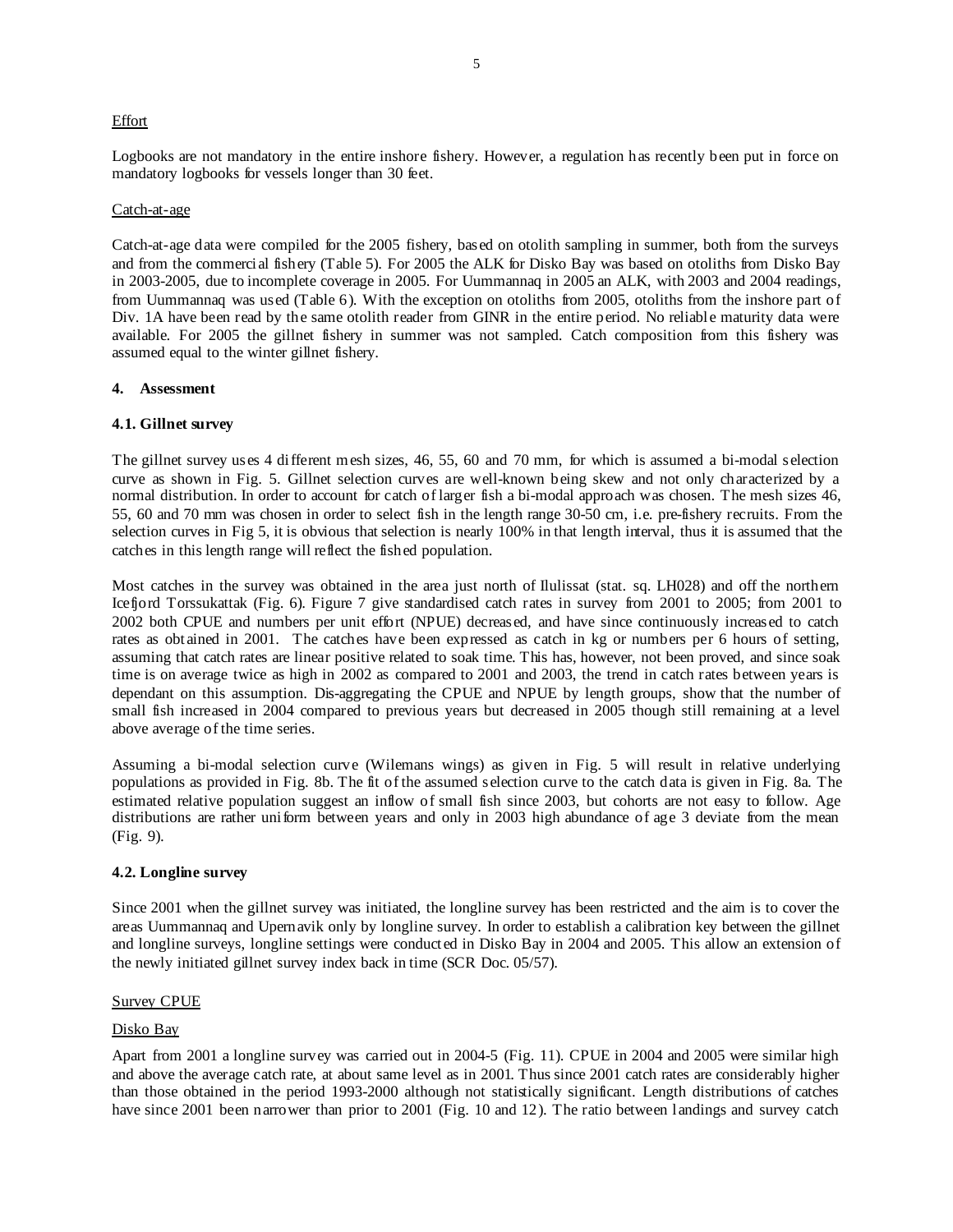Effort

Logbooks are not mandatory in the entire inshore fishery. However, a regulation has recently been put in force on mandatory logbooks for vessels longer than 30 feet.

Catch-at-age

Catch-at-age data were compiled for the 2005 fishery, based on otolith sampling in summer, both from the surveys and from the commercial fishery (Table 5). For 2005 the ALK for Disko Bay was based on otoliths from Disko Bay in 2003-2005, due to incomplete coverage in 2005. For Uummannaq in 2005 an ALK, with 2003 and 2004 readings, from Uummannaq was used (Table 6). With the exception on otoliths from 2005, otoliths from the inshore part of Div. 1A have been read by the same otolith reader from GINR in the entire period. No reliable maturity data were available. For 2005 the gillnet fishery in summer was not sampled. Catch composition from this fishery was assumed equal to the winter gillnet fishery.

## 4. Assessment

### 4.1. Gillnet survey

The gillnet survey uses 4 different mesh sizes, 46, 55, 60 and 70 mm, for which is assumed a bi-modal selection curve as shown in Fig. 5. Gillnet selection curves are well-known being skew and not only characterized by a normal distribution. In order to account for catch of larger fish a bi-modal approach was chosen. The mesh sizes 46, 55, 60 and 70 mm was chosen in order to select fish in the length range 30-50 cm, i.e. pre-fishery recruits. From the selection curves in Fig 5, it is obvious that selection is nearly 100% in that length interval, thus it is assumed that the catches in this length range will reflect the fished population.

Most catches in the survey was obtained in the area just north of Ilulissat (stat. sq. LH028) and off the northern Icefjord Torssukattak (Fig. 6). Figure 7 give standardised catch rates in survey from 2001 to 2005; from 2001 to 2002 both CPUE and numbers per unit effort (NPUE) decreased, and have since continuously increased to catch rates as obtained in 2001. The catches have been expressed as catch in kg or numbers per 6 hours of setting, assuming that catch rates are linear positive related to soak time. This has, however, not been proved, and since soak time is on average twice as high in 2002 as compared to 2001 and 2003, the trend in catch rates between years is dependant on this assumption. Dis-aggregating the CPUE and NPUE by length groups, show that the number of small fish increased in 2004 compared to previous years but decreased in 2005 though still remaining at a level above average of the time series.

Assuming a bi-modal selection curve (Wilemans wings) as given in Fig. 5 will result in relative underlying populations as provided in Fig. 8b. The fit of the assumed selection curve to the catch data is given in Fig. 8a. The estimated relative population suggest an inflow of small fish since 2003, but cohorts are not easy to follow. Age distributions are rather uniform between years and only in 2003 high abundance of age 3 deviate from the mean (Fig. 9).

### 4.2. Longline survey

Since 2001 when the gillnet survey was initiated, the longline survey has been restricted and the aim is to cover the areas Uummannaq and Upernavik only by longline survey. In order to establish a calibration key between the gillnet and longline surveys, longline settings were conducted in Disko Bay in 2004 and 2005. This allow an extension of the newly initiated gillnet survey index back in time (SCR Doc. 05/57).

Survey CPUE

Disko Bay

Apart from 2001 a longline survey was carried out in 2004-5 (Fig. 11). CPUE in 2004 and 2005 were similar high and above the average catch rate, at about same level as in 2001. Thus since 2001 catch rates are considerably higher than those obtained in the period 1993-2000 although not statistically significant. Length distributions of catches have since 2001 been narrower than prior to 2001 (Fig. 10 and 12). The ratio between landings and survey catch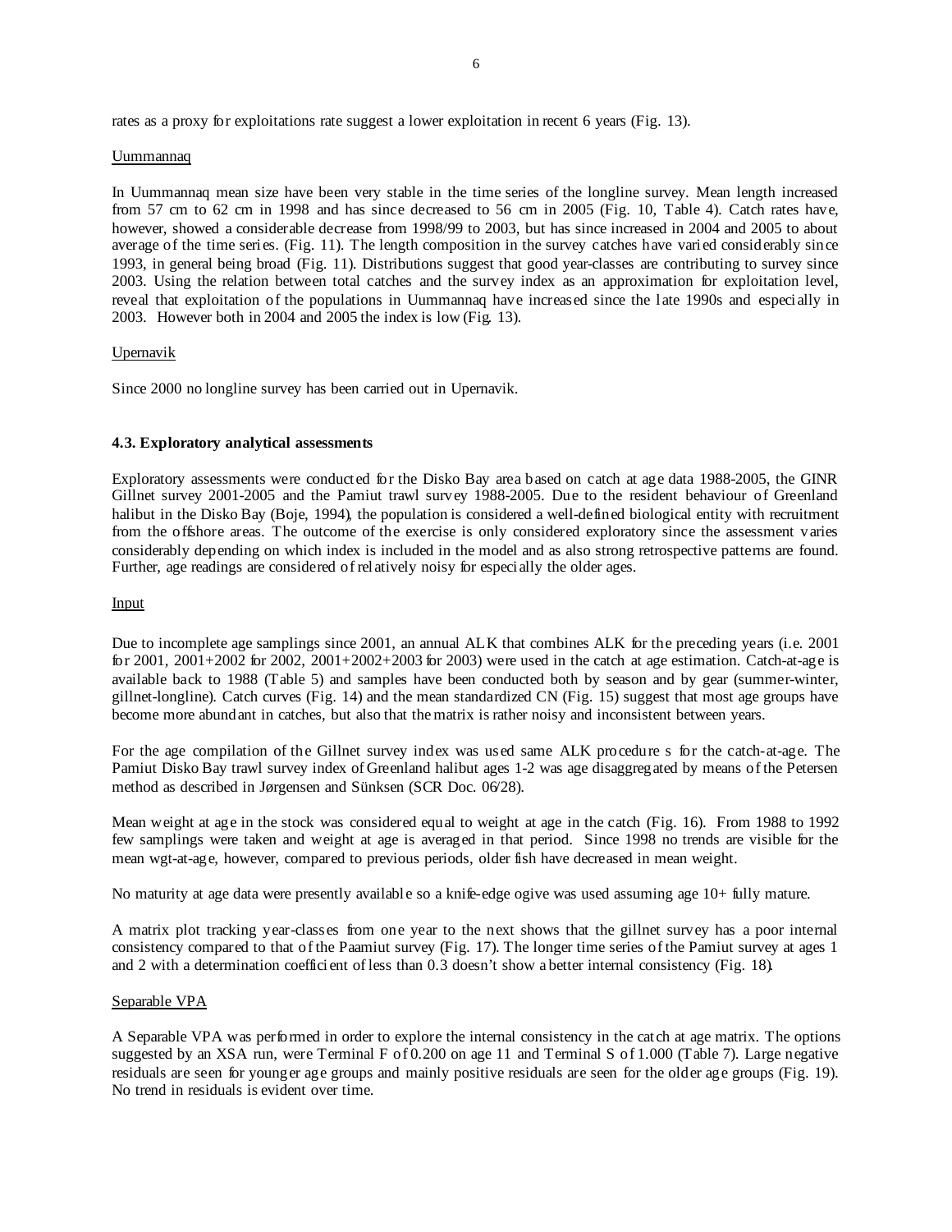rates as a proxy for exploitations rate suggest a lower exploitation in recent 6 years (Fig. 13).

Uummannaq

In Uummannaq mean size have been very stable in the time series of the longline survey. Mean length increased from 57 cm to 62 cm in 1998 and has since decreased to 56 cm in 2005 (Fig. 10, Table 4). Catch rates have, however, showed a considerable decrease from 1998/99 to 2003, but has since increased in 2004 and 2005 to about average of the time series. (Fig. 11). The length composition in the survey catches have varied considerably since 1993, in general being broad (Fig. 11). Distributions suggest that good year-classes are contributing to survey since 2003. Using the relation between total catches and the survey index as an approximation for exploitation level, reveal that exploitation of the populations in Uummannaq have increased since the late 1990s and especially in 2003. However both in 2004 and 2005 the index is low (Fig. 13).

Upernavik

Since 2000 no longline survey has been carried out in Upernavik.

**4.3. Exploratory analytical assessments**

Exploratory assessments were conducted for the Disko Bay area based on catch at age data 1988-2005, the GINR Gillnet survey 2001-2005 and the Pamiut trawl survey 1988-2005. Due to the resident behaviour of Greenland halibut in the Disko Bay (Boje, 1994), the population is considered a well-defined biological entity with recruitment from the offshore areas. The outcome of the exercise is only considered exploratory since the assessment varies considerably depending on which index is included in the model and as also strong retrospective patterns are found. Further, age readings are considered of relatively noisy for especially the older ages.

Input

Due to incomplete age samplings since 2001, an annual ALK that combines ALK for the preceding years (i.e. 2001 for 2001, 2001+2002 for 2002, 2001+2002+2003 for 2003) were used in the catch at age estimation. Catch-at-age is available back to 1988 (Table 5) and samples have been conducted both by season and by gear (summer-winter, gillnet-longline). Catch curves (Fig. 14) and the mean standardized CN (Fig. 15) suggest that most age groups have become more abundant in catches, but also that the matrix is rather noisy and inconsistent between years.

For the age compilation of the Gillnet survey index was used same ALK procedure s for the catch-at-age. The Pamiut Disko Bay trawl survey index of Greenland halibut ages 1-2 was age disaggregated by means of the Petersen method as described in Jørgensen and Sünksen (SCR Doc. 06/28).

Mean weight at age in the stock was considered equal to weight at age in the catch (Fig. 16). From 1988 to 1992 few samplings were taken and weight at age is averaged in that period. Since 1998 no trends are visible for the mean wgt-at-age, however, compared to previous periods, older fish have decreased in mean weight.

No maturity at age data were presently available so a knife-edge ogive was used assuming age 10+ fully mature.

A matrix plot tracking year-classes from one year to the next shows that the gillnet survey has a poor internal consistency compared to that of the Paamiut survey (Fig. 17). The longer time series of the Pamiut survey at ages 1 and 2 with a determination coefficient of less than 0.3 doesn't show a better internal consistency (Fig. 18).

Separable VPA

A Separable VPA was performed in order to explore the internal consistency in the catch at age matrix. The options suggested by an XSA run, were Terminal F of 0.200 on age 11 and Terminal S of 1.000 (Table 7). Large negative residuals are seen for younger age groups and mainly positive residuals are seen for the older age groups (Fig. 19). No trend in residuals is evident over time.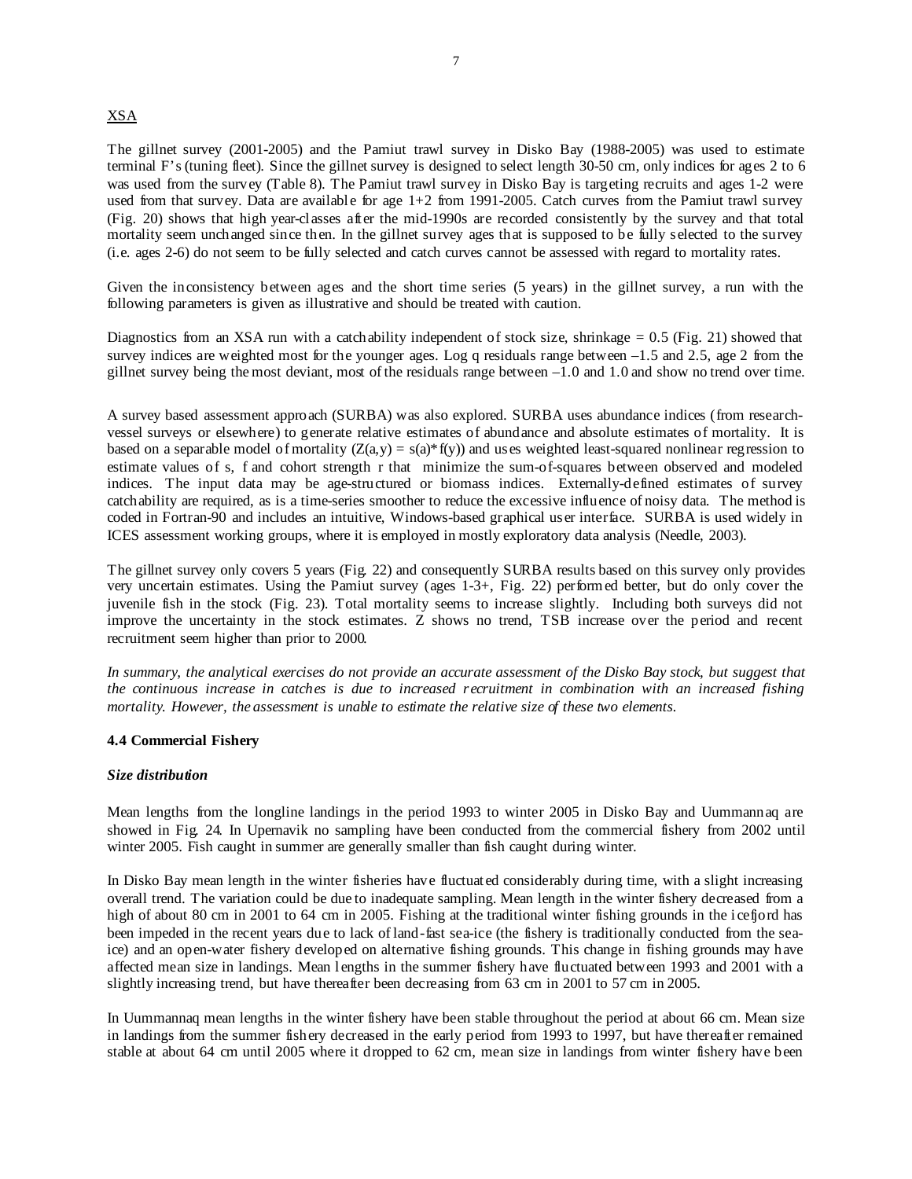XSA

The gillnet survey (2001-2005) and the Pamiut trawl survey in Disko Bay (1988-2005) was used to estimate terminal F's (tuning fleet). Since the gillnet survey is designed to select length 30-50 cm, only indices for ages 2 to 6 was used from the survey (Table 8). The Pamiut trawl survey in Disko Bay is targeting recruits and ages 1-2 were used from that survey. Data are available for age 1+2 from 1991-2005. Catch curves from the Pamiut trawl survey (Fig. 20) shows that high year-classes after the mid-1990s are recorded consistently by the survey and that total mortality seem unchanged since then. In the gillnet survey ages that is supposed to be fully selected to the survey (i.e. ages 2-6) do not seem to be fully selected and catch curves cannot be assessed with regard to mortality rates.

Given the inconsistency between ages and the short time series (5 years) in the gillnet survey, a run with the following parameters is given as illustrative and should be treated with caution.

Diagnostics from an XSA run with a catchability independent of stock size, shrinkage = 0.5 (Fig. 21) showed that survey indices are weighted most for the younger ages. Log q residuals range between –1.5 and 2.5, age 2 from the gillnet survey being the most deviant, most of the residuals range between –1.0 and 1.0 and show no trend over time.

A survey based assessment approach (SURBA) was also explored. SURBA uses abundance indices (from research-vessel surveys or elsewhere) to generate relative estimates of abundance and absolute estimates of mortality. It is based on a separable model of mortality ($Z(a,y) = s(a)*f(y)$) and uses weighted least-squared nonlinear regression to estimate values of s, f and cohort strength r that minimize the sum-of-squares between observed and modeled indices. The input data may be age-structured or biomass indices. Externally-defined estimates of survey catchability are required, as is a time-series smoother to reduce the excessive influence of noisy data. The method is coded in Fortran-90 and includes an intuitive, Windows-based graphical user interface. SURBA is used widely in ICES assessment working groups, where it is employed in mostly exploratory data analysis (Needle, 2003).

The gillnet survey only covers 5 years (Fig. 22) and consequently SURBA results based on this survey only provides very uncertain estimates. Using the Pamiut survey (ages 1-3+, Fig. 22) performed better, but do only cover the juvenile fish in the stock (Fig. 23). Total mortality seems to increase slightly. Including both surveys did not improve the uncertainty in the stock estimates. Z shows no trend, TSB increase over the period and recent recruitment seem higher than prior to 2000.

*In summary, the analytical exercises do not provide an accurate assessment of the Disko Bay stock, but suggest that the continuous increase in catches is due to increased recruitment in combination with an increased fishing mortality. However, the assessment is unable to estimate the relative size of these two elements.*

### 4.4 Commercial Fishery

***Size distribution***

Mean lengths from the longline landings in the period 1993 to winter 2005 in Disko Bay and Uummannaq are showed in Fig. 24. In Upernavik no sampling have been conducted from the commercial fishery from 2002 until winter 2005. Fish caught in summer are generally smaller than fish caught during winter.

In Disko Bay mean length in the winter fisheries have fluctuated considerably during time, with a slight increasing overall trend. The variation could be due to inadequate sampling. Mean length in the winter fishery decreased from a high of about 80 cm in 2001 to 64 cm in 2005. Fishing at the traditional winter fishing grounds in the icefjord has been impeded in the recent years due to lack of land-fast sea-ice (the fishery is traditionally conducted from the sea-ice) and an open-water fishery developed on alternative fishing grounds. This change in fishing grounds may have affected mean size in landings. Mean lengths in the summer fishery have fluctuated between 1993 and 2001 with a slightly increasing trend, but have thereafter been decreasing from 63 cm in 2001 to 57 cm in 2005.

In Uummannaq mean lengths in the winter fishery have been stable throughout the period at about 66 cm. Mean size in landings from the summer fishery decreased in the early period from 1993 to 1997, but have thereafter remained stable at about 64 cm until 2005 where it dropped to 62 cm, mean size in landings from winter fishery have been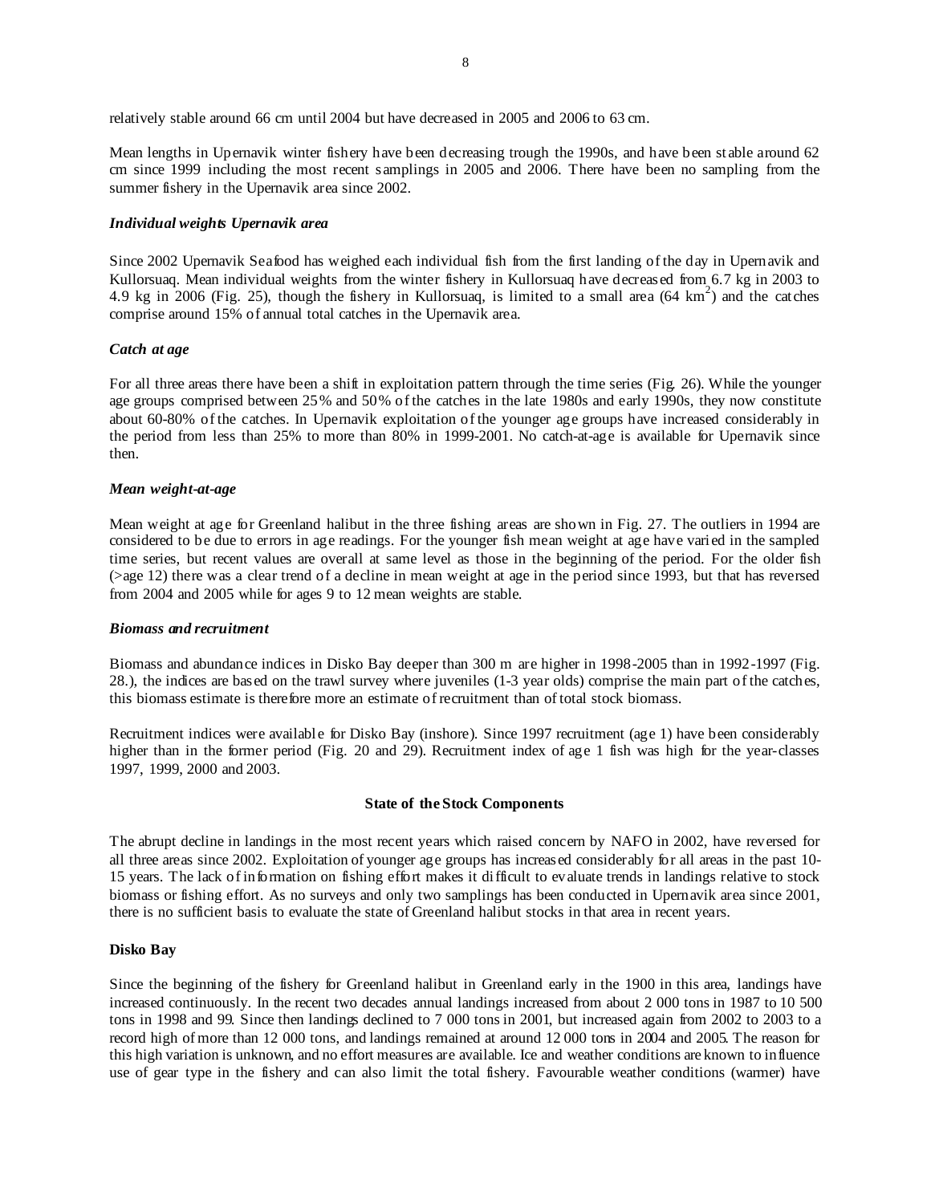relatively stable around 66 cm until 2004 but have decreased in 2005 and 2006 to 63 cm.

Mean lengths in Upernavik winter fishery have been decreasing trough the 1990s, and have been stable around 62 cm since 1999 including the most recent samplings in 2005 and 2006. There have been no sampling from the summer fishery in the Upernavik area since 2002.

### *Individual weights Upernavik area*

Since 2002 Upernavik Seafood has weighed each individual fish from the first landing of the day in Upernavik and Kullorsuaq. Mean individual weights from the winter fishery in Kullorsuaq have decreased from 6.7 kg in 2003 to 4.9 kg in 2006 (Fig. 25), though the fishery in Kullorsuaq, is limited to a small area (64 $km^2$) and the catches comprise around 15% of annual total catches in the Upernavik area.

### *Catch at age*

For all three areas there have been a shift in exploitation pattern through the time series (Fig. 26). While the younger age groups comprised between 25% and 50% of the catches in the late 1980s and early 1990s, they now constitute about 60-80% of the catches. In Upernavik exploitation of the younger age groups have increased considerably in the period from less than 25% to more than 80% in 1999-2001. No catch-at-age is available for Upernavik since then.

### *Mean weight-at-age*

Mean weight at age for Greenland halibut in the three fishing areas are shown in Fig. 27. The outliers in 1994 are considered to be due to errors in age readings. For the younger fish mean weight at age have varied in the sampled time series, but recent values are overall at same level as those in the beginning of the period. For the older fish (>age 12) there was a clear trend of a decline in mean weight at age in the period since 1993, but that has reversed from 2004 and 2005 while for ages 9 to 12 mean weights are stable.

### *Biomass and recruitment*

Biomass and abundance indices in Disko Bay deeper than 300 m are higher in 1998-2005 than in 1992-1997 (Fig. 28.), the indices are based on the trawl survey where juveniles (1-3 year olds) comprise the main part of the catches, this biomass estimate is therefore more an estimate of recruitment than of total stock biomass.

Recruitment indices were available for Disko Bay (inshore). Since 1997 recruitment (age 1) have been considerably higher than in the former period (Fig. 20 and 29). Recruitment index of age 1 fish was high for the year-classes 1997, 1999, 2000 and 2003.

## State of the Stock Components

The abrupt decline in landings in the most recent years which raised concern by NAFO in 2002, have reversed for all three areas since 2002. Exploitation of younger age groups has increased considerably for all areas in the past 10-15 years. The lack of information on fishing effort makes it difficult to evaluate trends in landings relative to stock biomass or fishing effort. As no surveys and only two samplings has been conducted in Upernavik area since 2001, there is no sufficient basis to evaluate the state of Greenland halibut stocks in that area in recent years.

### Disko Bay

Since the beginning of the fishery for Greenland halibut in Greenland early in the 1900 in this area, landings have increased continuously. In the recent two decades annual landings increased from about 2 000 tons in 1987 to 10 500 tons in 1998 and 99. Since then landings declined to 7 000 tons in 2001, but increased again from 2002 to 2003 to a record high of more than 12 000 tons, and landings remained at around 12 000 tons in 2004 and 2005. The reason for this high variation is unknown, and no effort measures are available. Ice and weather conditions are known to influence use of gear type in the fishery and can also limit the total fishery. Favourable weather conditions (warmer) have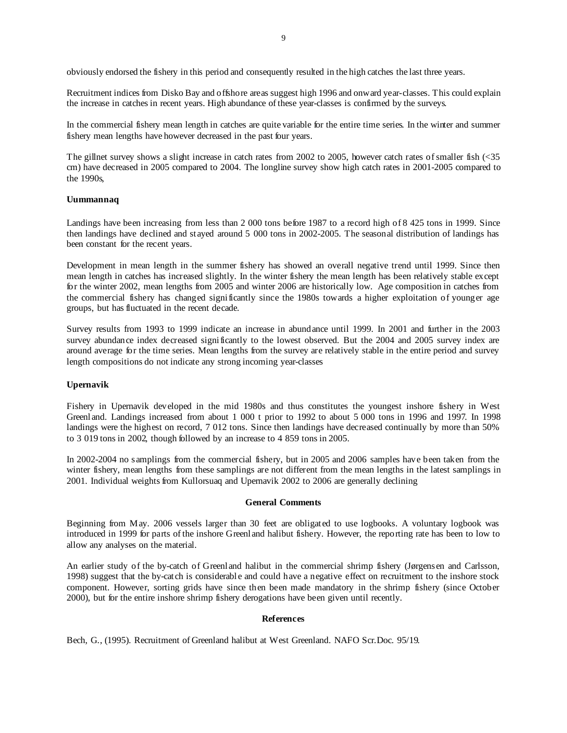obviously endorsed the fishery in this period and consequently resulted in the high catches the last three years.

Recruitment indices from Disko Bay and offshore areas suggest high 1996 and onward year-classes. This could explain the increase in catches in recent years. High abundance of these year-classes is confirmed by the surveys.

In the commercial fishery mean length in catches are quite variable for the entire time series. In the winter and summer fishery mean lengths have however decreased in the past four years.

The gillnet survey shows a slight increase in catch rates from 2002 to 2005, however catch rates of smaller fish (<35 cm) have decreased in 2005 compared to 2004. The longline survey show high catch rates in 2001-2005 compared to the 1990s,

**Uummannaq**

Landings have been increasing from less than 2 000 tons before 1987 to a record high of 8 425 tons in 1999. Since then landings have declined and stayed around 5 000 tons in 2002-2005. The seasonal distribution of landings has been constant for the recent years.

Development in mean length in the summer fishery has showed an overall negative trend until 1999. Since then mean length in catches has increased slightly. In the winter fishery the mean length has been relatively stable except for the winter 2002, mean lengths from 2005 and winter 2006 are historically low. Age composition in catches from the commercial fishery has changed significantly since the 1980s towards a higher exploitation of younger age groups, but has fluctuated in the recent decade.

Survey results from 1993 to 1999 indicate an increase in abundance until 1999. In 2001 and further in the 2003 survey abundance index decreased significantly to the lowest observed. But the 2004 and 2005 survey index are around average for the time series. Mean lengths from the survey are relatively stable in the entire period and survey length compositions do not indicate any strong incoming year-classes

**Upernavik**

Fishery in Upernavik developed in the mid 1980s and thus constitutes the youngest inshore fishery in West Greenland. Landings increased from about 1 000 t prior to 1992 to about 5 000 tons in 1996 and 1997. In 1998 landings were the highest on record, 7 012 tons. Since then landings have decreased continually by more than 50% to 3 019 tons in 2002, though followed by an increase to 4 859 tons in 2005.

In 2002-2004 no samplings from the commercial fishery, but in 2005 and 2006 samples have been taken from the winter fishery, mean lengths from these samplings are not different from the mean lengths in the latest samplings in 2001. Individual weights from Kullorsuaq and Upernavik 2002 to 2006 are generally declining

## General Comments

Beginning from May. 2006 vessels larger than 30 feet are obligated to use logbooks. A voluntary logbook was introduced in 1999 for parts of the inshore Greenland halibut fishery. However, the reporting rate has been to low to allow any analyses on the material.

An earlier study of the by-catch of Greenland halibut in the commercial shrimp fishery (Jørgensen and Carlsson, 1998) suggest that the by-catch is considerable and could have a negative effect on recruitment to the inshore stock component. However, sorting grids have since then been made mandatory in the shrimp fishery (since October 2000), but for the entire inshore shrimp fishery derogations have been given until recently.

## References

Bech, G., (1995). Recruitment of Greenland halibut at West Greenland. NAFO Scr.Doc. 95/19.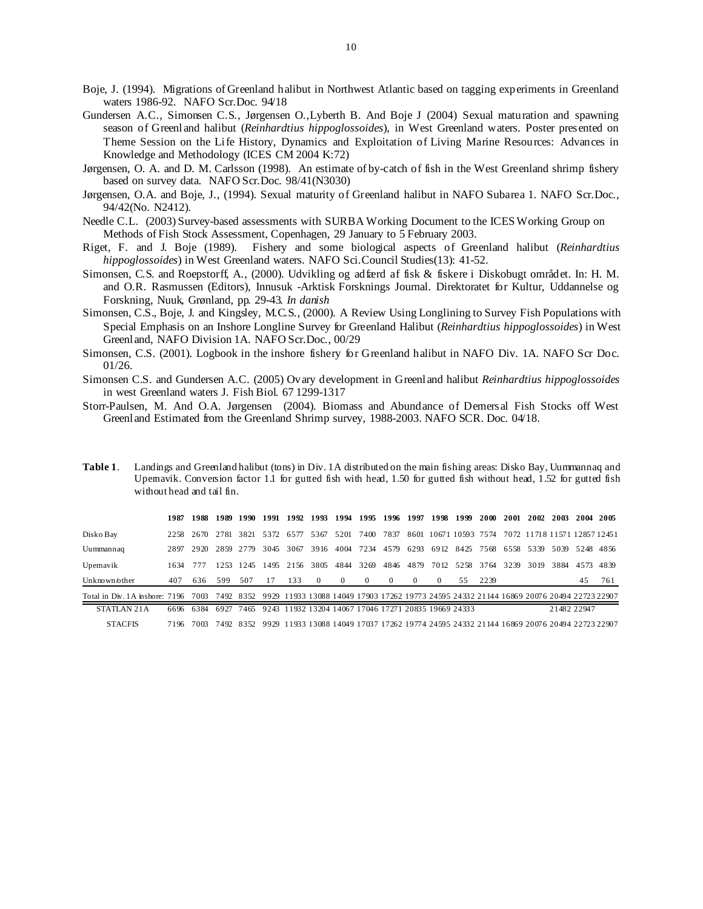Boje, J. (1994). Migrations of Greenland halibut in Northwest Atlantic based on tagging experiments in Greenland waters 1986-92. NAFO Scr.Doc. 94/18

Gundersen A.C., Simonsen C.S., Jørgensen O.,Lyberth B. And Boje J (2004) Sexual maturation and spawning season of Greenland halibut (*Reinhardtius hippoglossoides*), in West Greenland waters. Poster presented on Theme Session on the Life History, Dynamics and Exploitation of Living Marine Resources: Advances in Knowledge and Methodology (ICES CM 2004 K:72)

Jørgensen, O. A. and D. M. Carlsson (1998). An estimate of by-catch of fish in the West Greenland shrimp fishery based on survey data. NAFO Scr.Doc. 98/41(N3030)

Jørgensen, O.A. and Boje, J., (1994). Sexual maturity of Greenland halibut in NAFO Subarea 1. NAFO Scr.Doc., 94/42(No. N2412).

Needle C.L. (2003) Survey-based assessments with SURBA Working Document to the ICES Working Group on Methods of Fish Stock Assessment, Copenhagen, 29 January to 5 February 2003.

Riget, F. and J. Boje (1989). Fishery and some biological aspects of Greenland halibut (*Reinhardtius hippoglossoides*) in West Greenland waters. NAFO Sci.Council Studies(13): 41-52.

Simonsen, C.S. and Roepstorff, A., (2000). Udvikling og adfærd af fisk & fiskere i Diskobugt området. In: H. M. and O.R. Rasmussen (Editors), Innusuk -Arktisk Forsknings Journal. Direktoratet for Kultur, Uddannelse og Forskning, Nuuk, Grønland, pp. 29-43. *In danish*

Simonsen, C.S., Boje, J. and Kingsley, M.C.S., (2000). A Review Using Longlining to Survey Fish Populations with Special Emphasis on an Inshore Longline Survey for Greenland Halibut (*Reinhardtius hippoglossoides*) in West Greenland, NAFO Division 1A. NAFO Scr.Doc., 00/29

Simonsen, C.S. (2001). Logbook in the inshore fishery for Greenland halibut in NAFO Div. 1A. NAFO Scr Doc. 01/26.

Simonsen C.S. and Gundersen A.C. (2005) Ovary development in Greenland halibut *Reinhardtius hippoglossoides* in west Greenland waters J. Fish Biol. 67 1299-1317

Storr-Paulsen, M. And O.A. Jørgensen (2004). Biomass and Abundance of Demersal Fish Stocks off West Greenland Estimated from the Greenland Shrimp survey, 1988-2003. NAFO SCR. Doc. 04/18.

**Table 1**. Landings and Greenland halibut (tons) in Div. 1A distributed on the main fishing areas: Disko Bay, Uummannaq and Upernavik. Conversion factor 1.1 for gutted fish with head, 1.50 for gutted fish without head, 1.52 for gutted fish without head and tail fin.

| | 1987 | 1988 | 1989 | 1990 | 1991 | 1992 | 1993 | 1994 | 1995 | 1996 | 1997 | 1998 | 1999 | 2000 | 2001 | 2002 | 2003 | 2004 | 2005 |
|---|---|---|---|---|---|---|---|---|---|---|---|---|---|---|---|---|---|---|---|
| Disko Bay | 2258 | 2670 | 2781 | 3821 | 5372 | 6577 | 5367 | 5201 | 7400 | 7837 | 8601 | 10671 | 10593 | 7574 | 7072 | 11718 | 11571 | 12857 | 12451 |
| Uummannaq | 2897 | 2920 | 2859 | 2779 | 3045 | 3067 | 3916 | 4004 | 7234 | 4579 | 6293 | 6912 | 8425 | 7568 | 6558 | 5339 | 5039 | 5248 | 4856 |
| Upernavik | 1634 | 777 | 1253 | 1245 | 1495 | 2156 | 3805 | 4844 | 3269 | 4846 | 4879 | 7012 | 5258 | 3764 | 3239 | 3019 | 3884 | 4573 | 4839 |
| Unknown/other | 407 | 636 | 599 | 507 | 17 | 133 | 0 | 0 | 0 | 0 | 0 | 0 | 55 | 2239 | | | | 45 | 761 |
| Total in Div. 1A inshore: | 7196 | 7003 | 7492 | 8352 | 9929 | 11933 | 13088 | 14049 | 17903 | 17262 | 19773 | 24595 | 24332 | 21144 | 16869 | 20076 | 20494 | 22723 | 22907 |
| STATLAN 21A | 6696 | 6384 | 6927 | 7465 | 9243 | 11932 | 13204 | 14067 | 17046 | 17271 | 20835 | 19669 | 24333 | | | | 21482 | 22947 | |
| STACFIS | 7196 | 7003 | 7492 | 8352 | 9929 | 11933 | 13088 | 14049 | 17037 | 17262 | 19774 | 24595 | 24332 | 21144 | 16869 | 20076 | 20494 | 22723 | 22907 |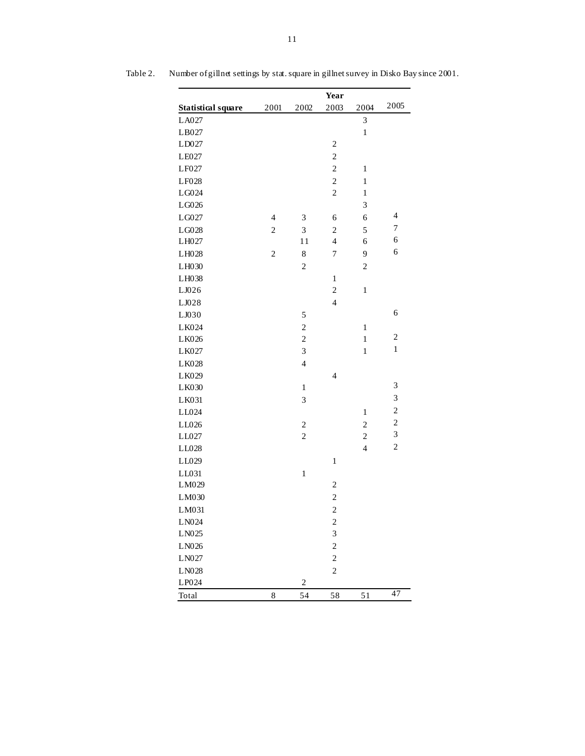Table 2. Number of gillnet settings by stat. square in gillnet survey in Disko Bay since 2001.

| Statistical square | 2001 | 2002 | 2003 | 2004 | 2005 |
|---|---|---|---|---|---|
| LA027 | | | | 3 | |
| LB027 | | | | 1 | |
| LD027 | | | 2 | | |
| LE027 | | | 2 | | |
| LF027 | | | 2 | 1 | |
| LF028 | | | 2 | 1 | |
| LG024 | | | 2 | 1 | |
| LG026 | | | | 3 | |
| LG027 | 4 | 3 | 6 | 6 | 4 |
| LG028 | 2 | 3 | 2 | 5 | 7 |
| LH027 | | 11 | 4 | 6 | 6 |
| LH028 | 2 | 8 | 7 | 9 | 6 |
| LH030 | | 2 | | 2 | |
| LH038 | | | 1 | | |
| LJ026 | | | 2 | 1 | |
| LJ028 | | | 4 | | |
| LJ030 | | 5 | | | 6 |
| LK024 | | 2 | | 1 | |
| LK026 | | 2 | | 1 | 2 |
| LK027 | | 3 | | 1 | 1 |
| LK028 | | 4 | | | |
| LK029 | | | 4 | | |
| LK030 | | 1 | | | 3 |
| LK031 | | 3 | | | 3 |
| LL024 | | | | 1 | 2 |
| LL026 | | 2 | | 2 | 2 |
| LL027 | | 2 | | 2 | 3 |
| LL028 | | | | 4 | 2 |
| LL029 | | | 1 | | |
| LL031 | | 1 | | | |
| LM029 | | | 2 | | |
| LM030 | | | 2 | | |
| LM031 | | | 2 | | |
| LN024 | | | 2 | | |
| LN025 | | | 3 | | |
| LN026 | | | 2 | | |
| LN027 | | | 2 | | |
| LN028 | | | 2 | | |
| LP024 | | 2 | | | |
| Total | 8 | 54 | 58 | 51 | 47 |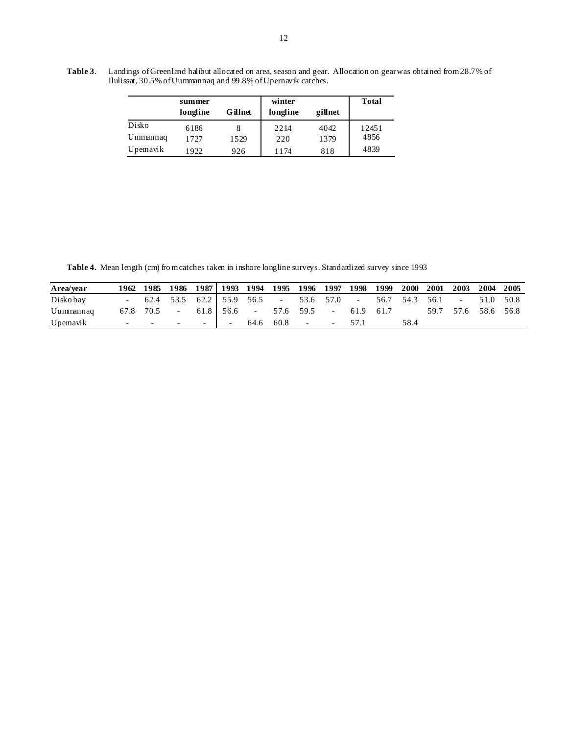**Table 3**. Landings of Greenland halibut allocated on area, season and gear. Allocation on gear was obtained from 28.7% of Ilulissat, 30.5% of Uummannaq and 99.8% of Upernavik catches.

| | summer | | winter | | Total |
|---|---|---|---|---|---|
| | longline | Gillnet | longline | gillnet | |
| Disko | 6186 | 8 | 2214 | 4042 | 12451 |
| Ummannaq | 1727 | 1529 | 220 | 1379 | 4856 |
| Upernavik | 1922 | 926 | 1174 | 818 | 4839 |

**Table 4.** Mean length (cm) from catches taken in inshore longline surveys. Standardized survey since 1993

| Area/year | 1962 | 1985 | 1986 | 1987 | 1993 | 1994 | 1995 | 1996 | 1997 | 1998 | 1999 | 2000 | 2001 | 2003 | 2004 | 2005 |
|---|---|---|---|---|---|---|---|---|---|---|---|---|---|---|---|---|
| Disko bay | - | 62.4 | 53.5 | 62.2 | 55.9 | 56.5 | - | 53.6 | 57.0 | - | 56.7 | 54.3 | 56.1 | - | 51.0 | 50.8 |
| Uummannaq | 67.8 | 70.5 | - | 61.8 | 56.6 | - | 57.6 | 59.5 | - | 61.9 | 61.7 | | 59.7 | 57.6 | 58.6 | 56.8 |
| Upernavik | - | - | - | - | - | 64.6 | 60.8 | - | - | 57.1 | | 58.4 | | | | |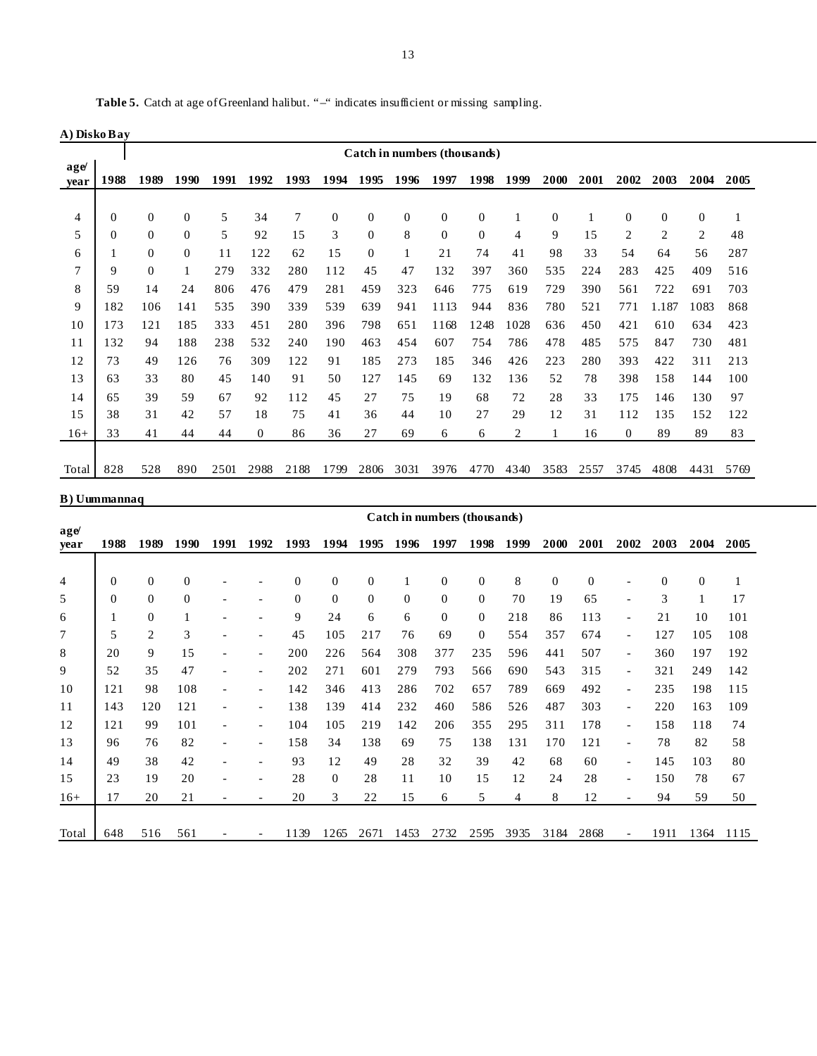**Table 5.** Catch at age of Greenland halibut. "–" indicates insufficient or missing sampling.

**A) Disko Bay**

| age/ year | Catch in numbers (thousands) | | | | | | | | | | | | | | | | | |
|---|---|---|---|---|---|---|---|---|---|---|---|---|---|---|---|---|---|---|
| | 1988 | 1989 | 1990 | 1991 | 1992 | 1993 | 1994 | 1995 | 1996 | 1997 | 1998 | 1999 | 2000 | 2001 | 2002 | 2003 | 2004 | 2005 |
| 4 | 0 | 0 | 0 | 5 | 34 | 7 | 0 | 0 | 0 | 0 | 0 | 1 | 0 | 1 | 0 | 0 | 0 | 1 |
| 5 | 0 | 0 | 0 | 5 | 92 | 15 | 3 | 0 | 8 | 0 | 0 | 4 | 9 | 15 | 2 | 2 | 2 | 48 |
| 6 | 1 | 0 | 0 | 11 | 122 | 62 | 15 | 0 | 1 | 21 | 74 | 41 | 98 | 33 | 54 | 64 | 56 | 287 |
| 7 | 9 | 0 | 1 | 279 | 332 | 280 | 112 | 45 | 47 | 132 | 397 | 360 | 535 | 224 | 283 | 425 | 409 | 516 |
| 8 | 59 | 14 | 24 | 806 | 476 | 479 | 281 | 459 | 323 | 646 | 775 | 619 | 729 | 390 | 561 | 722 | 691 | 703 |
| 9 | 182 | 106 | 141 | 535 | 390 | 339 | 539 | 639 | 941 | 1113 | 944 | 836 | 780 | 521 | 771 | 1.187 | 1083 | 868 |
| 10 | 173 | 121 | 185 | 333 | 451 | 280 | 396 | 798 | 651 | 1168 | 1248 | 1028 | 636 | 450 | 421 | 610 | 634 | 423 |
| 11 | 132 | 94 | 188 | 238 | 532 | 240 | 190 | 463 | 454 | 607 | 754 | 786 | 478 | 485 | 575 | 847 | 730 | 481 |
| 12 | 73 | 49 | 126 | 76 | 309 | 122 | 91 | 185 | 273 | 185 | 346 | 426 | 223 | 280 | 393 | 422 | 311 | 213 |
| 13 | 63 | 33 | 80 | 45 | 140 | 91 | 50 | 127 | 145 | 69 | 132 | 136 | 52 | 78 | 398 | 158 | 144 | 100 |
| 14 | 65 | 39 | 59 | 67 | 92 | 112 | 45 | 27 | 75 | 19 | 68 | 72 | 28 | 33 | 175 | 146 | 130 | 97 |
| 15 | 38 | 31 | 42 | 57 | 18 | 75 | 41 | 36 | 44 | 10 | 27 | 29 | 12 | 31 | 112 | 135 | 152 | 122 |
| 16+ | 33 | 41 | 44 | 44 | 0 | 86 | 36 | 27 | 69 | 6 | 6 | 2 | 1 | 16 | 0 | 89 | 89 | 83 |
| Total | 828 | 528 | 890 | 2501 | 2988 | 2188 | 1799 | 2806 | 3031 | 3976 | 4770 | 4340 | 3583 | 2557 | 3745 | 4808 | 4431 | 5769 |

**B) Uummannaq**

| age/ year | Catch in numbers (thousands) | | | | | | | | | | | | | | | | | |
|---|---|---|---|---|---|---|---|---|---|---|---|---|---|---|---|---|---|---|
| | 1988 | 1989 | 1990 | 1991 | 1992 | 1993 | 1994 | 1995 | 1996 | 1997 | 1998 | 1999 | 2000 | 2001 | 2002 | 2003 | 2004 | 2005 |
| 4 | 0 | 0 | 0 | - | - | 0 | 0 | 0 | 1 | 0 | 0 | 8 | 0 | 0 | - | 0 | 0 | 1 |
| 5 | 0 | 0 | 0 | - | - | 0 | 0 | 0 | 0 | 0 | 0 | 70 | 19 | 65 | - | 3 | 1 | 17 |
| 6 | 1 | 0 | 1 | - | - | 9 | 24 | 6 | 6 | 0 | 0 | 218 | 86 | 113 | - | 21 | 10 | 101 |
| 7 | 5 | 2 | 3 | - | - | 45 | 105 | 217 | 76 | 69 | 0 | 554 | 357 | 674 | - | 127 | 105 | 108 |
| 8 | 20 | 9 | 15 | - | - | 200 | 226 | 564 | 308 | 377 | 235 | 596 | 441 | 507 | - | 360 | 197 | 192 |
| 9 | 52 | 35 | 47 | - | - | 202 | 271 | 601 | 279 | 793 | 566 | 690 | 543 | 315 | - | 321 | 249 | 142 |
| 10 | 121 | 98 | 108 | - | - | 142 | 346 | 413 | 286 | 702 | 657 | 789 | 669 | 492 | - | 235 | 198 | 115 |
| 11 | 143 | 120 | 121 | - | - | 138 | 139 | 414 | 232 | 460 | 586 | 526 | 487 | 303 | - | 220 | 163 | 109 |
| 12 | 121 | 99 | 101 | - | - | 104 | 105 | 219 | 142 | 206 | 355 | 295 | 311 | 178 | - | 158 | 118 | 74 |
| 13 | 96 | 76 | 82 | - | - | 158 | 34 | 138 | 69 | 75 | 138 | 131 | 170 | 121 | - | 78 | 82 | 58 |
| 14 | 49 | 38 | 42 | - | - | 93 | 12 | 49 | 28 | 32 | 39 | 42 | 68 | 60 | - | 145 | 103 | 80 |
| 15 | 23 | 19 | 20 | - | - | 28 | 0 | 28 | 11 | 10 | 15 | 12 | 24 | 28 | - | 150 | 78 | 67 |
| 16+ | 17 | 20 | 21 | - | - | 20 | 3 | 22 | 15 | 6 | 5 | 4 | 8 | 12 | - | 94 | 59 | 50 |
| Total | 648 | 516 | 561 | - | - | 1139 | 1265 | 2671 | 1453 | 2732 | 2595 | 3935 | 3184 | 2868 | - | 1911 | 1364 | 1115 |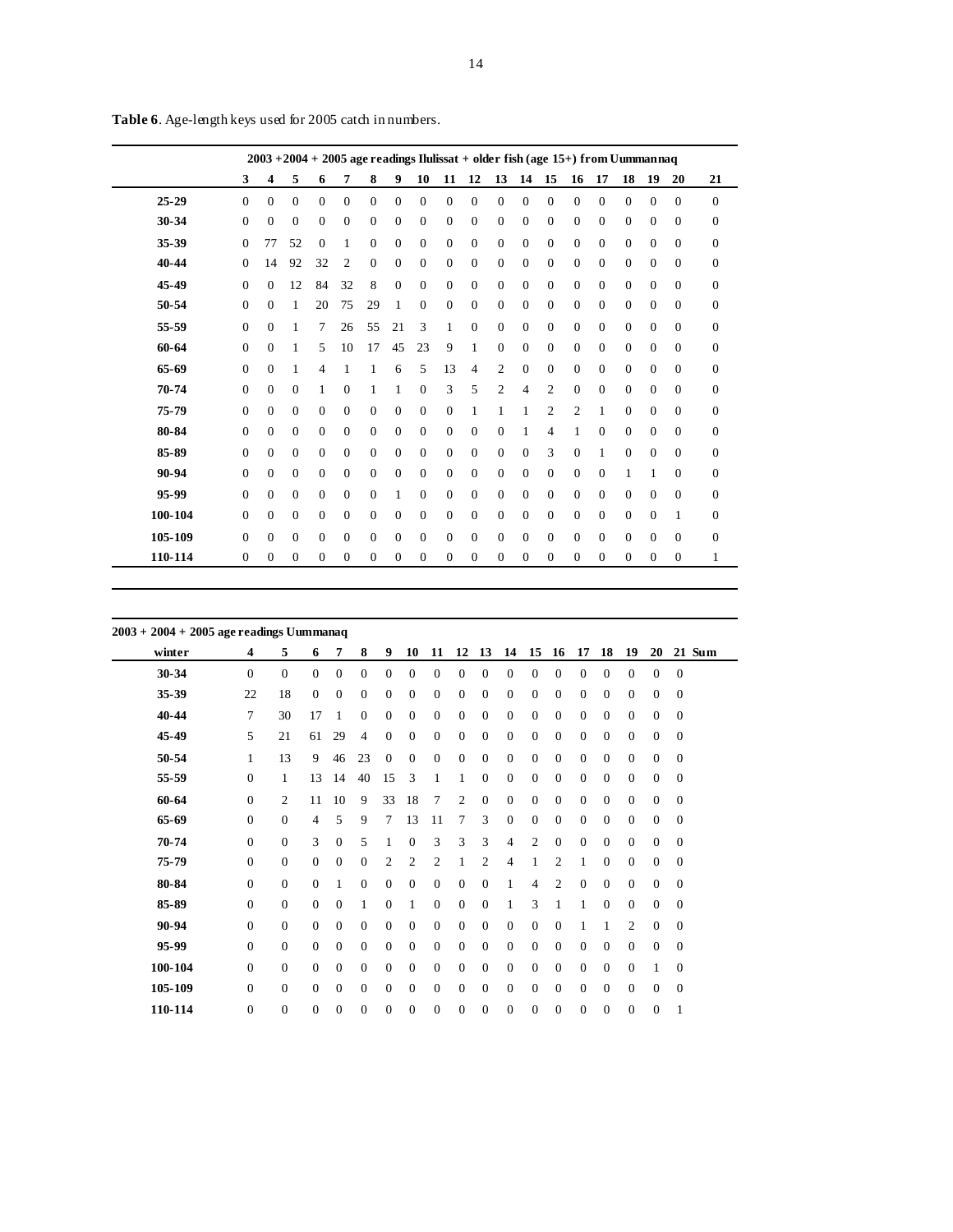**Table 6**. Age-length keys used for 2005 catch in numbers.

| | 2003 +2004 + 2005 age readings Ilulissat + older fish (age 15+) from Uummannaq | | | | | | | | | | | | | | | | | | |
|---|---|---|---|---|---|---|---|---|---|---|---|---|---|---|---|---|---|---|---|
| | **3** | **4** | **5** | **6** | **7** | **8** | **9** | **10** | **11** | **12** | **13** | **14** | **15** | **16** | **17** | **18** | **19** | **20** | **21** |
| **25-29** | 0 | 0 | 0 | 0 | 0 | 0 | 0 | 0 | 0 | 0 | 0 | 0 | 0 | 0 | 0 | 0 | 0 | 0 | 0 |
| **30-34** | 0 | 0 | 0 | 0 | 0 | 0 | 0 | 0 | 0 | 0 | 0 | 0 | 0 | 0 | 0 | 0 | 0 | 0 | 0 |
| **35-39** | 0 | 77 | 52 | 0 | 1 | 0 | 0 | 0 | 0 | 0 | 0 | 0 | 0 | 0 | 0 | 0 | 0 | 0 | 0 |
| **40-44** | 0 | 14 | 92 | 32 | 2 | 0 | 0 | 0 | 0 | 0 | 0 | 0 | 0 | 0 | 0 | 0 | 0 | 0 | 0 |
| **45-49** | 0 | 0 | 12 | 84 | 32 | 8 | 0 | 0 | 0 | 0 | 0 | 0 | 0 | 0 | 0 | 0 | 0 | 0 | 0 |
| **50-54** | 0 | 0 | 1 | 20 | 75 | 29 | 1 | 0 | 0 | 0 | 0 | 0 | 0 | 0 | 0 | 0 | 0 | 0 | 0 |
| **55-59** | 0 | 0 | 1 | 7 | 26 | 55 | 21 | 3 | 1 | 0 | 0 | 0 | 0 | 0 | 0 | 0 | 0 | 0 | 0 |
| **60-64** | 0 | 0 | 1 | 5 | 10 | 17 | 45 | 23 | 9 | 1 | 0 | 0 | 0 | 0 | 0 | 0 | 0 | 0 | 0 |
| **65-69** | 0 | 0 | 1 | 4 | 1 | 1 | 6 | 5 | 13 | 4 | 2 | 0 | 0 | 0 | 0 | 0 | 0 | 0 | 0 |
| **70-74** | 0 | 0 | 0 | 1 | 0 | 1 | 1 | 0 | 3 | 5 | 2 | 4 | 2 | 0 | 0 | 0 | 0 | 0 | 0 |
| **75-79** | 0 | 0 | 0 | 0 | 0 | 0 | 0 | 0 | 0 | 1 | 1 | 1 | 2 | 2 | 1 | 0 | 0 | 0 | 0 |
| **80-84** | 0 | 0 | 0 | 0 | 0 | 0 | 0 | 0 | 0 | 0 | 0 | 1 | 4 | 1 | 0 | 0 | 0 | 0 | 0 |
| **85-89** | 0 | 0 | 0 | 0 | 0 | 0 | 0 | 0 | 0 | 0 | 0 | 0 | 3 | 0 | 1 | 0 | 0 | 0 | 0 |
| **90-94** | 0 | 0 | 0 | 0 | 0 | 0 | 0 | 0 | 0 | 0 | 0 | 0 | 0 | 0 | 0 | 1 | 1 | 0 | 0 |
| **95-99** | 0 | 0 | 0 | 0 | 0 | 0 | 1 | 0 | 0 | 0 | 0 | 0 | 0 | 0 | 0 | 0 | 0 | 0 | 0 |
| **100-104** | 0 | 0 | 0 | 0 | 0 | 0 | 0 | 0 | 0 | 0 | 0 | 0 | 0 | 0 | 0 | 0 | 0 | 1 | 0 |
| **105-109** | 0 | 0 | 0 | 0 | 0 | 0 | 0 | 0 | 0 | 0 | 0 | 0 | 0 | 0 | 0 | 0 | 0 | 0 | 0 |
| **110-114** | 0 | 0 | 0 | 0 | 0 | 0 | 0 | 0 | 0 | 0 | 0 | 0 | 0 | 0 | 0 | 0 | 0 | 0 | 1 |

**2003 + 2004 + 2005 age readings Uummanaq**

| winter | 4 | 5 | 6 | 7 | 8 | 9 | 10 | 11 | 12 | 13 | 14 | 15 | 16 | 17 | 18 | 19 | 20 | 21 | Sum |
|---|---|---|---|---|---|---|---|---|---|---|---|---|---|---|---|---|---|---|---|
| **30-34** | 0 | 0 | 0 | 0 | 0 | 0 | 0 | 0 | 0 | 0 | 0 | 0 | 0 | 0 | 0 | 0 | 0 | 0 | |
| **35-39** | 22 | 18 | 0 | 0 | 0 | 0 | 0 | 0 | 0 | 0 | 0 | 0 | 0 | 0 | 0 | 0 | 0 | 0 | |
| **40-44** | 7 | 30 | 17 | 1 | 0 | 0 | 0 | 0 | 0 | 0 | 0 | 0 | 0 | 0 | 0 | 0 | 0 | 0 | |
| **45-49** | 5 | 21 | 61 | 29 | 4 | 0 | 0 | 0 | 0 | 0 | 0 | 0 | 0 | 0 | 0 | 0 | 0 | 0 | |
| **50-54** | 1 | 13 | 9 | 46 | 23 | 0 | 0 | 0 | 0 | 0 | 0 | 0 | 0 | 0 | 0 | 0 | 0 | 0 | |
| **55-59** | 0 | 1 | 13 | 14 | 40 | 15 | 3 | 1 | 1 | 0 | 0 | 0 | 0 | 0 | 0 | 0 | 0 | 0 | |
| **60-64** | 0 | 2 | 11 | 10 | 9 | 33 | 18 | 7 | 2 | 0 | 0 | 0 | 0 | 0 | 0 | 0 | 0 | 0 | |
| **65-69** | 0 | 0 | 4 | 5 | 9 | 7 | 13 | 11 | 7 | 3 | 0 | 0 | 0 | 0 | 0 | 0 | 0 | 0 | |
| **70-74** | 0 | 0 | 3 | 0 | 5 | 1 | 0 | 3 | 3 | 3 | 4 | 2 | 0 | 0 | 0 | 0 | 0 | 0 | |
| **75-79** | 0 | 0 | 0 | 0 | 0 | 2 | 2 | 2 | 1 | 2 | 4 | 1 | 2 | 1 | 0 | 0 | 0 | 0 | |
| **80-84** | 0 | 0 | 0 | 1 | 0 | 0 | 0 | 0 | 0 | 0 | 1 | 4 | 2 | 0 | 0 | 0 | 0 | 0 | |
| **85-89** | 0 | 0 | 0 | 0 | 1 | 0 | 1 | 0 | 0 | 0 | 1 | 3 | 1 | 1 | 0 | 0 | 0 | 0 | |
| **90-94** | 0 | 0 | 0 | 0 | 0 | 0 | 0 | 0 | 0 | 0 | 0 | 0 | 0 | 1 | 1 | 2 | 0 | 0 | |
| **95-99** | 0 | 0 | 0 | 0 | 0 | 0 | 0 | 0 | 0 | 0 | 0 | 0 | 0 | 0 | 0 | 0 | 0 | 0 | |
| **100-104** | 0 | 0 | 0 | 0 | 0 | 0 | 0 | 0 | 0 | 0 | 0 | 0 | 0 | 0 | 0 | 0 | 1 | 0 | |
| **105-109** | 0 | 0 | 0 | 0 | 0 | 0 | 0 | 0 | 0 | 0 | 0 | 0 | 0 | 0 | 0 | 0 | 0 | 0 | |
| **110-114** | 0 | 0 | 0 | 0 | 0 | 0 | 0 | 0 | 0 | 0 | 0 | 0 | 0 | 0 | 0 | 0 | 0 | 1 | |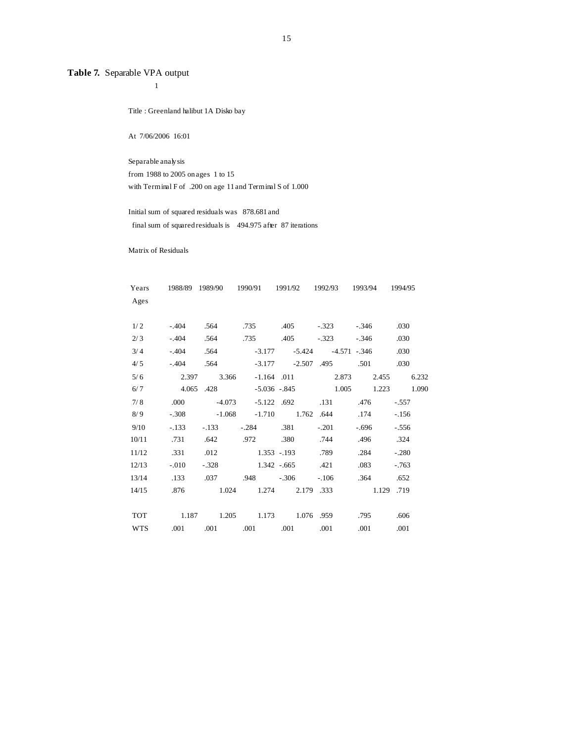**Table 7.** Separable VPA output

1

Title : Greenland halibut 1A Disko bay

At 7/06/2006 16:01

Separable analysis
from 1988 to 2005 on ages 1 to 15
with Terminal F of .200 on age 11 and Terminal S of 1.000

Initial sum of squared residuals was 878.681 and
final sum of squared residuals is 494.975 after 87 iterations

Matrix of Residuals

| Years / Ages | 1988/89 | 1989/90 | 1990/91 | 1991/92 | 1992/93 | 1993/94 | 1994/95 |
|---|---|---|---|---|---|---|---|
| 1/ 2 | -.404 | .564 | .735 | .405 | -.323 | -.346 | .030 |
| 2/ 3 | -.404 | .564 | .735 | .405 | -.323 | -.346 | .030 |
| 3/ 4 | -.404 | .564 | -3.177 | -5.424 | -4.571 | -.346 | .030 |
| 4/ 5 | -.404 | .564 | -3.177 | -2.507 | .495 | .501 | .030 |
| 5/ 6 | 2.397 | 3.366 | -1.164 | .011 | 2.873 | 2.455 | 6.232 |
| 6/ 7 | 4.065 | .428 | -5.036 | -.845 | 1.005 | 1.223 | 1.090 |
| 7/ 8 | .000 | -4.073 | -5.122 | .692 | .131 | .476 | -.557 |
| 8/ 9 | -.308 | -1.068 | -1.710 | 1.762 | .644 | .174 | -.156 |
| 9/10 | -.133 | -.133 | -.284 | .381 | -.201 | -.696 | -.556 |
| 10/11 | .731 | .642 | .972 | .380 | .744 | .496 | .324 |
| 11/12 | .331 | .012 | 1.353 | -.193 | .789 | .284 | -.280 |
| 12/13 | -.010 | -.328 | 1.342 | -.665 | .421 | .083 | -.763 |
| 13/14 | .133 | .037 | .948 | -.306 | -.106 | .364 | .652 |
| 14/15 | .876 | 1.024 | 1.274 | 2.179 | .333 | 1.129 | .719 |
| | | | | | | | |
| TOT | 1.187 | 1.205 | 1.173 | 1.076 | .959 | .795 | .606 |
| WTS | .001 | .001 | .001 | .001 | .001 | .001 | .001 |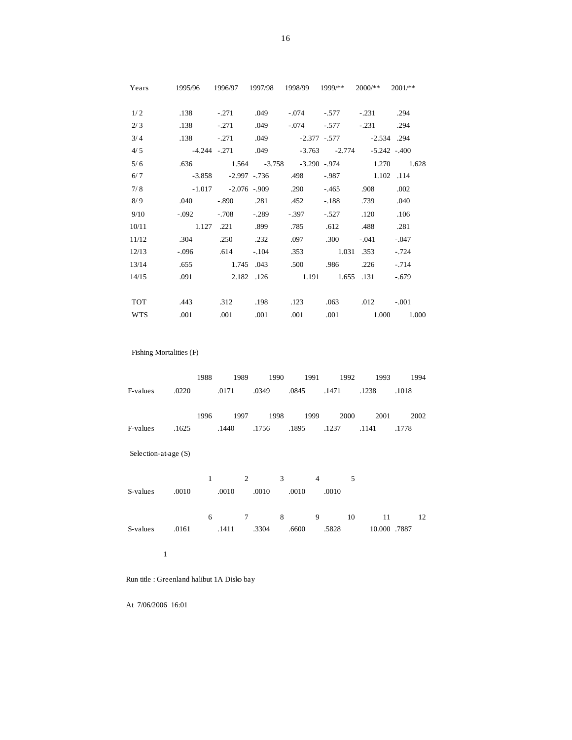| Years | 1995/96 | 1996/97 | 1997/98 | 1998/99 | 1999/** | 2000/** | 2001/** |
|---|---|---|---|---|---|---|---|
| 1/2 | .138 | -.271 | .049 | -.074 | -.577 | -.231 | .294 |
| 2/3 | .138 | -.271 | .049 | -.074 | -.577 | -.231 | .294 |
| 3/4 | .138 | -.271 | .049 | -2.377 | -.577 | -2.534 | .294 |
| 4/5 | -4.244 | -.271 | .049 | -3.763 | -2.774 | -5.242 | -.400 |
| 5/6 | .636 | 1.564 | -3.758 | -3.290 | -.974 | 1.270 | 1.628 |
| 6/7 | -3.858 | -2.997 | -.736 | .498 | -.987 | 1.102 | .114 |
| 7/8 | -1.017 | -2.076 | -.909 | .290 | -.465 | .908 | .002 |
| 8/9 | .040 | -.890 | .281 | .452 | -.188 | .739 | .040 |
| 9/10 | -.092 | -.708 | -.289 | -.397 | -.527 | .120 | .106 |
| 10/11 | 1.127 | .221 | .899 | .785 | .612 | .488 | .281 |
| 11/12 | .304 | .250 | .232 | .097 | .300 | -.041 | -.047 |
| 12/13 | -.096 | .614 | -.104 | .353 | 1.031 | .353 | -.724 |
| 13/14 | .655 | 1.745 | .043 | .500 | .986 | .226 | -.714 |
| 14/15 | .091 | 2.182 | .126 | 1.191 | 1.655 | .131 | -.679 |
| TOT | .443 | .312 | .198 | .123 | .063 | .012 | -.001 |
| WTS | .001 | .001 | .001 | .001 | .001 | 1.000 | 1.000 |

Fishing Mortalities (F)

| | 1988 | 1989 | 1990 | 1991 | 1992 | 1993 | 1994 |
|---|---|---|---|---|---|---|---|
| F-values | .0220 | .0171 | .0349 | .0845 | .1471 | .1238 | .1018 |

| | 1996 | 1997 | 1998 | 1999 | 2000 | 2001 | 2002 |
|---|---|---|---|---|---|---|---|
| F-values | .1625 | .1440 | .1756 | .1895 | .1237 | .1141 | .1778 |

Selection-at-age (S)

| | 1 | 2 | 3 | 4 | 5 |
|---|---|---|---|---|---|
| S-values | .0010 | .0010 | .0010 | .0010 | .0010 |

| | 6 | 7 | 8 | 9 | 10 | 11 | 12 |
|---|---|---|---|---|---|---|---|
| S-values | .0161 | .1411 | .3304 | .6600 | .5828 | 10.000 | .7887 |

1

Run title : Greenland halibut 1A Disko bay

At 7/06/2006 16:01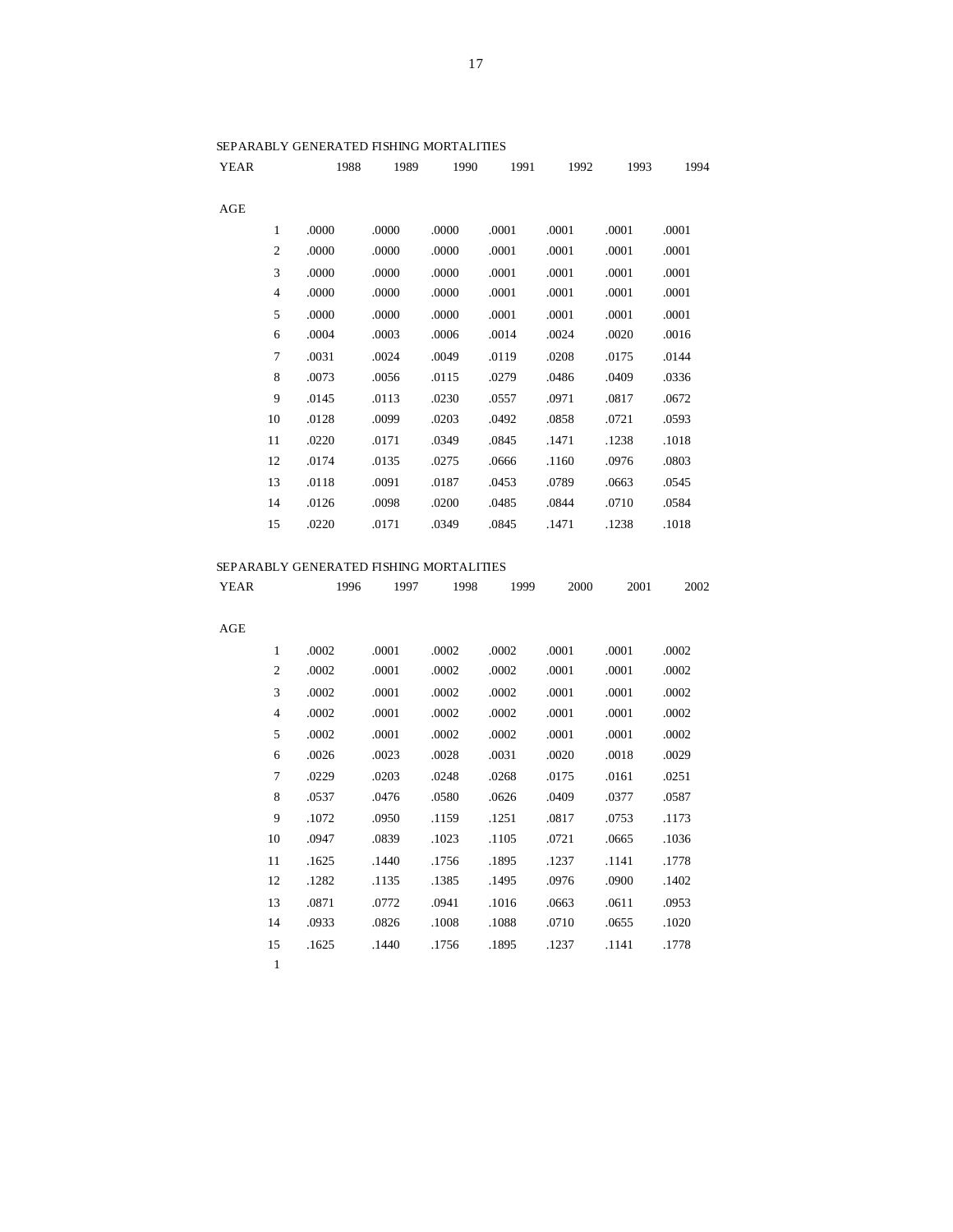SEPARABLY GENERATED FISHING MORTALITIES

| YEAR | 1988 | 1989 | 1990 | 1991 | 1992 | 1993 | 1994 |
|---|---|---|---|---|---|---|---|
| AGE | | | | | | | |
| 1 | .0000 | .0000 | .0000 | .0001 | .0001 | .0001 | .0001 |
| 2 | .0000 | .0000 | .0000 | .0001 | .0001 | .0001 | .0001 |
| 3 | .0000 | .0000 | .0000 | .0001 | .0001 | .0001 | .0001 |
| 4 | .0000 | .0000 | .0000 | .0001 | .0001 | .0001 | .0001 |
| 5 | .0000 | .0000 | .0000 | .0001 | .0001 | .0001 | .0001 |
| 6 | .0004 | .0003 | .0006 | .0014 | .0024 | .0020 | .0016 |
| 7 | .0031 | .0024 | .0049 | .0119 | .0208 | .0175 | .0144 |
| 8 | .0073 | .0056 | .0115 | .0279 | .0486 | .0409 | .0336 |
| 9 | .0145 | .0113 | .0230 | .0557 | .0971 | .0817 | .0672 |
| 10 | .0128 | .0099 | .0203 | .0492 | .0858 | .0721 | .0593 |
| 11 | .0220 | .0171 | .0349 | .0845 | .1471 | .1238 | .1018 |
| 12 | .0174 | .0135 | .0275 | .0666 | .1160 | .0976 | .0803 |
| 13 | .0118 | .0091 | .0187 | .0453 | .0789 | .0663 | .0545 |
| 14 | .0126 | .0098 | .0200 | .0485 | .0844 | .0710 | .0584 |
| 15 | .0220 | .0171 | .0349 | .0845 | .1471 | .1238 | .1018 |

SEPARABLY GENERATED FISHING MORTALITIES

| YEAR | 1996 | 1997 | 1998 | 1999 | 2000 | 2001 | 2002 |
|---|---|---|---|---|---|---|---|
| AGE | | | | | | | |
| 1 | .0002 | .0001 | .0002 | .0002 | .0001 | .0001 | .0002 |
| 2 | .0002 | .0001 | .0002 | .0002 | .0001 | .0001 | .0002 |
| 3 | .0002 | .0001 | .0002 | .0002 | .0001 | .0001 | .0002 |
| 4 | .0002 | .0001 | .0002 | .0002 | .0001 | .0001 | .0002 |
| 5 | .0002 | .0001 | .0002 | .0002 | .0001 | .0001 | .0002 |
| 6 | .0026 | .0023 | .0028 | .0031 | .0020 | .0018 | .0029 |
| 7 | .0229 | .0203 | .0248 | .0268 | .0175 | .0161 | .0251 |
| 8 | .0537 | .0476 | .0580 | .0626 | .0409 | .0377 | .0587 |
| 9 | .1072 | .0950 | .1159 | .1251 | .0817 | .0753 | .1173 |
| 10 | .0947 | .0839 | .1023 | .1105 | .0721 | .0665 | .1036 |
| 11 | .1625 | .1440 | .1756 | .1895 | .1237 | .1141 | .1778 |
| 12 | .1282 | .1135 | .1385 | .1495 | .0976 | .0900 | .1402 |
| 13 | .0871 | .0772 | .0941 | .1016 | .0663 | .0611 | .0953 |
| 14 | .0933 | .0826 | .1008 | .1088 | .0710 | .0655 | .1020 |
| 15 | .1625 | .1440 | .1756 | .1895 | .1237 | .1141 | .1778 |

1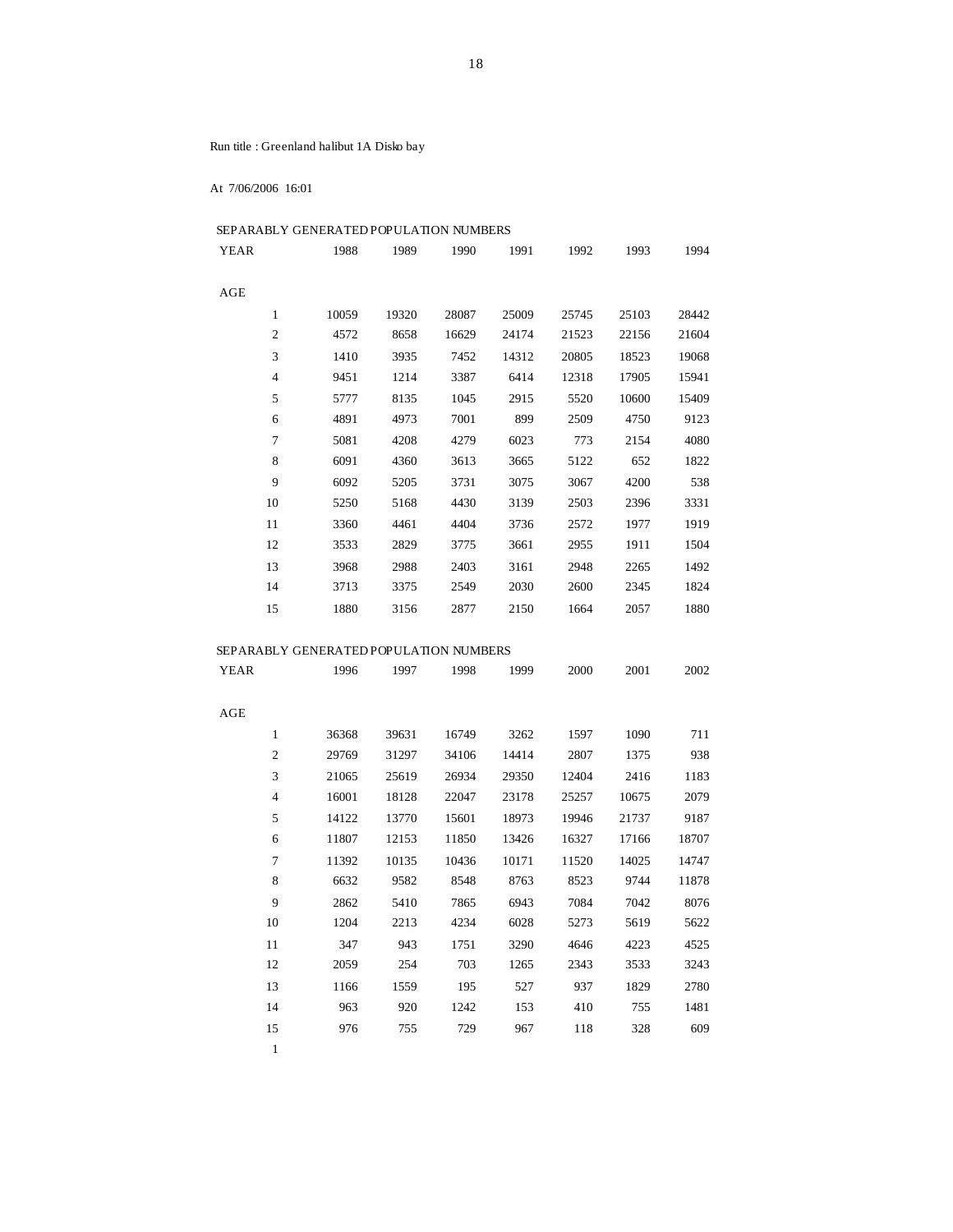Run title : Greenland halibut 1A Disko bay

At 7/06/2006 16:01

SEPARABLY GENERATED POPULATION NUMBERS

| YEAR | 1988 | 1989 | 1990 | 1991 | 1992 | 1993 | 1994 |
|---|---|---|---|---|---|---|---|
| AGE | | | | | | | |
| 1 | 10059 | 19320 | 28087 | 25009 | 25745 | 25103 | 28442 |
| 2 | 4572 | 8658 | 16629 | 24174 | 21523 | 22156 | 21604 |
| 3 | 1410 | 3935 | 7452 | 14312 | 20805 | 18523 | 19068 |
| 4 | 9451 | 1214 | 3387 | 6414 | 12318 | 17905 | 15941 |
| 5 | 5777 | 8135 | 1045 | 2915 | 5520 | 10600 | 15409 |
| 6 | 4891 | 4973 | 7001 | 899 | 2509 | 4750 | 9123 |
| 7 | 5081 | 4208 | 4279 | 6023 | 773 | 2154 | 4080 |
| 8 | 6091 | 4360 | 3613 | 3665 | 5122 | 652 | 1822 |
| 9 | 6092 | 5205 | 3731 | 3075 | 3067 | 4200 | 538 |
| 10 | 5250 | 5168 | 4430 | 3139 | 2503 | 2396 | 3331 |
| 11 | 3360 | 4461 | 4404 | 3736 | 2572 | 1977 | 1919 |
| 12 | 3533 | 2829 | 3775 | 3661 | 2955 | 1911 | 1504 |
| 13 | 3968 | 2988 | 2403 | 3161 | 2948 | 2265 | 1492 |
| 14 | 3713 | 3375 | 2549 | 2030 | 2600 | 2345 | 1824 |
| 15 | 1880 | 3156 | 2877 | 2150 | 1664 | 2057 | 1880 |

SEPARABLY GENERATED POPULATION NUMBERS

| YEAR | 1996 | 1997 | 1998 | 1999 | 2000 | 2001 | 2002 |
|---|---|---|---|---|---|---|---|
| AGE | | | | | | | |
| 1 | 36368 | 39631 | 16749 | 3262 | 1597 | 1090 | 711 |
| 2 | 29769 | 31297 | 34106 | 14414 | 2807 | 1375 | 938 |
| 3 | 21065 | 25619 | 26934 | 29350 | 12404 | 2416 | 1183 |
| 4 | 16001 | 18128 | 22047 | 23178 | 25257 | 10675 | 2079 |
| 5 | 14122 | 13770 | 15601 | 18973 | 19946 | 21737 | 9187 |
| 6 | 11807 | 12153 | 11850 | 13426 | 16327 | 17166 | 18707 |
| 7 | 11392 | 10135 | 10436 | 10171 | 11520 | 14025 | 14747 |
| 8 | 6632 | 9582 | 8548 | 8763 | 8523 | 9744 | 11878 |
| 9 | 2862 | 5410 | 7865 | 6943 | 7084 | 7042 | 8076 |
| 10 | 1204 | 2213 | 4234 | 6028 | 5273 | 5619 | 5622 |
| 11 | 347 | 943 | 1751 | 3290 | 4646 | 4223 | 4525 |
| 12 | 2059 | 254 | 703 | 1265 | 2343 | 3533 | 3243 |
| 13 | 1166 | 1559 | 195 | 527 | 937 | 1829 | 2780 |
| 14 | 963 | 920 | 1242 | 153 | 410 | 755 | 1481 |
| 15 | 976 | 755 | 729 | 967 | 118 | 328 | 609 |

1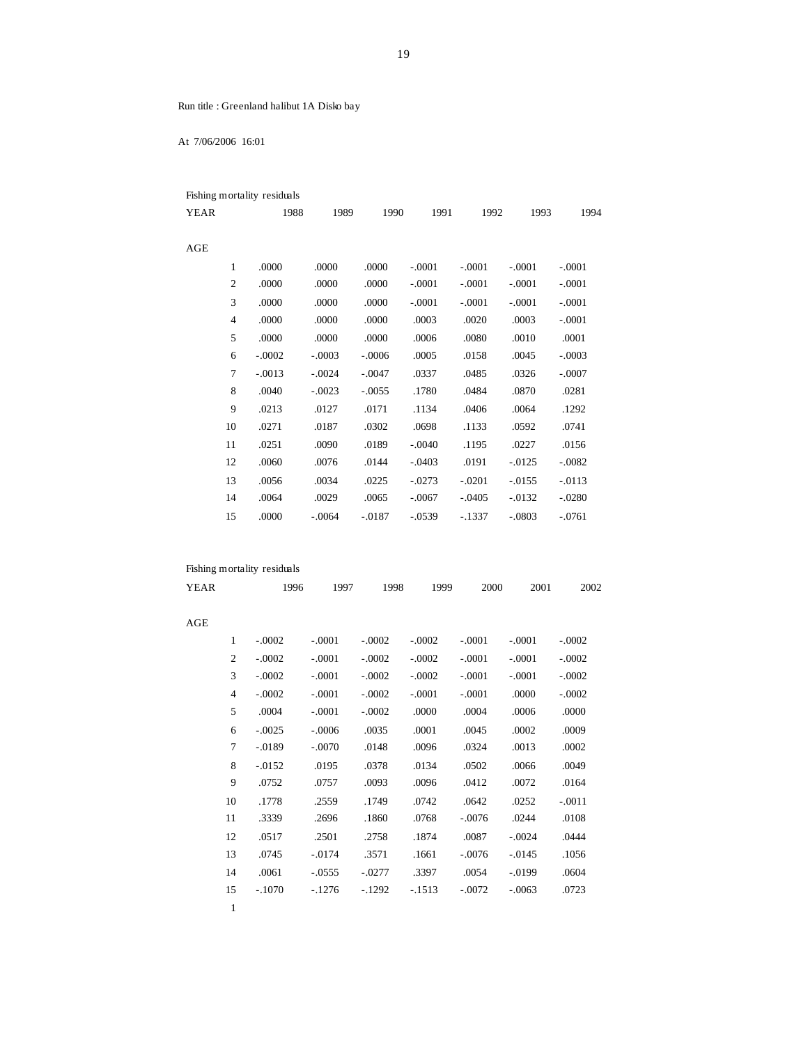Run title : Greenland halibut 1A Disko bay

At 7/06/2006 16:01

Fishing mortality residuals

| YEAR | 1988 | 1989 | 1990 | 1991 | 1992 | 1993 | 1994 |
|---|---|---|---|---|---|---|---|
| AGE | | | | | | | |
| 1 | .0000 | .0000 | .0000 | -.0001 | -.0001 | -.0001 | -.0001 |
| 2 | .0000 | .0000 | .0000 | -.0001 | -.0001 | -.0001 | -.0001 |
| 3 | .0000 | .0000 | .0000 | -.0001 | -.0001 | -.0001 | -.0001 |
| 4 | .0000 | .0000 | .0000 | .0003 | .0020 | .0003 | -.0001 |
| 5 | .0000 | .0000 | .0000 | .0006 | .0080 | .0010 | .0001 |
| 6 | -.0002 | -.0003 | -.0006 | .0005 | .0158 | .0045 | -.0003 |
| 7 | -.0013 | -.0024 | -.0047 | .0337 | .0485 | .0326 | -.0007 |
| 8 | .0040 | -.0023 | -.0055 | .1780 | .0484 | .0870 | .0281 |
| 9 | .0213 | .0127 | .0171 | .1134 | .0406 | .0064 | .1292 |
| 10 | .0271 | .0187 | .0302 | .0698 | .1133 | .0592 | .0741 |
| 11 | .0251 | .0090 | .0189 | -.0040 | .1195 | .0227 | .0156 |
| 12 | .0060 | .0076 | .0144 | -.0403 | .0191 | -.0125 | -.0082 |
| 13 | .0056 | .0034 | .0225 | -.0273 | -.0201 | -.0155 | -.0113 |
| 14 | .0064 | .0029 | .0065 | -.0067 | -.0405 | -.0132 | -.0280 |
| 15 | .0000 | -.0064 | -.0187 | -.0539 | -.1337 | -.0803 | -.0761 |

Fishing mortality residuals

| YEAR | 1996 | 1997 | 1998 | 1999 | 2000 | 2001 | 2002 |
|---|---|---|---|---|---|---|---|
| AGE | | | | | | | |
| 1 | -.0002 | -.0001 | -.0002 | -.0002 | -.0001 | -.0001 | -.0002 |
| 2 | -.0002 | -.0001 | -.0002 | -.0002 | -.0001 | -.0001 | -.0002 |
| 3 | -.0002 | -.0001 | -.0002 | -.0002 | -.0001 | -.0001 | -.0002 |
| 4 | -.0002 | -.0001 | -.0002 | -.0001 | -.0001 | .0000 | -.0002 |
| 5 | .0004 | -.0001 | -.0002 | .0000 | .0004 | .0006 | .0000 |
| 6 | -.0025 | -.0006 | .0035 | .0001 | .0045 | .0002 | .0009 |
| 7 | -.0189 | -.0070 | .0148 | .0096 | .0324 | .0013 | .0002 |
| 8 | -.0152 | .0195 | .0378 | .0134 | .0502 | .0066 | .0049 |
| 9 | .0752 | .0757 | .0093 | .0096 | .0412 | .0072 | .0164 |
| 10 | .1778 | .2559 | .1749 | .0742 | .0642 | .0252 | -.0011 |
| 11 | .3339 | .2696 | .1860 | .0768 | -.0076 | .0244 | .0108 |
| 12 | .0517 | .2501 | .2758 | .1874 | .0087 | -.0024 | .0444 |
| 13 | .0745 | -.0174 | .3571 | .1661 | -.0076 | -.0145 | .1056 |
| 14 | .0061 | -.0555 | -.0277 | .3397 | .0054 | -.0199 | .0604 |
| 15 | -.1070 | -.1276 | -.1292 | -.1513 | -.0072 | -.0063 | .0723 |

1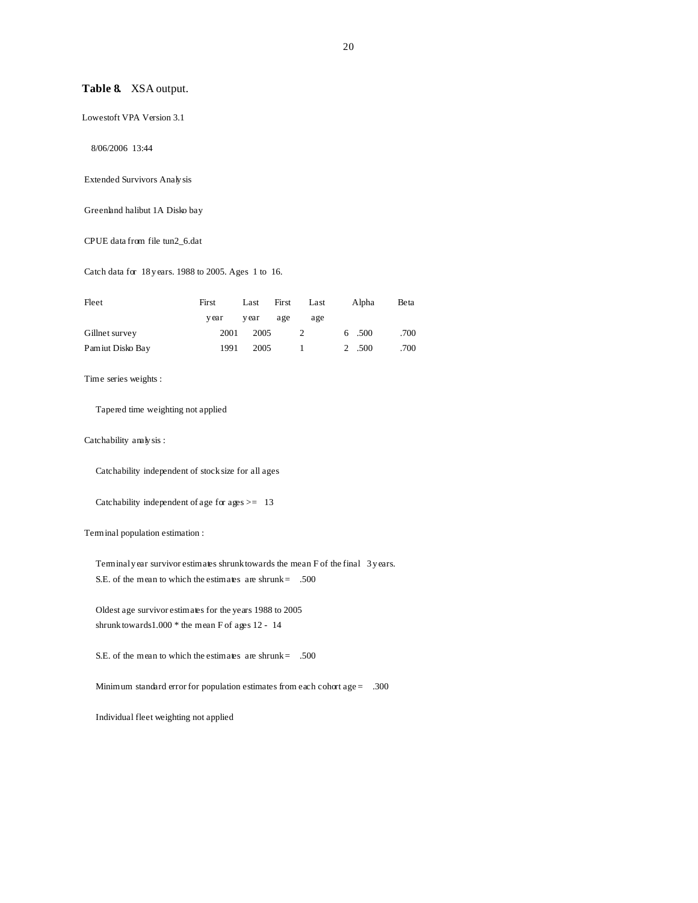**Table 8.** XSA output.

Lowestoft VPA Version 3.1

8/06/2006 13:44

Extended Survivors Analysis

Greenland halibut 1A Disko bay

CPUE data from file tun2_6.dat

Catch data for 18 years. 1988 to 2005. Ages 1 to 16.

| Fleet | First year | Last year | First age | Last age | Alpha | Beta |
|---|---|---|---|---|---|---|
| Gillnet survey | 2001 | 2005 | 2 | 6 | .500 | .700 |
| Pamiut Disko Bay | 1991 | 2005 | 1 | 2 | .500 | .700 |

Time series weights :

Tapered time weighting not applied

Catchability analysis :

Catchability independent of stock size for all ages

Catchability independent of age for ages >= 13

Terminal population estimation :

Terminal year survivor estimates shrunk towards the mean F of the final 3 years.
S.E. of the mean to which the estimates are shrunk = .500

Oldest age survivor estimates for the years 1988 to 2005
shrunk towards 1.000 * the mean F of ages 12 - 14

S.E. of the mean to which the estimates are shrunk = .500

Minimum standard error for population estimates from each cohort age = .300

Individual fleet weighting not applied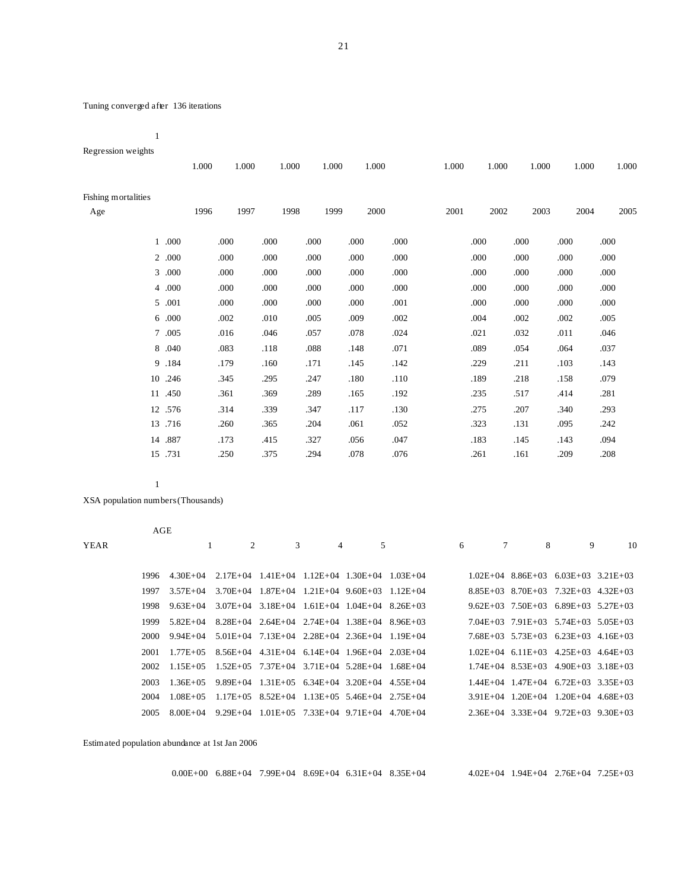Tuning converged after 136 iterations

1

Regression weights

| | | | | | | | | | |
|---|---|---|---|---|---|---|---|---|---|
| 1.000 | 1.000 | 1.000 | 1.000 | 1.000 | 1.000 | 1.000 | 1.000 | 1.000 | 1.000 |

Fishing mortalities

| Age | 1996 | 1997 | 1998 | 1999 | 2000 | 2001 | 2002 | 2003 | 2004 | 2005 |
|---|---|---|---|---|---|---|---|---|---|---|
| 1 | .000 | .000 | .000 | .000 | .000 | .000 | .000 | .000 | .000 | .000 |
| 2 | .000 | .000 | .000 | .000 | .000 | .000 | .000 | .000 | .000 | .000 |
| 3 | .000 | .000 | .000 | .000 | .000 | .000 | .000 | .000 | .000 | .000 |
| 4 | .000 | .000 | .000 | .000 | .000 | .000 | .000 | .000 | .000 | .000 |
| 5 | .001 | .000 | .000 | .000 | .000 | .001 | .000 | .000 | .000 | .000 |
| 6 | .000 | .002 | .010 | .005 | .009 | .002 | .004 | .002 | .002 | .005 |
| 7 | .005 | .016 | .046 | .057 | .078 | .024 | .021 | .032 | .011 | .046 |
| 8 | .040 | .083 | .118 | .088 | .148 | .071 | .089 | .054 | .064 | .037 |
| 9 | .184 | .179 | .160 | .171 | .145 | .142 | .229 | .211 | .103 | .143 |
| 10 | .246 | .345 | .295 | .247 | .180 | .110 | .189 | .218 | .158 | .079 |
| 11 | .450 | .361 | .369 | .289 | .165 | .192 | .235 | .517 | .414 | .281 |
| 12 | .576 | .314 | .339 | .347 | .117 | .130 | .275 | .207 | .340 | .293 |
| 13 | .716 | .260 | .365 | .204 | .061 | .052 | .323 | .131 | .095 | .242 |
| 14 | .887 | .173 | .415 | .327 | .056 | .047 | .183 | .145 | .143 | .094 |
| 15 | .731 | .250 | .375 | .294 | .078 | .076 | .261 | .161 | .209 | .208 |

1

XSA population numbers (Thousands)

| YEAR \ AGE | 1 | 2 | 3 | 4 | 5 | 6 | 7 | 8 | 9 | 10 |
|---|---|---|---|---|---|---|---|---|---|---|
| 1996 | 4.30E+04 | 2.17E+04 | 1.41E+04 | 1.12E+04 | 1.30E+04 | 1.03E+04 | 1.02E+04 | 8.86E+03 | 6.03E+03 | 3.21E+03 |
| 1997 | 3.57E+04 | 3.70E+04 | 1.87E+04 | 1.21E+04 | 9.60E+03 | 1.12E+04 | 8.85E+03 | 8.70E+03 | 7.32E+03 | 4.32E+03 |
| 1998 | 9.63E+04 | 3.07E+04 | 3.18E+04 | 1.61E+04 | 1.04E+04 | 8.26E+03 | 9.62E+03 | 7.50E+03 | 6.89E+03 | 5.27E+03 |
| 1999 | 5.82E+04 | 8.28E+04 | 2.64E+04 | 2.74E+04 | 1.38E+04 | 8.96E+03 | 7.04E+03 | 7.91E+03 | 5.74E+03 | 5.05E+03 |
| 2000 | 9.94E+04 | 5.01E+04 | 7.13E+04 | 2.28E+04 | 2.36E+04 | 1.19E+04 | 7.68E+03 | 5.73E+03 | 6.23E+03 | 4.16E+03 |
| 2001 | 1.77E+05 | 8.56E+04 | 4.31E+04 | 6.14E+04 | 1.96E+04 | 2.03E+04 | 1.02E+04 | 6.11E+03 | 4.25E+03 | 4.64E+03 |
| 2002 | 1.15E+05 | 1.52E+05 | 7.37E+04 | 3.71E+04 | 5.28E+04 | 1.68E+04 | 1.74E+04 | 8.53E+03 | 4.90E+03 | 3.18E+03 |
| 2003 | 1.36E+05 | 9.89E+04 | 1.31E+05 | 6.34E+04 | 3.20E+04 | 4.55E+04 | 1.44E+04 | 1.47E+04 | 6.72E+03 | 3.35E+03 |
| 2004 | 1.08E+05 | 1.17E+05 | 8.52E+04 | 1.13E+05 | 5.46E+04 | 2.75E+04 | 3.91E+04 | 1.20E+04 | 1.20E+04 | 4.68E+03 |
| 2005 | 8.00E+04 | 9.29E+04 | 1.01E+05 | 7.33E+04 | 9.71E+04 | 4.70E+04 | 2.36E+04 | 3.33E+04 | 9.72E+03 | 9.30E+03 |

Estimated population abundance at 1st Jan 2006

| | | | | | | | | | |
|---|---|---|---|---|---|---|---|---|---|
| 0.00E+00 | 6.88E+04 | 7.99E+04 | 8.69E+04 | 6.31E+04 | 8.35E+04 | 4.02E+04 | 1.94E+04 | 2.76E+04 | 7.25E+03 |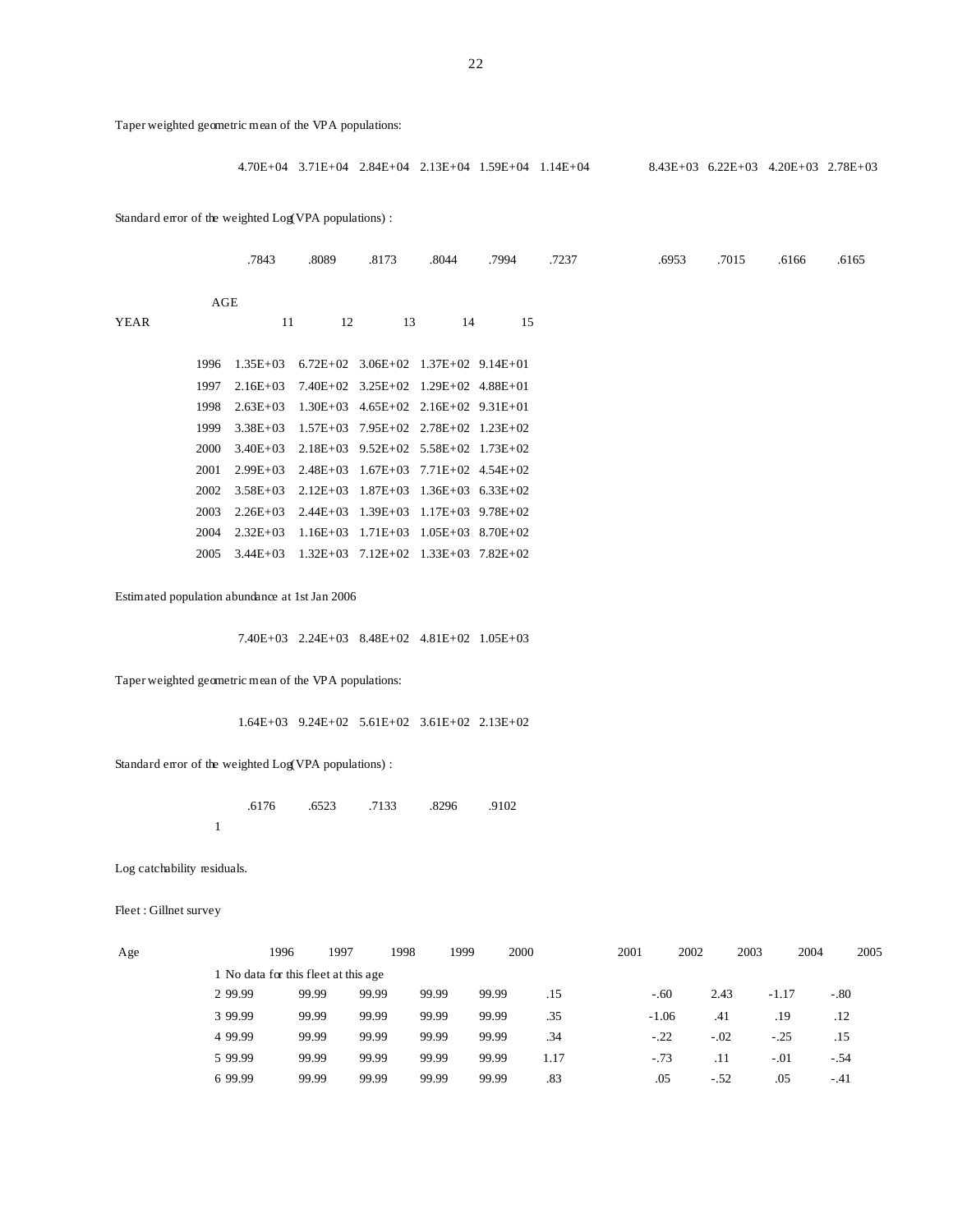Taper weighted geometric mean of the VPA populations:

4.70E+04 3.71E+04 2.84E+04 2.13E+04 1.59E+04 1.14E+04 8.43E+03 6.22E+03 4.20E+03 2.78E+03

Standard error of the weighted Log(VPA populations) :

.7843 .8089 .8173 .8044 .7994 .7237 .6953 .7015 .6166 .6165

| YEAR | AGE 11 | 12 | 13 | 14 | 15 |
|---|---|---|---|---|---|
| 1996 | 1.35E+03 | 6.72E+02 | 3.06E+02 | 1.37E+02 | 9.14E+01 |
| 1997 | 2.16E+03 | 7.40E+02 | 3.25E+02 | 1.29E+02 | 4.88E+01 |
| 1998 | 2.63E+03 | 1.30E+03 | 4.65E+02 | 2.16E+02 | 9.31E+01 |
| 1999 | 3.38E+03 | 1.57E+03 | 7.95E+02 | 2.78E+02 | 1.23E+02 |
| 2000 | 3.40E+03 | 2.18E+03 | 9.52E+02 | 5.58E+02 | 1.73E+02 |
| 2001 | 2.99E+03 | 2.48E+03 | 1.67E+03 | 7.71E+02 | 4.54E+02 |
| 2002 | 3.58E+03 | 2.12E+03 | 1.87E+03 | 1.36E+03 | 6.33E+02 |
| 2003 | 2.26E+03 | 2.44E+03 | 1.39E+03 | 1.17E+03 | 9.78E+02 |
| 2004 | 2.32E+03 | 1.16E+03 | 1.71E+03 | 1.05E+03 | 8.70E+02 |
| 2005 | 3.44E+03 | 1.32E+03 | 7.12E+02 | 1.33E+03 | 7.82E+02 |

Estimated population abundance at 1st Jan 2006

7.40E+03 2.24E+03 8.48E+02 4.81E+02 1.05E+03

Taper weighted geometric mean of the VPA populations:

1.64E+03 9.24E+02 5.61E+02 3.61E+02 2.13E+02

Standard error of the weighted Log(VPA populations) :

.6176 .6523 .7133 .8296 .9102

1

Log catchability residuals.

Fleet : Gillnet survey

| Age | 1996 | 1997 | 1998 | 1999 | 2000 | 2001 | 2002 | 2003 | 2004 | 2005 |
|---|---|---|---|---|---|---|---|---|---|---|
| 1 | No data for this fleet at this age | | | | | | | | | |
| 2 | 99.99 | 99.99 | 99.99 | 99.99 | 99.99 | .15 | -.60 | 2.43 | -1.17 | -.80 |
| 3 | 99.99 | 99.99 | 99.99 | 99.99 | 99.99 | .35 | -1.06 | .41 | .19 | .12 |
| 4 | 99.99 | 99.99 | 99.99 | 99.99 | 99.99 | .34 | -.22 | -.02 | -.25 | .15 |
| 5 | 99.99 | 99.99 | 99.99 | 99.99 | 99.99 | 1.17 | -.73 | .11 | -.01 | -.54 |
| 6 | 99.99 | 99.99 | 99.99 | 99.99 | 99.99 | .83 | .05 | -.52 | .05 | -.41 |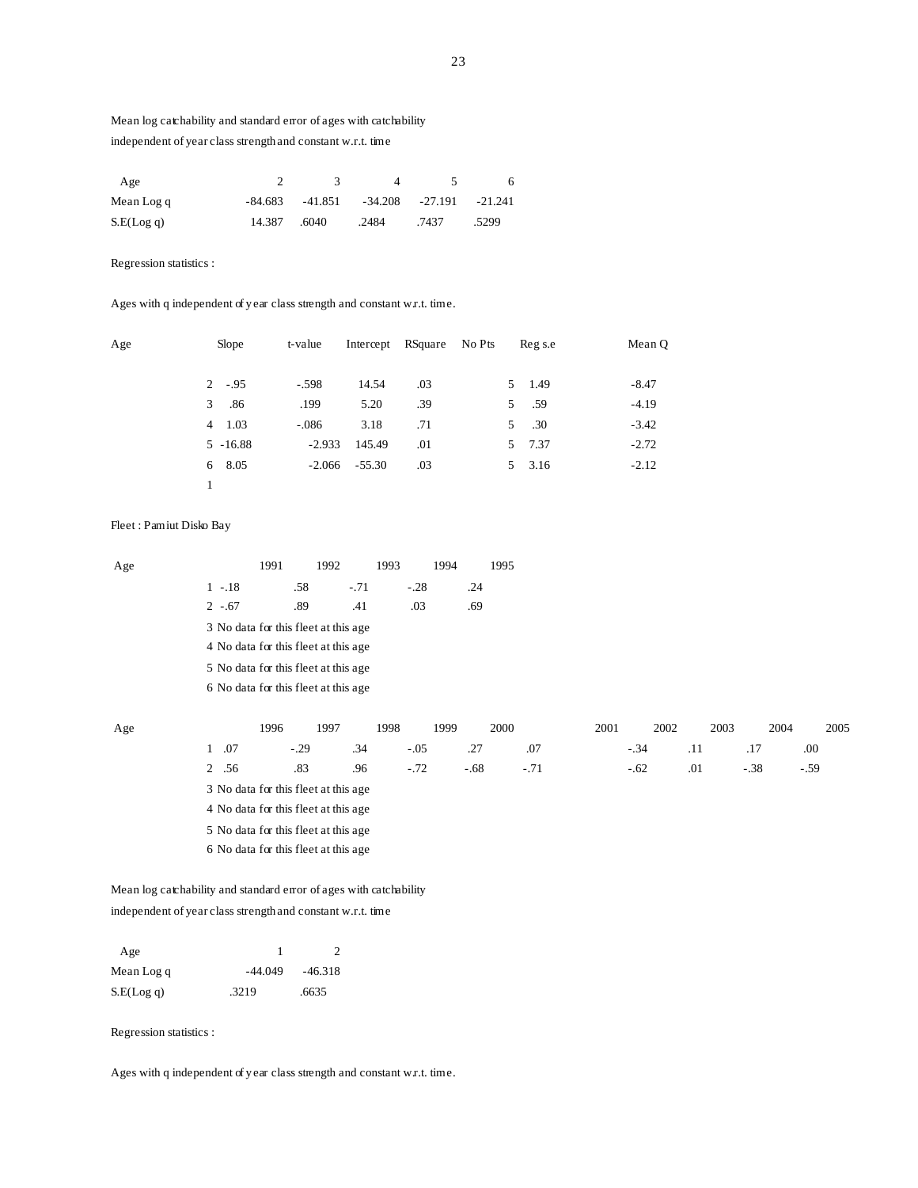Mean log catchability and standard error of ages with catchability independent of year class strength and constant w.r.t. time

| Age | 2 | 3 | 4 | 5 | 6 |
|---|---|---|---|---|---|
| Mean Log q | -84.683 | -41.851 | -34.208 | -27.191 | -21.241 |
| S.E(Log q) | 14.387 | .6040 | .2484 | .7437 | .5299 |

Regression statistics :

Ages with q independent of year class strength and constant w.r.t. time.

| Age | Slope | t-value | Intercept | RSquare | No Pts | Reg s.e | Mean Q |
|---|---|---|---|---|---|---|---|
| 2 | -.95 | -.598 | 14.54 | .03 | 5 | 1.49 | -8.47 |
| 3 | .86 | .199 | 5.20 | .39 | 5 | .59 | -4.19 |
| 4 | 1.03 | -.086 | 3.18 | .71 | 5 | .30 | -3.42 |
| 5 | -16.88 | -2.933 | 145.49 | .01 | 5 | 7.37 | -2.72 |
| 6 | 8.05 | -2.066 | -55.30 | .03 | 5 | 3.16 | -2.12 |
| 1 | | | | | | | |

Fleet : Pamiut Disko Bay

| Age | 1991 | 1992 | 1993 | 1994 | 1995 |
|---|---|---|---|---|---|
| 1 | -.18 | .58 | -.71 | -.28 | .24 |
| 2 | -.67 | .89 | .41 | .03 | .69 |
| 3 | No data for this fleet at this age | | | | |
| 4 | No data for this fleet at this age | | | | |
| 5 | No data for this fleet at this age | | | | |
| 6 | No data for this fleet at this age | | | | |

| Age | 1996 | 1997 | 1998 | 1999 | 2000 | 2001 | 2002 | 2003 | 2004 | 2005 |
|---|---|---|---|---|---|---|---|---|---|---|
| 1 | .07 | -.29 | .34 | -.05 | .27 | .07 | -.34 | .11 | .17 | .00 |
| 2 | .56 | .83 | .96 | -.72 | -.68 | -.71 | -.62 | .01 | -.38 | -.59 |
| 3 | No data for this fleet at this age | | | | | | | | | |
| 4 | No data for this fleet at this age | | | | | | | | | |
| 5 | No data for this fleet at this age | | | | | | | | | |
| 6 | No data for this fleet at this age | | | | | | | | | |

Mean log catchability and standard error of ages with catchability independent of year class strength and constant w.r.t. time

| Age | 1 | 2 |
|---|---|---|
| Mean Log q | -44.049 | -46.318 |
| S.E(Log q) | .3219 | .6635 |

Regression statistics :

Ages with q independent of year class strength and constant w.r.t. time.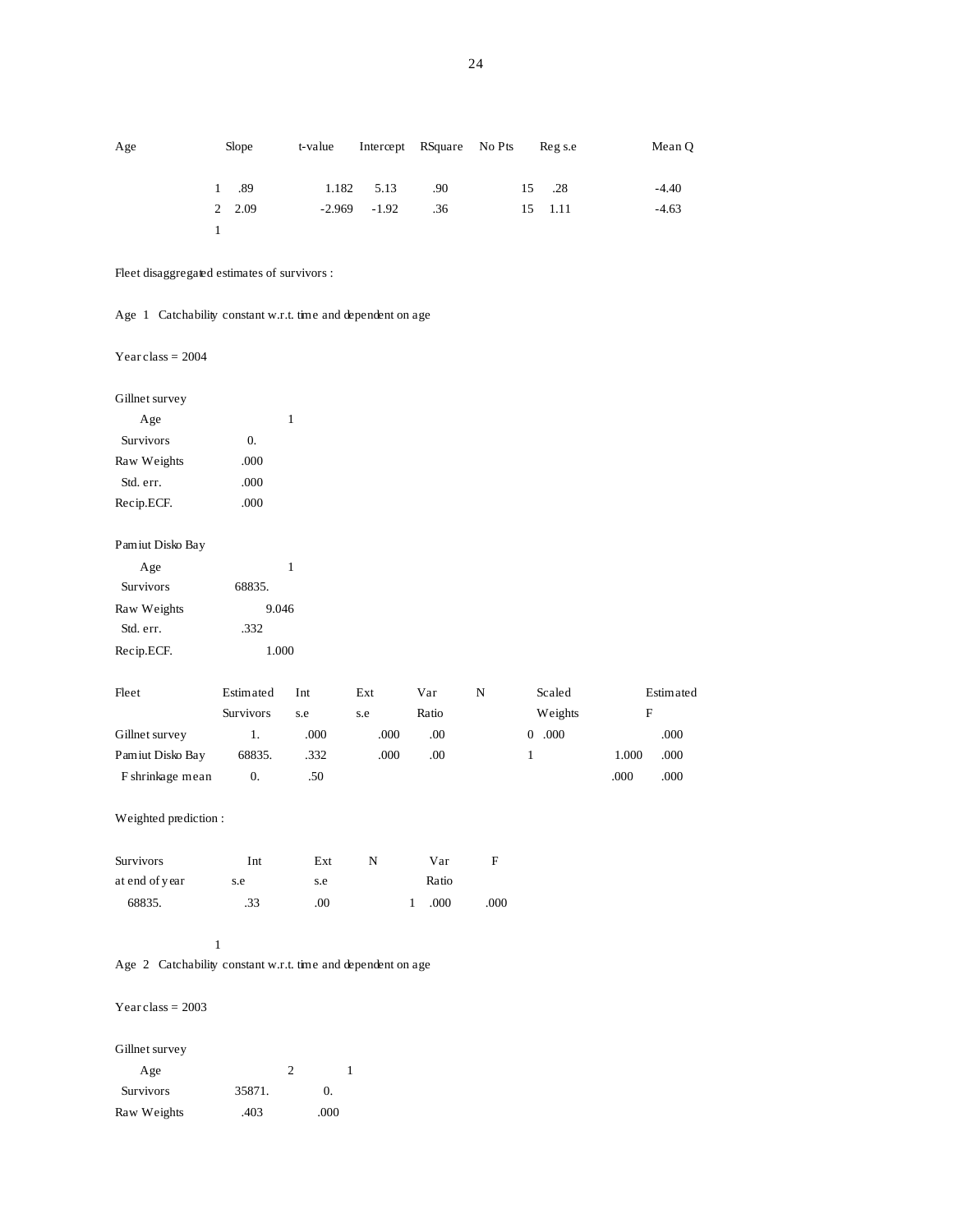| Age | Slope | t-value | Intercept | RSquare | No Pts | Reg s.e | Mean Q |
|---|---|---|---|---|---|---|---|
| 1 | .89 | 1.182 | 5.13 | .90 | 15 | .28 | -4.40 |
| 2 | 2.09 | -2.969 | -1.92 | .36 | 15 | 1.11 | -4.63 |

1

Fleet disaggregated estimates of survivors :

Age 1 Catchability constant w.r.t. time and dependent on age

Year class = 2004

Gillnet survey

| Age | 1 |
|---|---|
| Survivors | 0. |
| Raw Weights | .000 |
| Std. err. | .000 |
| Recip.ECF. | .000 |

Pamiut Disko Bay

| Age | 1 |
|---|---|
| Survivors | 68835. |
| Raw Weights | 9.046 |
| Std. err. | .332 |
| Recip.ECF. | 1.000 |

| Fleet | Estimated Survivors | Int s.e | Ext s.e | Var Ratio | N | Scaled Weights | Estimated F |
|---|---|---|---|---|---|---|---|
| Gillnet survey | 1. | .000 | .000 | .00 | 0 | .000 | .000 |
| Pamiut Disko Bay | 68835. | .332 | .000 | .00 | 1 | 1.000 | .000 |
| F shrinkage mean | 0. | .50 | | | | .000 | .000 |

Weighted prediction :

| Survivors at end of year | Int s.e | Ext s.e | N | Var Ratio | F |
|---|---|---|---|---|---|
| 68835. | .33 | .00 | 1 | .000 | .000 |

1

Age 2 Catchability constant w.r.t. time and dependent on age

Year class = 2003

Gillnet survey

| Age | 2 | 1 |
|---|---|---|
| Survivors | 35871. | 0. |
| Raw Weights | .403 | .000 |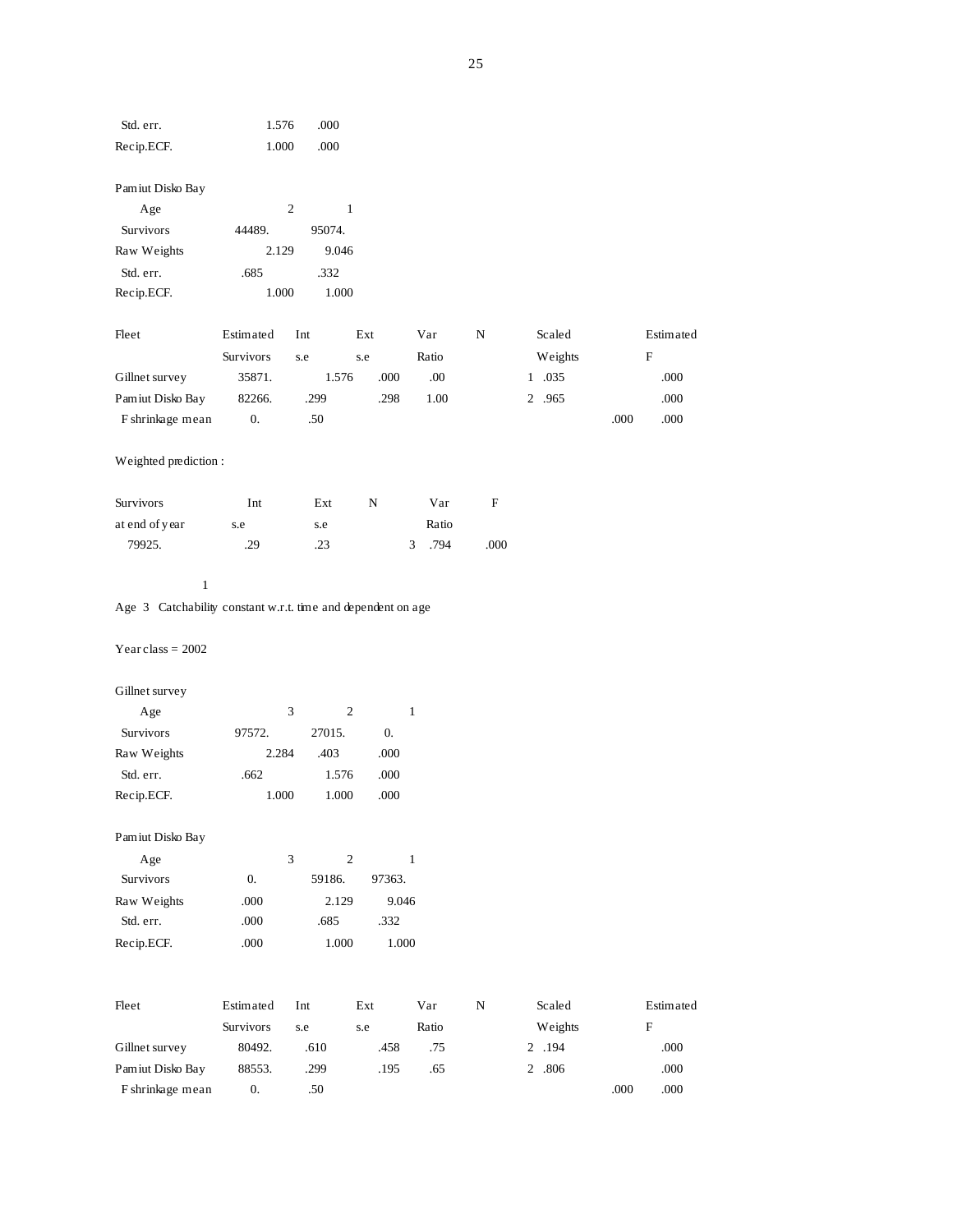| | | |
|---|---|---|
| Std. err. | 1.576 | .000 |
| Recip.ECF. | 1.000 | .000 |

Pamiut Disko Bay

| Age | 2 | 1 |
|---|---|---|
| Survivors | 44489. | 95074. |
| Raw Weights | 2.129 | 9.046 |
| Std. err. | .685 | .332 |
| Recip.ECF. | 1.000 | 1.000 |

| Fleet | Estimated Survivors | Int s.e | Ext s.e | Var Ratio | N | Scaled Weights | | Estimated F |
|---|---|---|---|---|---|---|---|---|
| Gillnet survey | 35871. | 1.576 | .000 | .00 | 1 | .035 | | .000 |
| Pamiut Disko Bay | 82266. | .299 | .298 | 1.00 | 2 | .965 | | .000 |
| F shrinkage mean | 0. | .50 | | | | | .000 | .000 |

Weighted prediction :

| Survivors at end of year | Int s.e | Ext s.e | N | Var Ratio | F |
|---|---|---|---|---|---|
| 79925. | .29 | .23 | 3 | .794 | .000 |

1

Age 3 Catchability constant w.r.t. time and dependent on age

Year class = 2002

Gillnet survey

| Age | 3 | 2 | 1 |
|---|---|---|---|
| Survivors | 97572. | 27015. | 0. |
| Raw Weights | 2.284 | .403 | .000 |
| Std. err. | .662 | 1.576 | .000 |
| Recip.ECF. | 1.000 | 1.000 | .000 |

Pamiut Disko Bay

| Age | 3 | 2 | 1 |
|---|---|---|---|
| Survivors | 0. | 59186. | 97363. |
| Raw Weights | .000 | 2.129 | 9.046 |
| Std. err. | .000 | .685 | .332 |
| Recip.ECF. | .000 | 1.000 | 1.000 |

| Fleet | Estimated Survivors | Int s.e | Ext s.e | Var Ratio | N | Scaled Weights | | Estimated F |
|---|---|---|---|---|---|---|---|---|
| Gillnet survey | 80492. | .610 | .458 | .75 | 2 | .194 | | .000 |
| Pamiut Disko Bay | 88553. | .299 | .195 | .65 | 2 | .806 | | .000 |
| F shrinkage mean | 0. | .50 | | | | | .000 | .000 |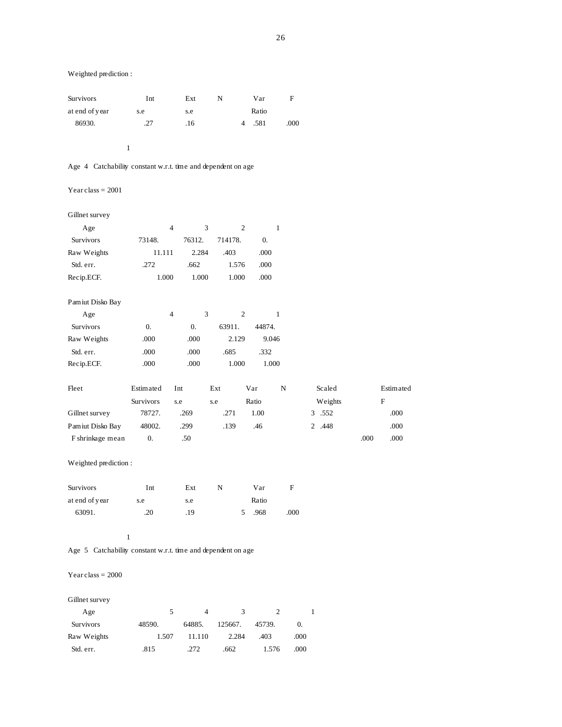Weighted prediction :

| Survivors at end of year | Int s.e | Ext s.e | N | Var Ratio | F |
|---|---|---|---|---|---|
| 86930. | .27 | .16 | 4 | .581 | .000 |

1

Age 4 Catchability constant w.r.t. time and dependent on age

Year class = 2001

Gillnet survey

| Age | 4 | 3 | 2 | 1 |
|---|---|---|---|---|
| Survivors | 73148. | 76312. | 714178. | 0. |
| Raw Weights | 11.111 | 2.284 | .403 | .000 |
| Std. err. | .272 | .662 | 1.576 | .000 |
| Recip.ECF. | 1.000 | 1.000 | 1.000 | .000 |

Pamiut Disko Bay

| Age | 4 | 3 | 2 | 1 |
|---|---|---|---|---|
| Survivors | 0. | 0. | 63911. | 44874. |
| Raw Weights | .000 | .000 | 2.129 | 9.046 |
| Std. err. | .000 | .000 | .685 | .332 |
| Recip.ECF. | .000 | .000 | 1.000 | 1.000 |

| Fleet | Estimated Survivors | Int s.e | Ext s.e | Var Ratio | N | Scaled Weights | Estimated F |
|---|---|---|---|---|---|---|---|
| Gillnet survey | 78727. | .269 | .271 | 1.00 | 3 | .552 | .000 |
| Pamiut Disko Bay | 48002. | .299 | .139 | .46 | 2 | .448 | .000 |
| F shrinkage mean | 0. | .50 | | | | .000 | .000 |

Weighted prediction :

| Survivors at end of year | Int s.e | Ext s.e | N | Var Ratio | F |
|---|---|---|---|---|---|
| 63091. | .20 | .19 | 5 | .968 | .000 |

1

Age 5 Catchability constant w.r.t. time and dependent on age

Year class = 2000

Gillnet survey

| Age | 5 | 4 | 3 | 2 | 1 |
|---|---|---|---|---|---|
| Survivors | 48590. | 64885. | 125667. | 45739. | 0. |
| Raw Weights | 1.507 | 11.110 | 2.284 | .403 | .000 |
| Std. err. | .815 | .272 | .662 | 1.576 | .000 |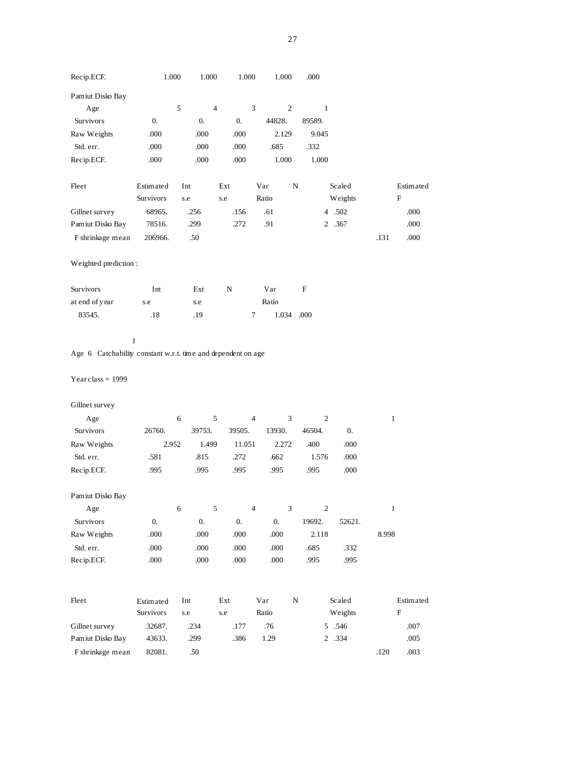| | | | | | |
|---|---|---|---|---|---|
| Recip.ECF. | 1.000 | 1.000 | 1.000 | 1.000 | .000 |

Pamiut Disko Bay

| Age | 5 | 4 | 3 | 2 | 1 |
|---|---|---|---|---|---|
| Survivors | 0. | 0. | 0. | 44828. | 89589. |
| Raw Weights | .000 | .000 | .000 | 2.129 | 9.045 |
| Std. err. | .000 | .000 | .000 | .685 | .332 |
| Recip.ECF. | .000 | .000 | .000 | 1.000 | 1.000 |

| Fleet | Estimated Survivors | Int s.e | Ext s.e | Var Ratio | N | Scaled Weights | Estimated F |
|---|---|---|---|---|---|---|---|
| Gillnet survey | 68965. | .256 | .156 | .61 | 4 | .502 | .000 |
| Pamiut Disko Bay | 78516. | .299 | .272 | .91 | 2 | .367 | .000 |
| F shrinkage mean | 206966. | .50 | | | | .131 | .000 |

Weighted prediction :

| Survivors at end of year | Int s.e | Ext s.e | N | Var Ratio | F |
|---|---|---|---|---|---|
| 83545. | .18 | .19 | 7 | 1.034 | .000 |

1

Age 6 Catchability constant w.r.t. time and dependent on age

Year class = 1999

Gillnet survey

| Age | 6 | 5 | 4 | 3 | 2 | 1 |
|---|---|---|---|---|---|---|
| Survivors | 26760. | 39753. | 39505. | 13930. | 46504. | 0. |
| Raw Weights | 2.952 | 1.499 | 11.051 | 2.272 | .400 | .000 |
| Std. err. | .581 | .815 | .272 | .662 | 1.576 | .000 |
| Recip.ECF. | .995 | .995 | .995 | .995 | .995 | .000 |

Pamiut Disko Bay

| Age | 6 | 5 | 4 | 3 | 2 | 1 |
|---|---|---|---|---|---|---|
| Survivors | 0. | 0. | 0. | 0. | 19692. | 52621. |
| Raw Weights | .000 | .000 | .000 | .000 | 2.118 | 8.998 |
| Std. err. | .000 | .000 | .000 | .000 | .685 | .332 |
| Recip.ECF. | .000 | .000 | .000 | .000 | .995 | .995 |

| Fleet | Estimated Survivors | Int s.e | Ext s.e | Var Ratio | N | Scaled Weights | Estimated F |
|---|---|---|---|---|---|---|---|
| Gillnet survey | 32687. | .234 | .177 | .76 | 5 | .546 | .007 |
| Pamiut Disko Bay | 43633. | .299 | .386 | 1.29 | 2 | .334 | .005 |
| F shrinkage mean | 82081. | .50 | | | | .120 | .003 |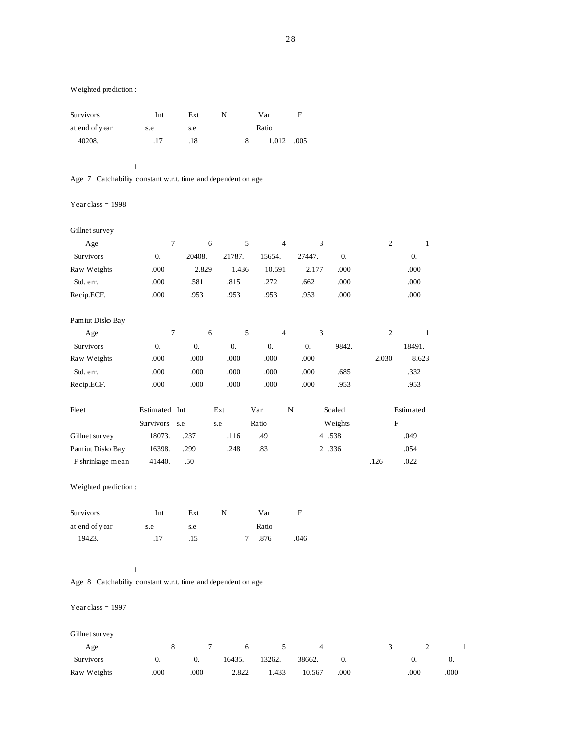Weighted prediction :

| Survivors at end of year | Int s.e | Ext s.e | N | Var Ratio | F |
|---|---|---|---|---|---|
| 40208. | .17 | .18 | 8 | 1.012 | .005 |

1

Age 7 Catchability constant w.r.t. time and dependent on age

Year class = 1998

Gillnet survey

| Age | 7 | 6 | 5 | 4 | 3 | 2 | 1 |
|---|---|---|---|---|---|---|---|
| Survivors | 0. | 20408. | 21787. | 15654. | 27447. | 0. | 0. |
| Raw Weights | .000 | 2.829 | 1.436 | 10.591 | 2.177 | .000 | .000 |
| Std. err. | .000 | .581 | .815 | .272 | .662 | .000 | .000 |
| Recip.ECF. | .000 | .953 | .953 | .953 | .953 | .000 | .000 |

Pamiut Disko Bay

| Age | 7 | 6 | 5 | 4 | 3 | 2 | 1 |
|---|---|---|---|---|---|---|---|
| Survivors | 0. | 0. | 0. | 0. | 0. | 9842. | 18491. |
| Raw Weights | .000 | .000 | .000 | .000 | .000 | 2.030 | 8.623 |
| Std. err. | .000 | .000 | .000 | .000 | .000 | .685 | .332 |
| Recip.ECF. | .000 | .000 | .000 | .000 | .000 | .953 | .953 |

| Fleet | Estimated Survivors | Int s.e | Ext s.e | Var Ratio | N | Scaled Weights | Estimated F |
|---|---|---|---|---|---|---|---|
| Gillnet survey | 18073. | .237 | .116 | .49 | 4 | .538 | .049 |
| Pamiut Disko Bay | 16398. | .299 | .248 | .83 | 2 | .336 | .054 |
| F shrinkage mean | 41440. | .50 | | | | .126 | .022 |

Weighted prediction :

| Survivors at end of year | Int s.e | Ext s.e | N | Var Ratio | F |
|---|---|---|---|---|---|
| 19423. | .17 | .15 | 7 | .876 | .046 |

1

Age 8 Catchability constant w.r.t. time and dependent on age

Year class = 1997

Gillnet survey

| Age | 8 | 7 | 6 | 5 | 4 | 3 | 2 | 1 |
|---|---|---|---|---|---|---|---|---|
| Survivors | 0. | 0. | 16435. | 13262. | 38662. | 0. | 0. | 0. |
| Raw Weights | .000 | .000 | 2.822 | 1.433 | 10.567 | .000 | .000 | .000 |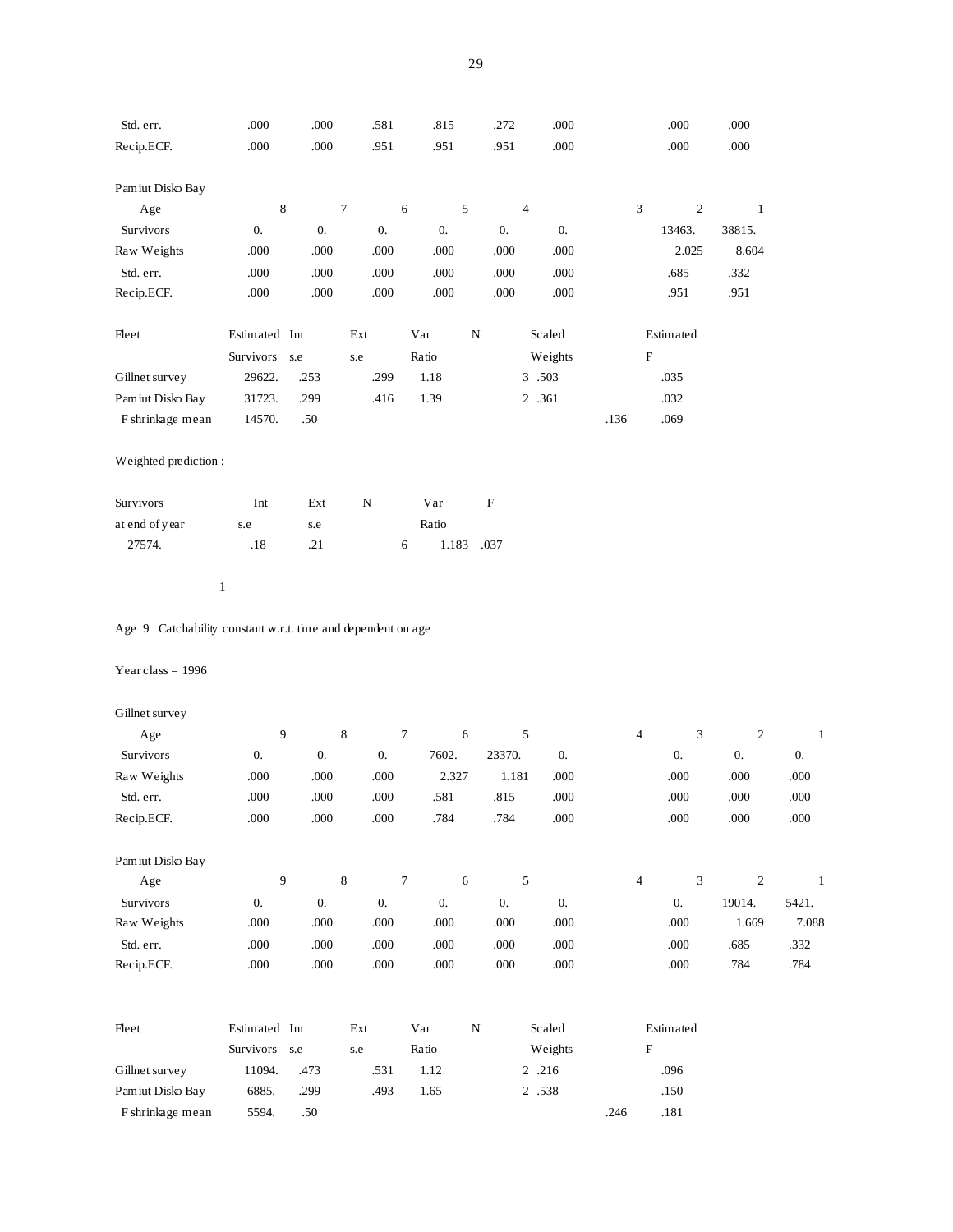| | | | | | | | | |
|---|---|---|---|---|---|---|---|---|
| Std. err. | .000 | .000 | .581 | .815 | .272 | .000 | .000 | .000 |
| Recip.ECF. | .000 | .000 | .951 | .951 | .951 | .000 | .000 | .000 |

Pamiut Disko Bay

| Age | 8 | 7 | 6 | 5 | 4 | 3 | 2 | 1 |
|---|---|---|---|---|---|---|---|---|
| Survivors | 0. | 0. | 0. | 0. | 0. | 0. | 13463. | 38815. |
| Raw Weights | .000 | .000 | .000 | .000 | .000 | .000 | 2.025 | 8.604 |
| Std. err. | .000 | .000 | .000 | .000 | .000 | .000 | .685 | .332 |
| Recip.ECF. | .000 | .000 | .000 | .000 | .000 | .000 | .951 | .951 |

| Fleet | Estimated Survivors | Int s.e | Ext s.e | Var Ratio | N | Scaled Weights | | Estimated F |
|---|---|---|---|---|---|---|---|---|
| Gillnet survey | 29622. | .253 | .299 | 1.18 | 3 | .503 | | .035 |
| Pamiut Disko Bay | 31723. | .299 | .416 | 1.39 | 2 | .361 | | .032 |
| F shrinkage mean | 14570. | .50 | | | | | .136 | .069 |

Weighted prediction :

| Survivors at end of year | Int s.e | Ext s.e | N | Var Ratio | F |
|---|---|---|---|---|---|
| 27574. | .18 | .21 | 6 | 1.183 | .037 |

1

Age 9 Catchability constant w.r.t. time and dependent on age

Year class = 1996

Gillnet survey

| Age | 9 | 8 | 7 | 6 | 5 | 4 | 3 | 2 | 1 |
|---|---|---|---|---|---|---|---|---|---|
| Survivors | 0. | 0. | 0. | 7602. | 23370. | 0. | 0. | 0. | 0. |
| Raw Weights | .000 | .000 | .000 | 2.327 | 1.181 | .000 | .000 | .000 | .000 |
| Std. err. | .000 | .000 | .000 | .581 | .815 | .000 | .000 | .000 | .000 |
| Recip.ECF. | .000 | .000 | .000 | .784 | .784 | .000 | .000 | .000 | .000 |

Pamiut Disko Bay

| Age | 9 | 8 | 7 | 6 | 5 | 4 | 3 | 2 | 1 |
|---|---|---|---|---|---|---|---|---|---|
| Survivors | 0. | 0. | 0. | 0. | 0. | 0. | 0. | 19014. | 5421. |
| Raw Weights | .000 | .000 | .000 | .000 | .000 | .000 | .000 | 1.669 | 7.088 |
| Std. err. | .000 | .000 | .000 | .000 | .000 | .000 | .000 | .685 | .332 |
| Recip.ECF. | .000 | .000 | .000 | .000 | .000 | .000 | .000 | .784 | .784 |

| Fleet | Estimated Survivors | Int s.e | Ext s.e | Var Ratio | N | Scaled Weights | | Estimated F |
|---|---|---|---|---|---|---|---|---|
| Gillnet survey | 11094. | .473 | .531 | 1.12 | 2 | .216 | | .096 |
| Pamiut Disko Bay | 6885. | .299 | .493 | 1.65 | 2 | .538 | | .150 |
| F shrinkage mean | 5594. | .50 | | | | | .246 | .181 |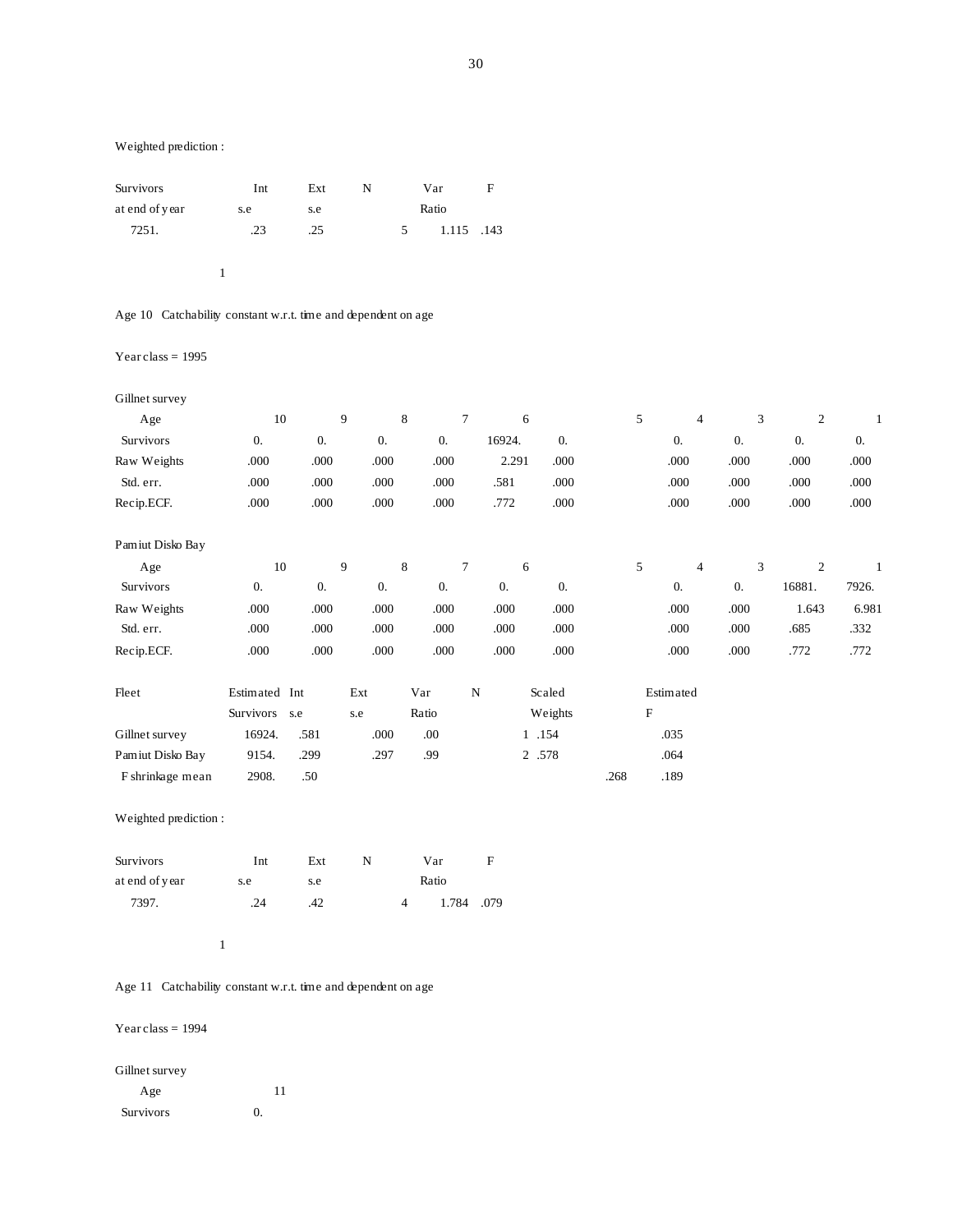Weighted prediction :

| Survivors at end of year | Int s.e | Ext s.e | N | Var Ratio | F |
|---|---|---|---|---|---|
| 7251. | .23 | .25 | 5 | 1.115 | .143 |

1

Age 10 Catchability constant w.r.t. time and dependent on age

Year class = 1995

Gillnet survey

| Age | 10 | 9 | 8 | 7 | 6 | 5 | 4 | 3 | 2 | 1 |
|---|---|---|---|---|---|---|---|---|---|---|
| Survivors | 0. | 0. | 0. | 0. | 16924. | 0. | 0. | 0. | 0. | 0. |
| Raw Weights | .000 | .000 | .000 | .000 | 2.291 | .000 | .000 | .000 | .000 | .000 |
| Std. err. | .000 | .000 | .000 | .000 | .581 | .000 | .000 | .000 | .000 | .000 |
| Recip.ECF. | .000 | .000 | .000 | .000 | .772 | .000 | .000 | .000 | .000 | .000 |

Pamiut Disko Bay

| Age | 10 | 9 | 8 | 7 | 6 | 5 | 4 | 3 | 2 | 1 |
|---|---|---|---|---|---|---|---|---|---|---|
| Survivors | 0. | 0. | 0. | 0. | 0. | 0. | 0. | 0. | 16881. | 7926. |
| Raw Weights | .000 | .000 | .000 | .000 | .000 | .000 | .000 | .000 | 1.643 | 6.981 |
| Std. err. | .000 | .000 | .000 | .000 | .000 | .000 | .000 | .000 | .685 | .332 |
| Recip.ECF. | .000 | .000 | .000 | .000 | .000 | .000 | .000 | .000 | .772 | .772 |

| Fleet | Estimated Survivors | Int s.e | Ext s.e | Var Ratio | N | Scaled Weights | Estimated F |
|---|---|---|---|---|---|---|---|
| Gillnet survey | 16924. | .581 | .000 | .00 | 1 | .154 | .035 |
| Pamiut Disko Bay | 9154. | .299 | .297 | .99 | 2 | .578 | .064 |
| F shrinkage mean | 2908. | .50 | | | | .268 | .189 |

Weighted prediction :

| Survivors at end of year | Int s.e | Ext s.e | N | Var Ratio | F |
|---|---|---|---|---|---|
| 7397. | .24 | .42 | 4 | 1.784 | .079 |

1

Age 11 Catchability constant w.r.t. time and dependent on age

Year class = 1994

Gillnet survey

| Age | 11 |
|---|---|
| Survivors | 0. |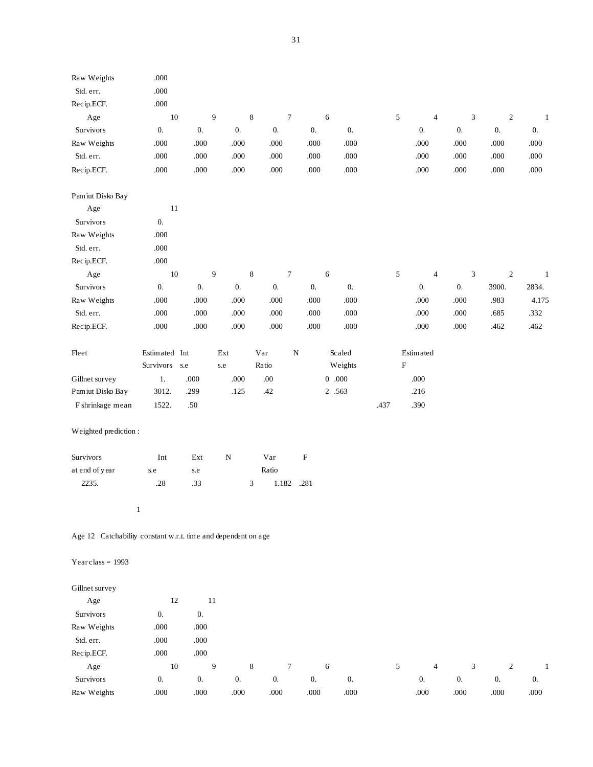| | |
|---|---|
| Raw Weights | .000 |
| Std. err. | .000 |
| Recip.ECF. | .000 |

| Age | 10 | 9 | 8 | 7 | 6 | 5 | 4 | 3 | 2 | 1 |
|---|---|---|---|---|---|---|---|---|---|---|
| Survivors | 0. | 0. | 0. | 0. | 0. | 0. | 0. | 0. | 0. | 0. |
| Raw Weights | .000 | .000 | .000 | .000 | .000 | .000 | .000 | .000 | .000 | .000 |
| Std. err. | .000 | .000 | .000 | .000 | .000 | .000 | .000 | .000 | .000 | .000 |
| Recip.ECF. | .000 | .000 | .000 | .000 | .000 | .000 | .000 | .000 | .000 | .000 |

Pamiut Disko Bay

| Age | 11 |
|---|---|
| Survivors | 0. |
| Raw Weights | .000 |
| Std. err. | .000 |
| Recip.ECF. | .000 |

| Age | 10 | 9 | 8 | 7 | 6 | 5 | 4 | 3 | 2 | 1 |
|---|---|---|---|---|---|---|---|---|---|---|
| Survivors | 0. | 0. | 0. | 0. | 0. | 0. | 0. | 0. | 3900. | 2834. |
| Raw Weights | .000 | .000 | .000 | .000 | .000 | .000 | .000 | .000 | .983 | 4.175 |
| Std. err. | .000 | .000 | .000 | .000 | .000 | .000 | .000 | .000 | .685 | .332 |
| Recip.ECF. | .000 | .000 | .000 | .000 | .000 | .000 | .000 | .000 | .462 | .462 |

| Fleet | Estimated Survivors | Int s.e | Ext s.e | Var Ratio | N | Scaled Weights | Estimated F |
|---|---|---|---|---|---|---|---|
| Gillnet survey | 1. | .000 | .000 | .00 | 0 | .000 | .000 |
| Pamiut Disko Bay | 3012. | .299 | .125 | .42 | 2 | .563 | .216 |
| F shrinkage mean | 1522. | .50 | | | | .437 | .390 |

Weighted prediction :

| Survivors at end of year | Int s.e | Ext s.e | N | Var Ratio | F |
|---|---|---|---|---|---|
| 2235. | .28 | .33 | 3 | 1.182 | .281 |

1

Age 12 Catchability constant w.r.t. time and dependent on age

Year class = 1993

Gillnet survey

| Age | 12 | 11 |
|---|---|---|
| Survivors | 0. | 0. |
| Raw Weights | .000 | .000 |
| Std. err. | .000 | .000 |
| Recip.ECF. | .000 | .000 |

| Age | 10 | 9 | 8 | 7 | 6 | 5 | 4 | 3 | 2 | 1 |
|---|---|---|---|---|---|---|---|---|---|---|
| Survivors | 0. | 0. | 0. | 0. | 0. | 0. | 0. | 0. | 0. | 0. |
| Raw Weights | .000 | .000 | .000 | .000 | .000 | .000 | .000 | .000 | .000 | .000 |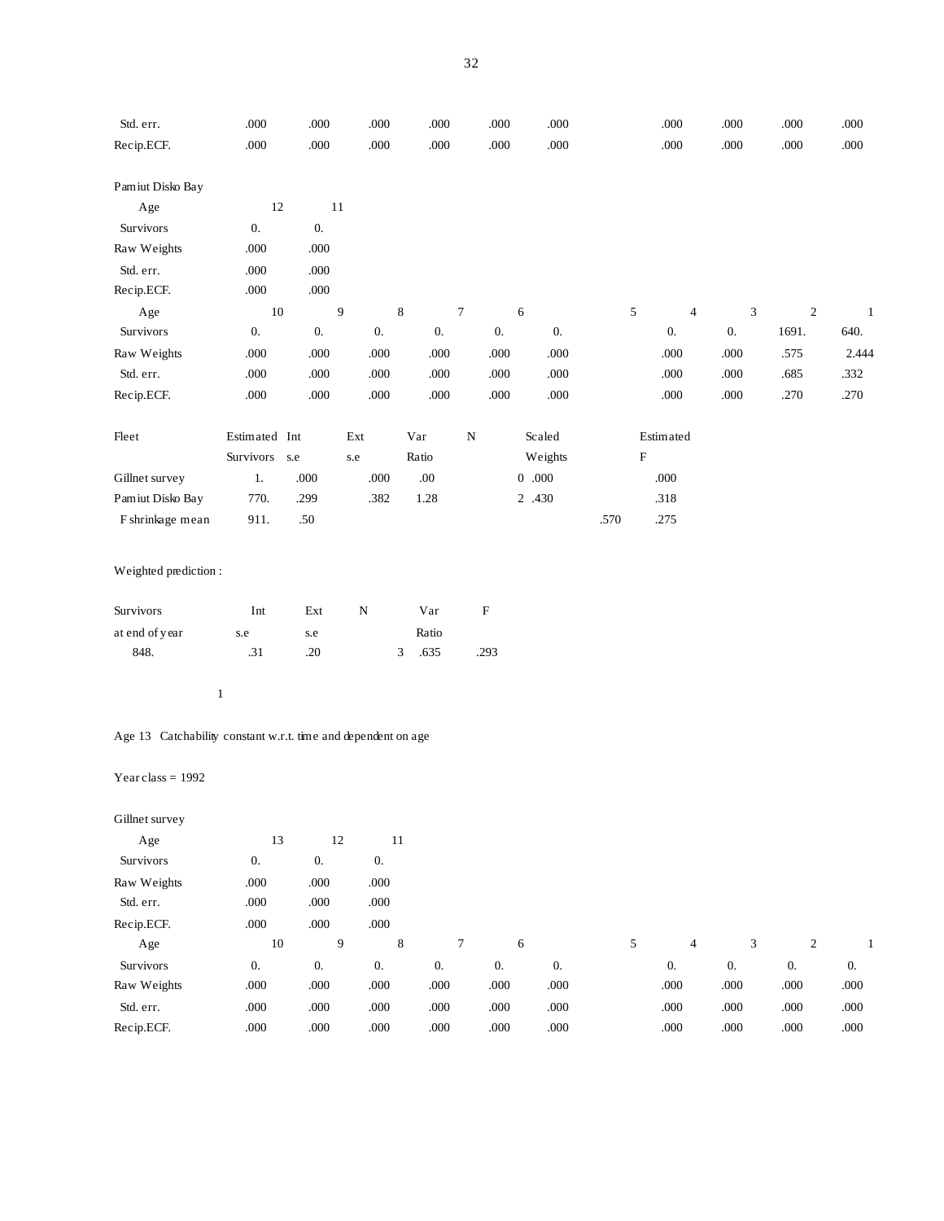| | | | | | | | | | | |
|---|---|---|---|---|---|---|---|---|---|---|
| Std. err. | .000 | .000 | .000 | .000 | .000 | .000 | | .000 | .000 | .000 | .000 |
| Recip.ECF. | .000 | .000 | .000 | .000 | .000 | .000 | | .000 | .000 | .000 | .000 |

Pamiut Disko Bay

| Age | 12 | 11 |
|---|---|---|
| Survivors | 0. | 0. |
| Raw Weights | .000 | .000 |
| Std. err. | .000 | .000 |
| Recip.ECF. | .000 | .000 |

| Age | 10 | 9 | 8 | 7 | 6 | 5 | 4 | 3 | 2 | 1 |
|---|---|---|---|---|---|---|---|---|---|---|
| Survivors | 0. | 0. | 0. | 0. | 0. | 0. | 0. | 0. | 1691. | 640. |
| Raw Weights | .000 | .000 | .000 | .000 | .000 | .000 | .000 | .000 | .575 | 2.444 |
| Std. err. | .000 | .000 | .000 | .000 | .000 | .000 | .000 | .000 | .685 | .332 |
| Recip.ECF. | .000 | .000 | .000 | .000 | .000 | .000 | .000 | .000 | .270 | .270 |

| Fleet | Estimated Survivors | Int s.e | Ext s.e | Var Ratio | N | Scaled Weights | Estimated F |
|---|---|---|---|---|---|---|---|
| Gillnet survey | 1. | .000 | .000 | .00 | 0 | .000 | .000 |
| Pamiut Disko Bay | 770. | .299 | .382 | 1.28 | 2 | .430 | .318 |
| F shrinkage mean | 911. | .50 | | | | .570 | .275 |

Weighted prediction :

| Survivors at end of year | Int s.e | Ext s.e | N | Var Ratio | F |
|---|---|---|---|---|---|
| 848. | .31 | .20 | 3 | .635 | .293 |

1

Age 13 Catchability constant w.r.t. time and dependent on age

Year class = 1992

Gillnet survey

| Age | 13 | 12 | 11 |
|---|---|---|---|
| Survivors | 0. | 0. | 0. |
| Raw Weights | .000 | .000 | .000 |
| Std. err. | .000 | .000 | .000 |
| Recip.ECF. | .000 | .000 | .000 |

| Age | 10 | 9 | 8 | 7 | 6 | 5 | 4 | 3 | 2 | 1 |
|---|---|---|---|---|---|---|---|---|---|---|
| Survivors | 0. | 0. | 0. | 0. | 0. | 0. | 0. | 0. | 0. | 0. |
| Raw Weights | .000 | .000 | .000 | .000 | .000 | .000 | .000 | .000 | .000 | .000 |
| Std. err. | .000 | .000 | .000 | .000 | .000 | .000 | .000 | .000 | .000 | .000 |
| Recip.ECF. | .000 | .000 | .000 | .000 | .000 | .000 | .000 | .000 | .000 | .000 |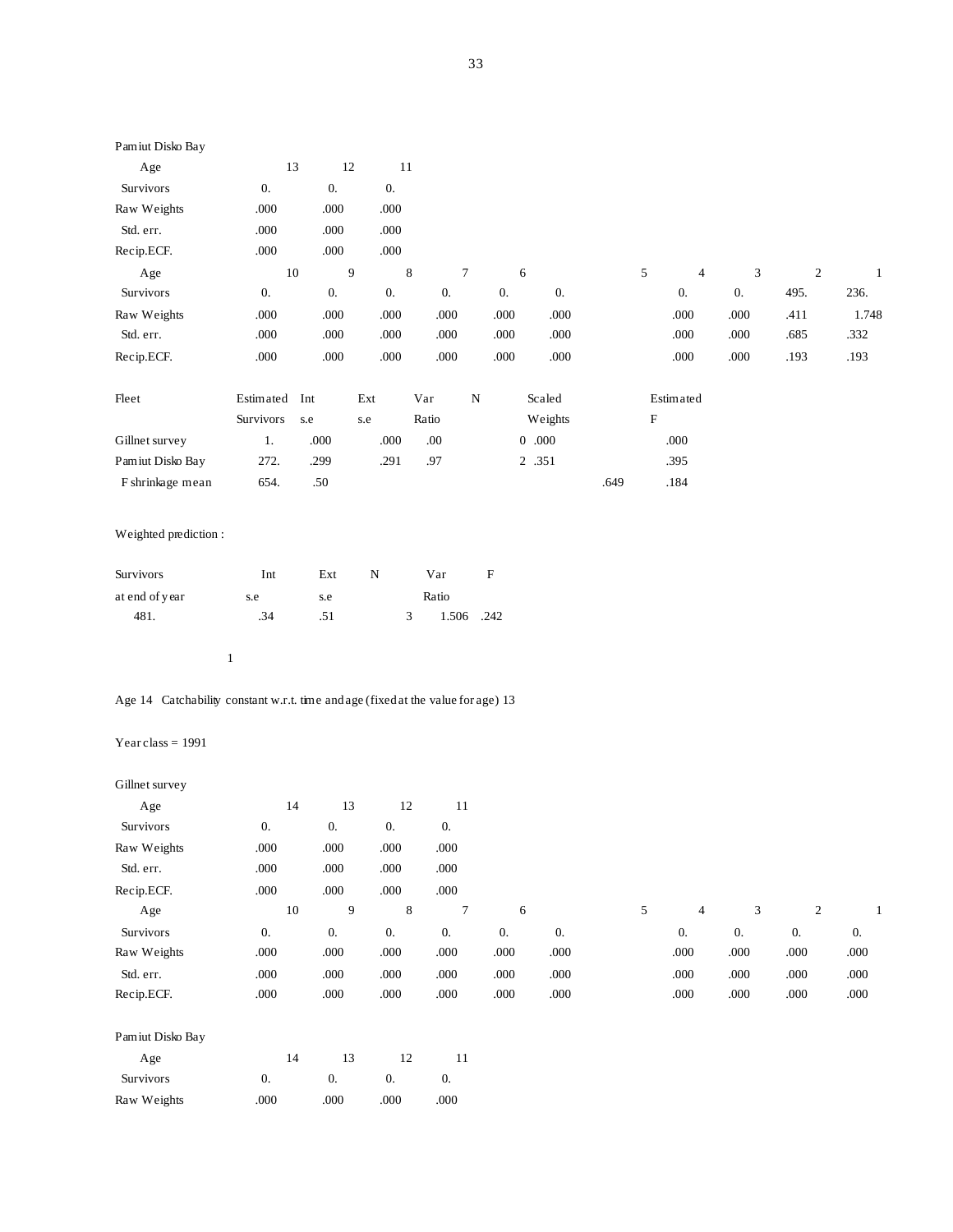Pamiut Disko Bay

| Age | 13 | 12 | 11 |
|---|---|---|---|
| Survivors | 0. | 0. | 0. |
| Raw Weights | .000 | .000 | .000 |
| Std. err. | .000 | .000 | .000 |
| Recip.ECF. | .000 | .000 | .000 |

| Age | 10 | 9 | 8 | 7 | 6 | 5 | 4 | 3 | 2 | 1 |
|---|---|---|---|---|---|---|---|---|---|---|
| Survivors | 0. | 0. | 0. | 0. | 0. | 0. | 0. | 0. | 495. | 236. |
| Raw Weights | .000 | .000 | .000 | .000 | .000 | .000 | .000 | .000 | .411 | 1.748 |
| Std. err. | .000 | .000 | .000 | .000 | .000 | .000 | .000 | .000 | .685 | .332 |
| Recip.ECF. | .000 | .000 | .000 | .000 | .000 | .000 | .000 | .000 | .193 | .193 |

| Fleet | Estimated Survivors | Int s.e | Ext s.e | Var Ratio | N | Scaled Weights | Estimated F |
|---|---|---|---|---|---|---|---|
| Gillnet survey | 1. | .000 | .000 | .00 | 0 | .000 | .000 |
| Pamiut Disko Bay | 272. | .299 | .291 | .97 | 2 | .351 | .395 |
| F shrinkage mean | 654. | .50 | | | | .649 | .184 |

Weighted prediction :

| Survivors at end of year | Int s.e | Ext s.e | N | Var Ratio | F |
|---|---|---|---|---|---|
| 481. | .34 | .51 | 3 | 1.506 | .242 |

1

Age 14 Catchability constant w.r.t. time and age (fixed at the value for age) 13

Year class = 1991

Gillnet survey

| Age | 14 | 13 | 12 | 11 |
|---|---|---|---|---|
| Survivors | 0. | 0. | 0. | 0. |
| Raw Weights | .000 | .000 | .000 | .000 |
| Std. err. | .000 | .000 | .000 | .000 |
| Recip.ECF. | .000 | .000 | .000 | .000 |

| Age | 10 | 9 | 8 | 7 | 6 | 5 | 4 | 3 | 2 | 1 |
|---|---|---|---|---|---|---|---|---|---|---|
| Survivors | 0. | 0. | 0. | 0. | 0. | 0. | 0. | 0. | 0. | 0. |
| Raw Weights | .000 | .000 | .000 | .000 | .000 | .000 | .000 | .000 | .000 | .000 |
| Std. err. | .000 | .000 | .000 | .000 | .000 | .000 | .000 | .000 | .000 | .000 |
| Recip.ECF. | .000 | .000 | .000 | .000 | .000 | .000 | .000 | .000 | .000 | .000 |

Pamiut Disko Bay

| Age | 14 | 13 | 12 | 11 |
|---|---|---|---|---|
| Survivors | 0. | 0. | 0. | 0. |
| Raw Weights | .000 | .000 | .000 | .000 |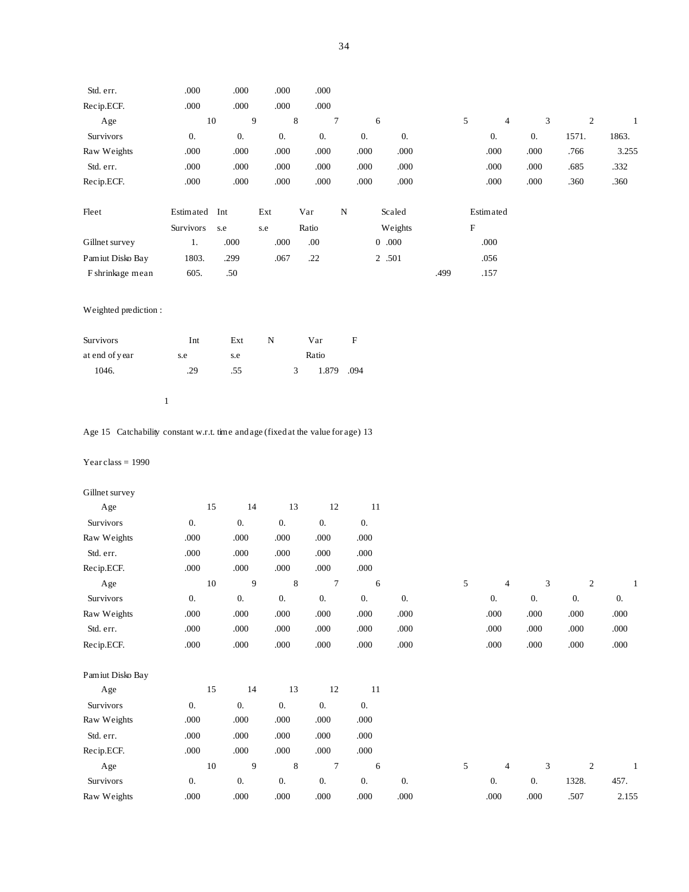| | | | | |
|---|---|---|---|---|
| Std. err. | .000 | .000 | .000 | .000 |
| Recip.ECF. | .000 | .000 | .000 | .000 |

| Age | 10 | 9 | 8 | 7 | 6 | 5 | 4 | 3 | 2 | 1 |
|---|---|---|---|---|---|---|---|---|---|---|
| Survivors | 0. | 0. | 0. | 0. | 0. | 0. | 0. | 0. | 1571. | 1863. |
| Raw Weights | .000 | .000 | .000 | .000 | .000 | .000 | .000 | .000 | .766 | 3.255 |
| Std. err. | .000 | .000 | .000 | .000 | .000 | .000 | .000 | .000 | .685 | .332 |
| Recip.ECF. | .000 | .000 | .000 | .000 | .000 | .000 | .000 | .000 | .360 | .360 |

| Fleet | Estimated Survivors | Int s.e | Ext s.e | Var Ratio | N | Scaled Weights | Estimated F |
|---|---|---|---|---|---|---|---|
| Gillnet survey | 1. | .000 | .000 | .00 | 0 | .000 | .000 |
| Pamiut Disko Bay | 1803. | .299 | .067 | .22 | 2 | .501 | .056 |
| F shrinkage mean | 605. | .50 | | | | .499 | .157 |

Weighted prediction :

| Survivors at end of year | Int s.e | Ext s.e | N | Var Ratio | F |
|---|---|---|---|---|---|
| 1046. | .29 | .55 | 3 | 1.879 | .094 |

1

Age 15 Catchability constant w.r.t. time and age (fixed at the value for age) 13

Year class = 1990

Gillnet survey

| Age | 15 | 14 | 13 | 12 | 11 |
|---|---|---|---|---|---|
| Survivors | 0. | 0. | 0. | 0. | 0. |
| Raw Weights | .000 | .000 | .000 | .000 | .000 |
| Std. err. | .000 | .000 | .000 | .000 | .000 |
| Recip.ECF. | .000 | .000 | .000 | .000 | .000 |

| Age | 10 | 9 | 8 | 7 | 6 | 5 | 4 | 3 | 2 | 1 |
|---|---|---|---|---|---|---|---|---|---|---|
| Survivors | 0. | 0. | 0. | 0. | 0. | 0. | 0. | 0. | 0. | 0. |
| Raw Weights | .000 | .000 | .000 | .000 | .000 | .000 | .000 | .000 | .000 | .000 |
| Std. err. | .000 | .000 | .000 | .000 | .000 | .000 | .000 | .000 | .000 | .000 |
| Recip.ECF. | .000 | .000 | .000 | .000 | .000 | .000 | .000 | .000 | .000 | .000 |

Pamiut Disko Bay

| Age | 15 | 14 | 13 | 12 | 11 |
|---|---|---|---|---|---|
| Survivors | 0. | 0. | 0. | 0. | 0. |
| Raw Weights | .000 | .000 | .000 | .000 | .000 |
| Std. err. | .000 | .000 | .000 | .000 | .000 |
| Recip.ECF. | .000 | .000 | .000 | .000 | .000 |

| Age | 10 | 9 | 8 | 7 | 6 | 5 | 4 | 3 | 2 | 1 |
|---|---|---|---|---|---|---|---|---|---|---|
| Survivors | 0. | 0. | 0. | 0. | 0. | 0. | 0. | 0. | 1328. | 457. |
| Raw Weights | .000 | .000 | .000 | .000 | .000 | .000 | .000 | .000 | .507 | 2.155 |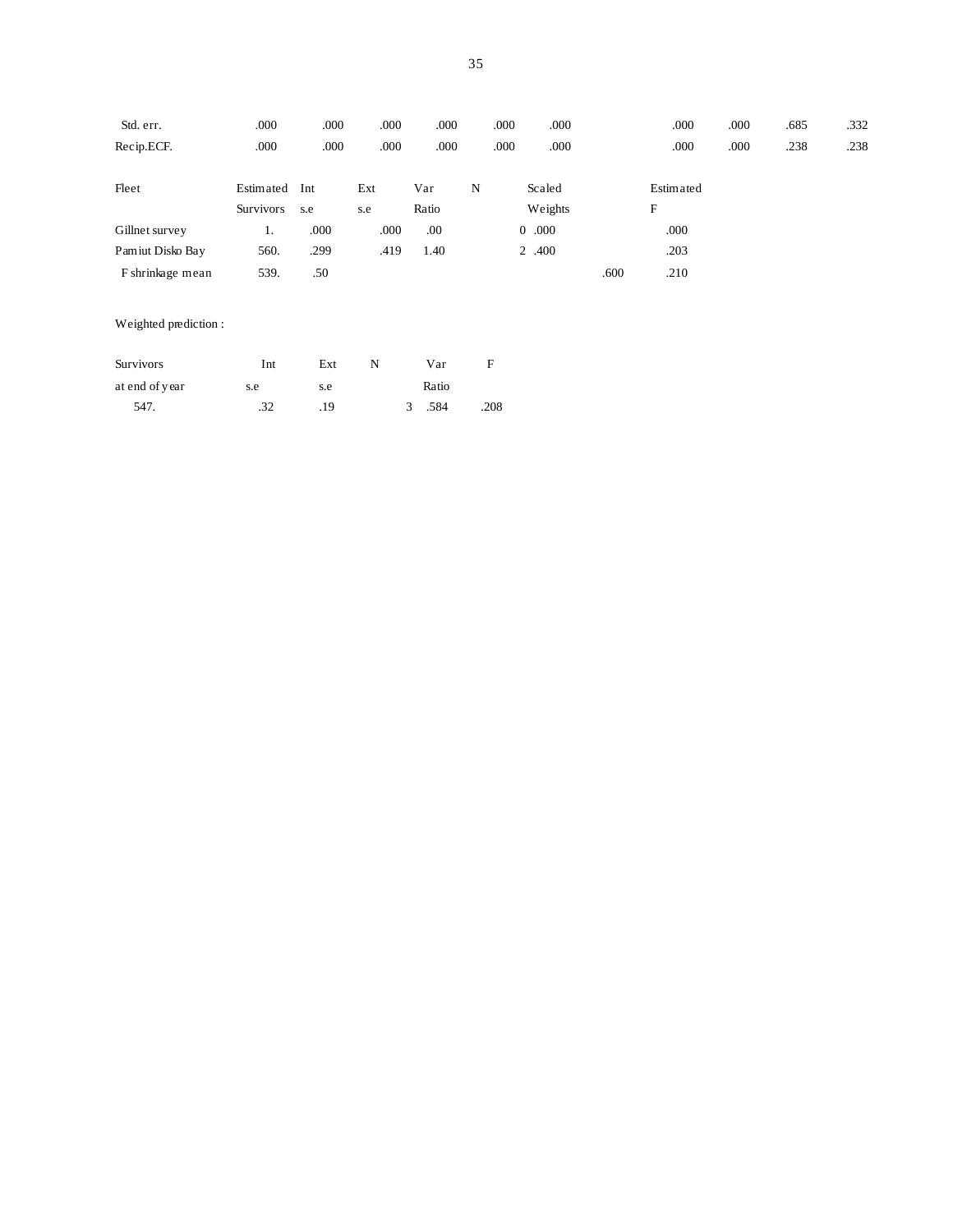| | | | | | | | | | | | |
|---|---|---|---|---|---|---|---|---|---|---|---|
| Std. err. | .000 | .000 | .000 | .000 | .000 | .000 | | .000 | .000 | .685 | .332 |
| Recip.ECF. | .000 | .000 | .000 | .000 | .000 | .000 | | .000 | .000 | .238 | .238 |

| Fleet | Estimated Survivors | Int s.e | Ext s.e | Var Ratio | N | Scaled Weights | | Estimated F |
|---|---|---|---|---|---|---|---|---|
| Gillnet survey | 1. | .000 | .000 | .00 | 0 | .000 | | .000 |
| Pamiut Disko Bay | 560. | .299 | .419 | 1.40 | 2 | .400 | | .203 |
| F shrinkage mean | 539. | .50 | | | | | .600 | .210 |

Weighted prediction :

| Survivors at end of year | Int s.e | Ext s.e | N | Var Ratio | F |
|---|---|---|---|---|---|
| 547. | .32 | .19 | 3 | .584 | .208 |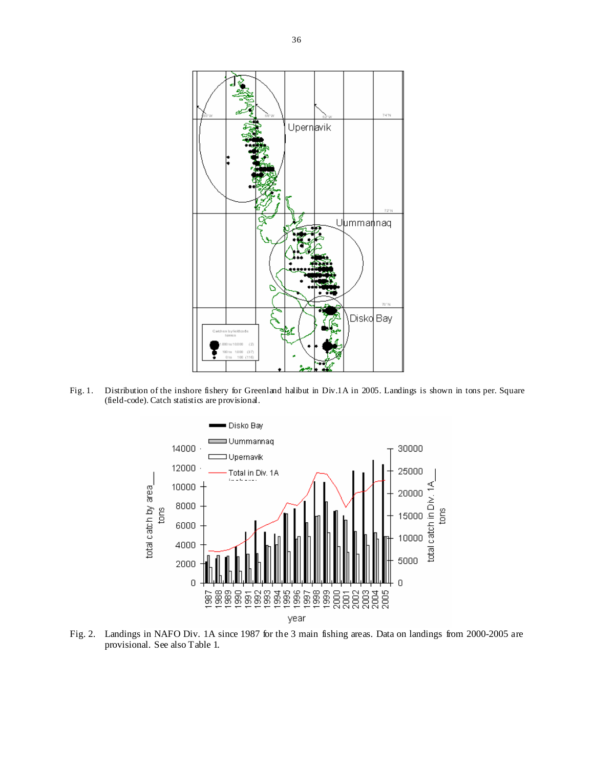Fig. 1. Distribution of the inshore fishery for Greenland halibut in Div.1A in 2005. Landings is shown in tons per. Square (field-code). Catch statistics are provisional.

Fig. 2. Landings in NAFO Div. 1A since 1987 for the 3 main fishing areas. Data on landings from 2000-2005 are provisional. See also Table 1.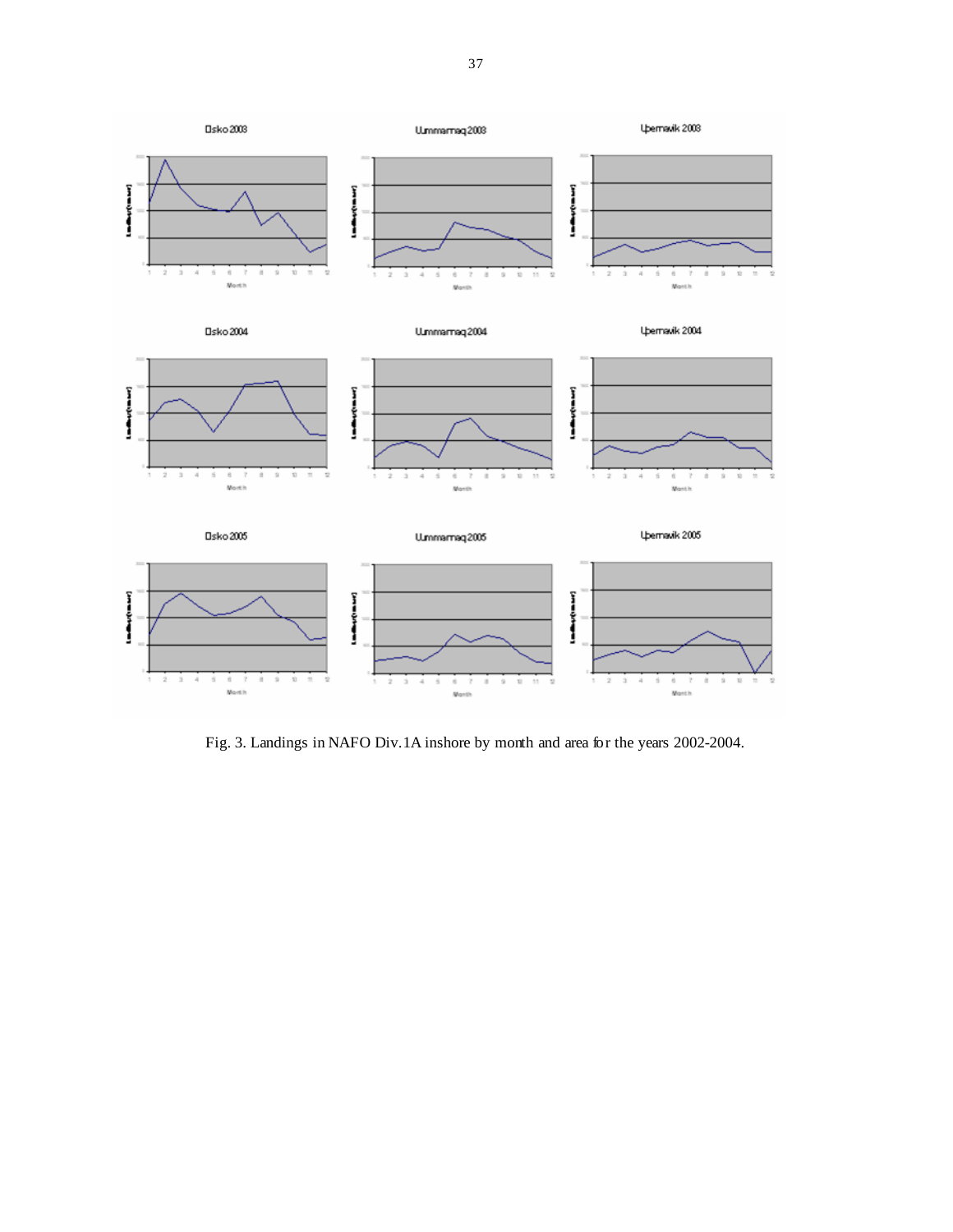Fig. 3. Landings in NAFO Div.1A inshore by month and area for the years 2002-2004.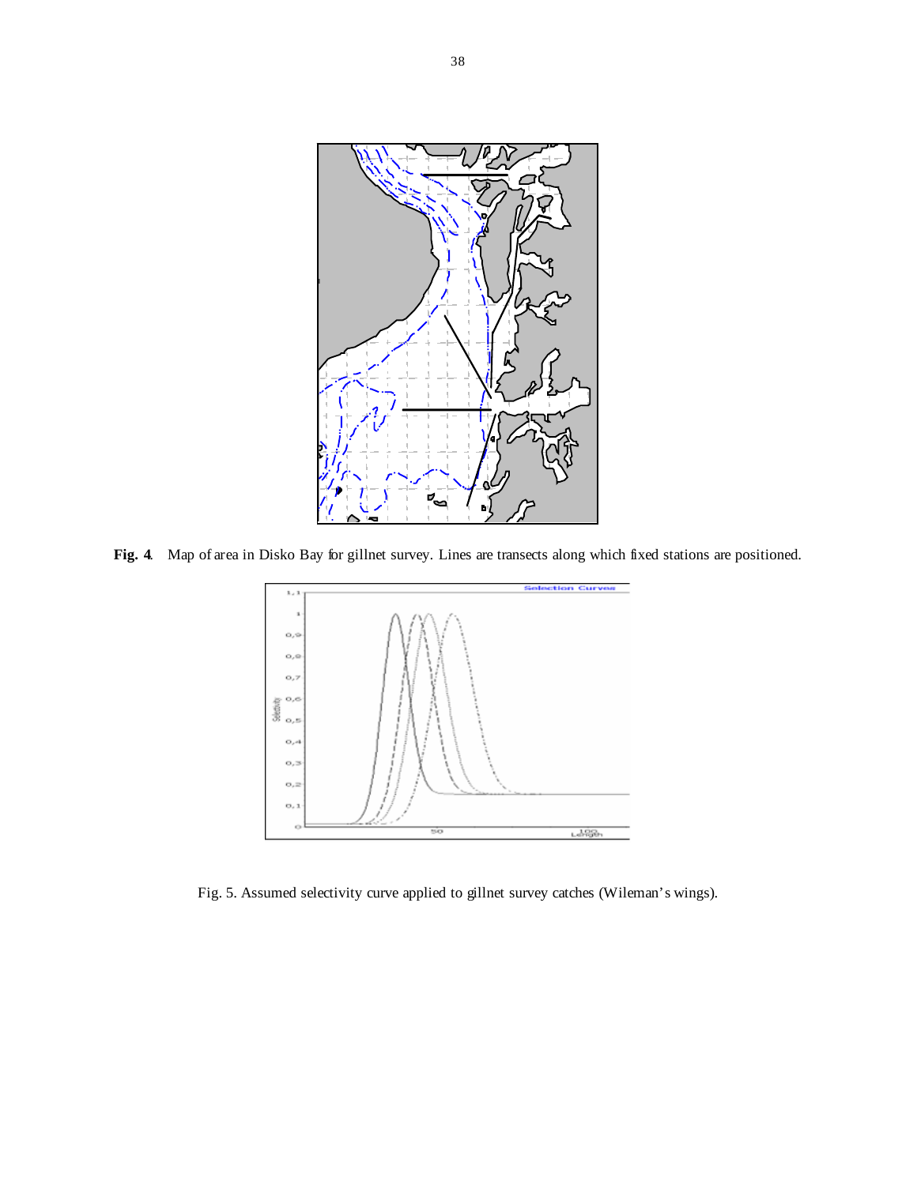**Fig. 4**. Map of area in Disko Bay for gillnet survey. Lines are transects along which fixed stations are positioned.

Fig. 5. Assumed selectivity curve applied to gillnet survey catches (Wileman's wings).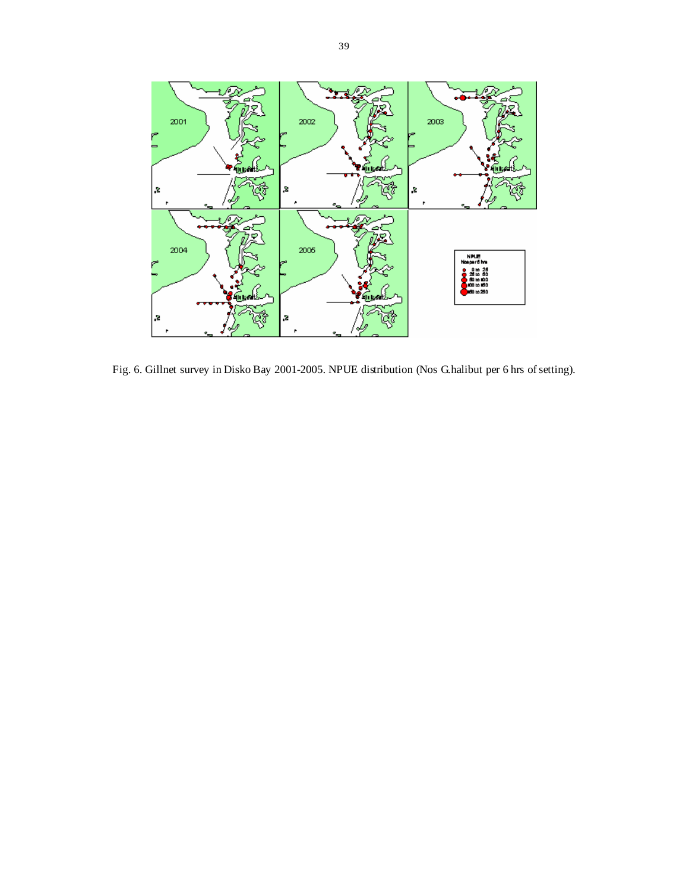Fig. 6. Gillnet survey in Disko Bay 2001-2005. NPUE distribution (Nos G.halibut per 6 hrs of setting).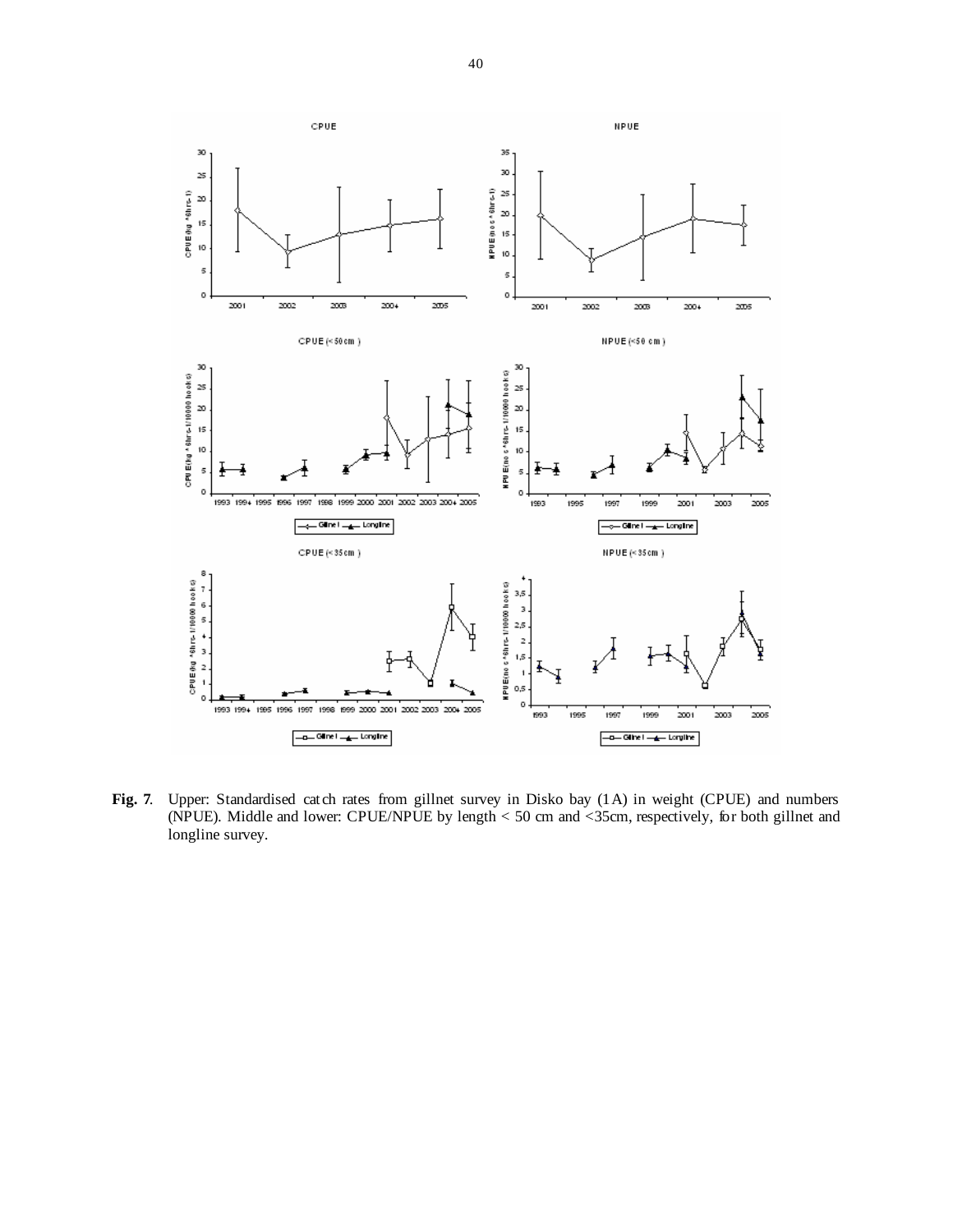**Fig. 7**. Upper: Standardised catch rates from gillnet survey in Disko bay (1A) in weight (CPUE) and numbers (NPUE). Middle and lower: CPUE/NPUE by length < 50 cm and <35cm, respectively, for both gillnet and longline survey.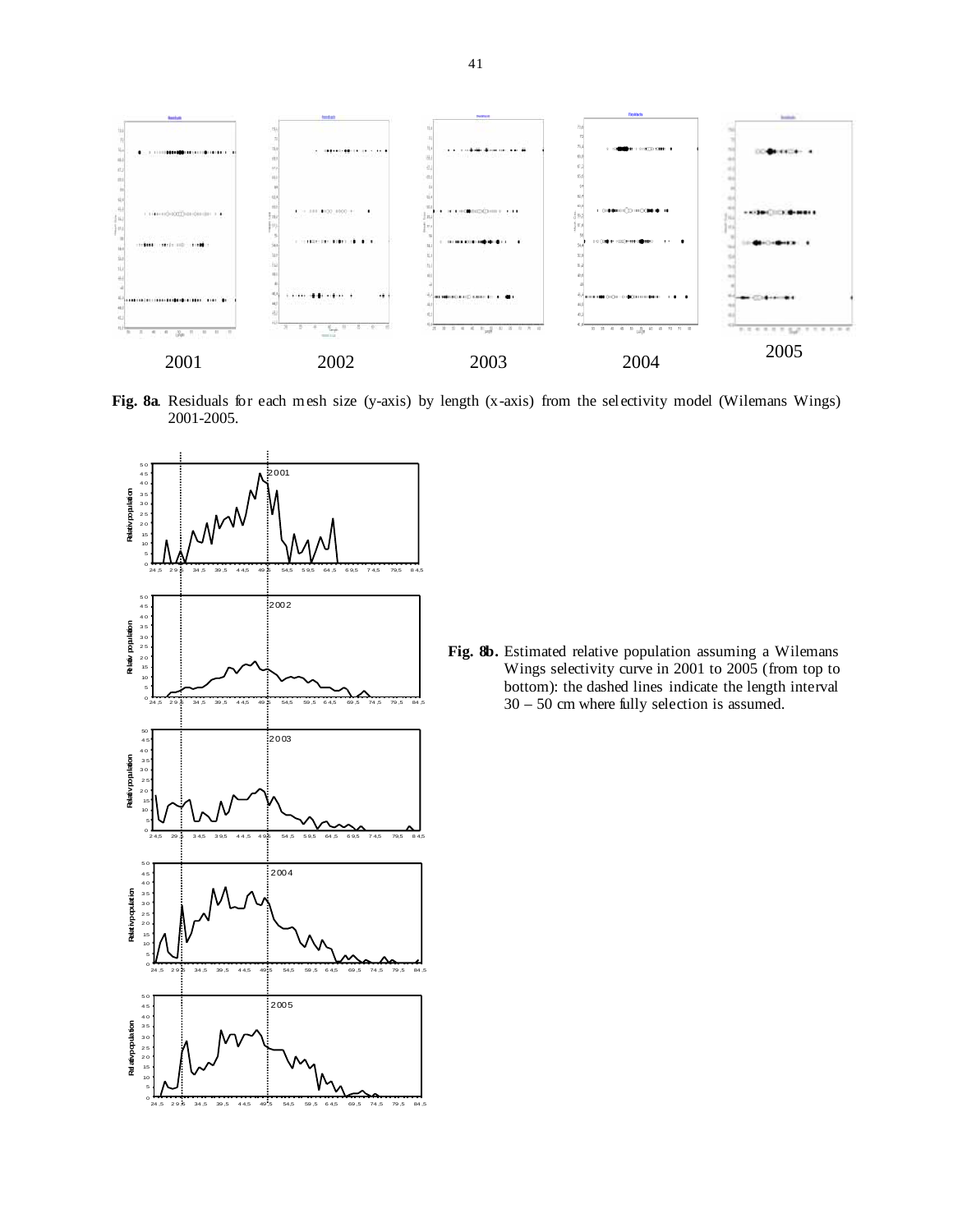2001 2002 2003 2004 2005

**Fig. 8a**. Residuals for each mesh size (y-axis) by length (x-axis) from the selectivity model (Wilemans Wings) 2001-2005.

**Fig. 8b.** Estimated relative population assuming a Wilemans Wings selectivity curve in 2001 to 2005 (from top to bottom): the dashed lines indicate the length interval 30 – 50 cm where fully selection is assumed.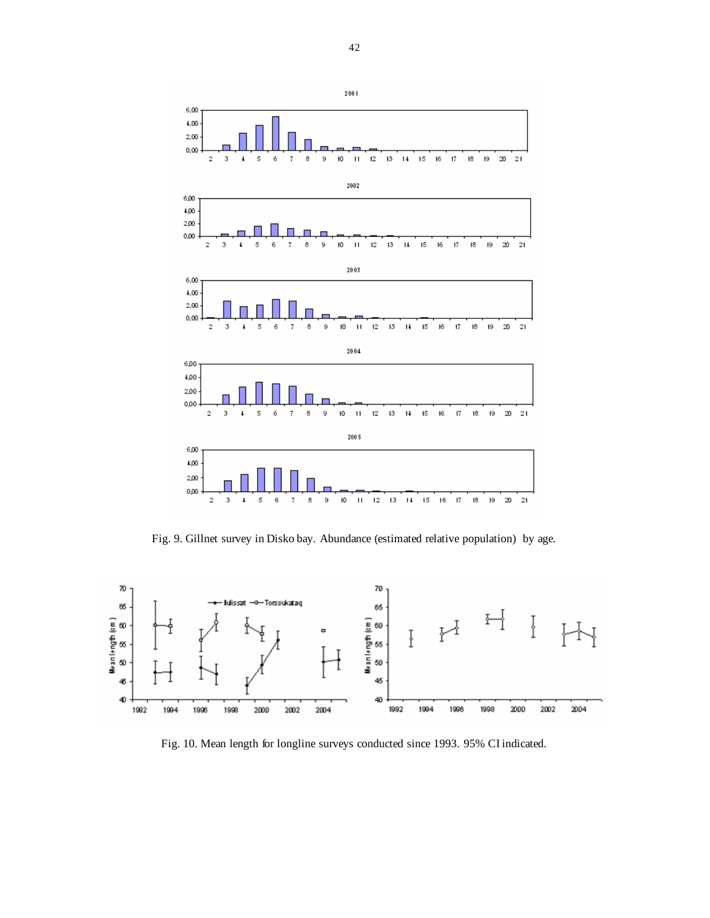Fig. 9. Gillnet survey in Disko bay. Abundance (estimated relative population) by age.

Fig. 10. Mean length for longline surveys conducted since 1993. 95% CI indicated.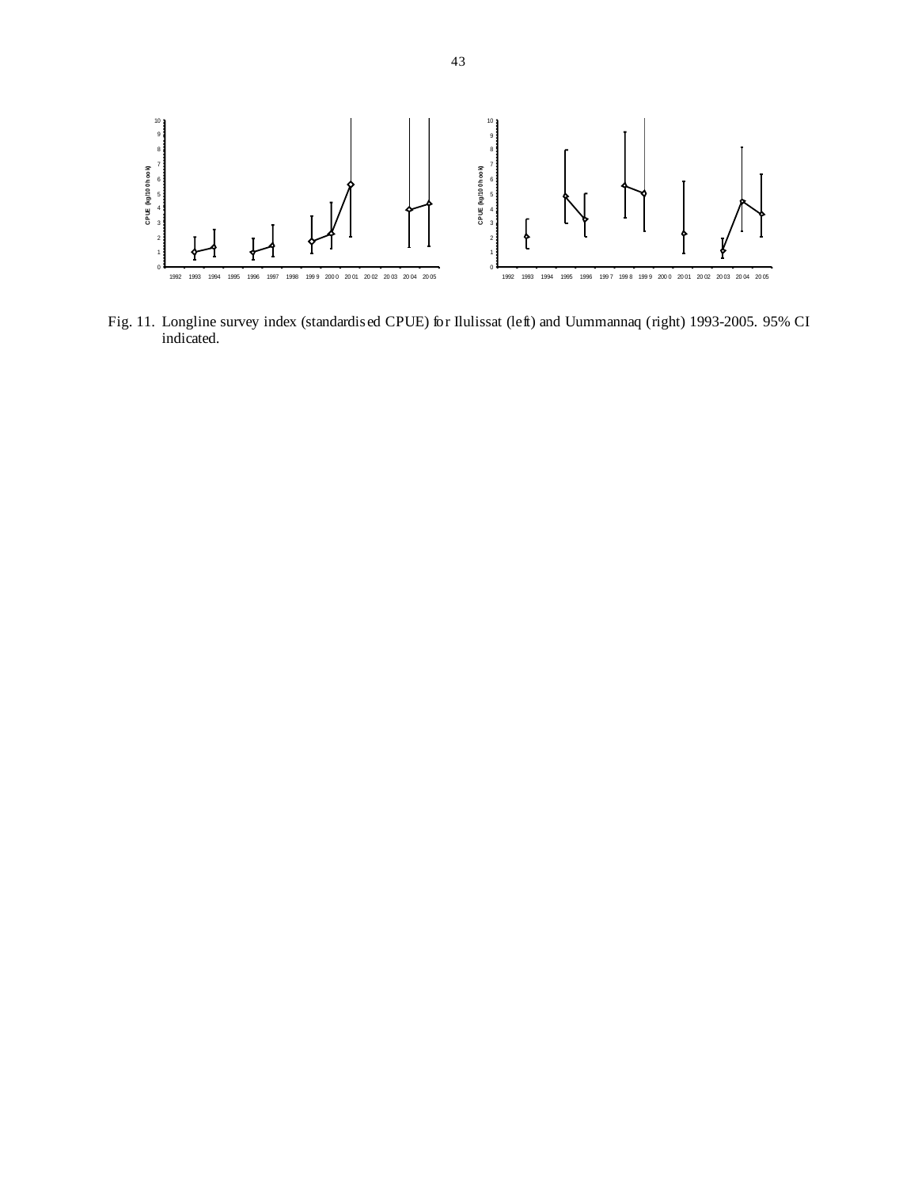Fig. 11. Longline survey index (standardised CPUE) for Ilulissat (left) and Uummannaq (right) 1993-2005. 95% CI indicated.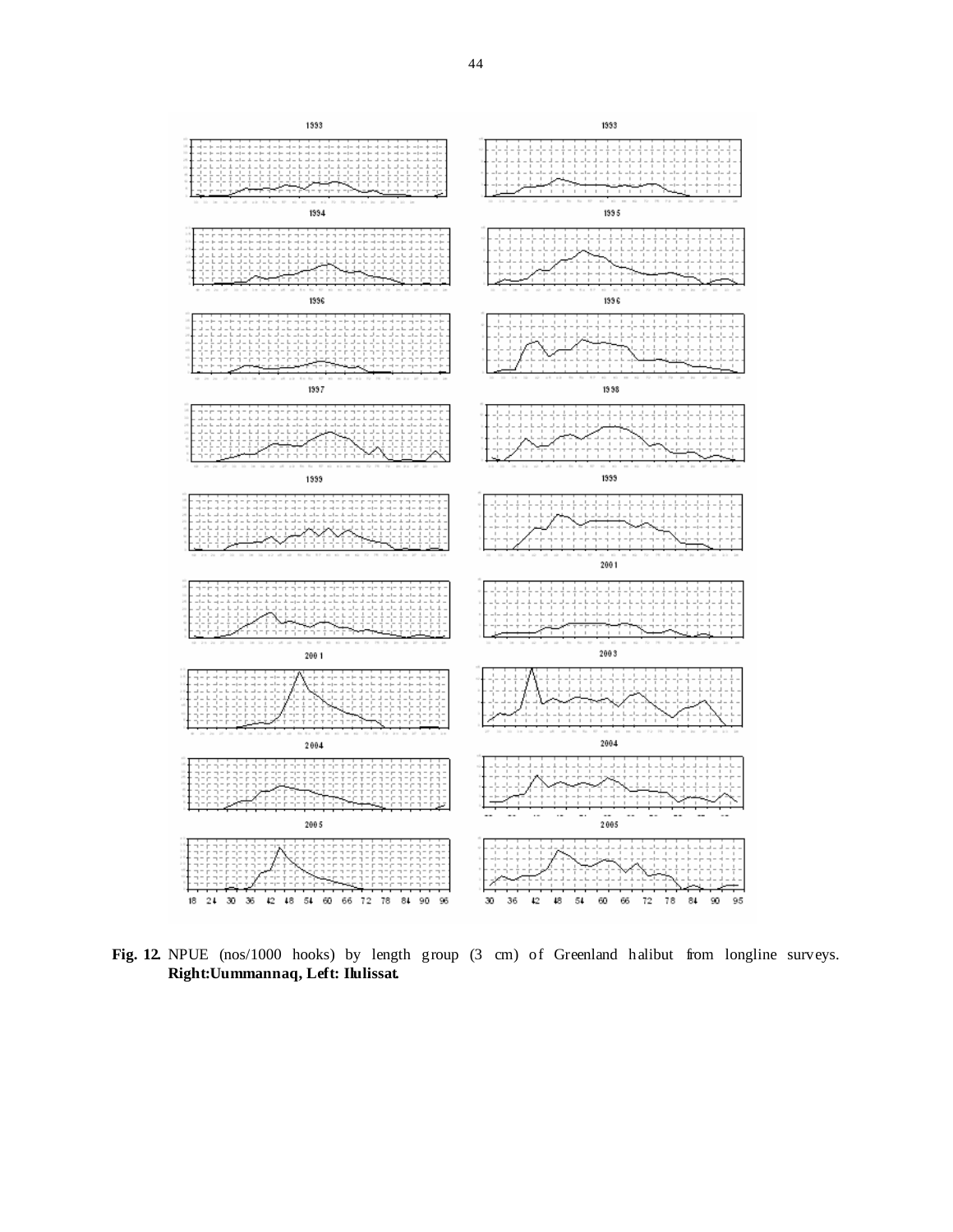Fig. 12. NPUE (nos/1000 hooks) by length group (3 cm) of Greenland halibut from longline surveys. **Right: Uummannaq, Left: Ilulissat.**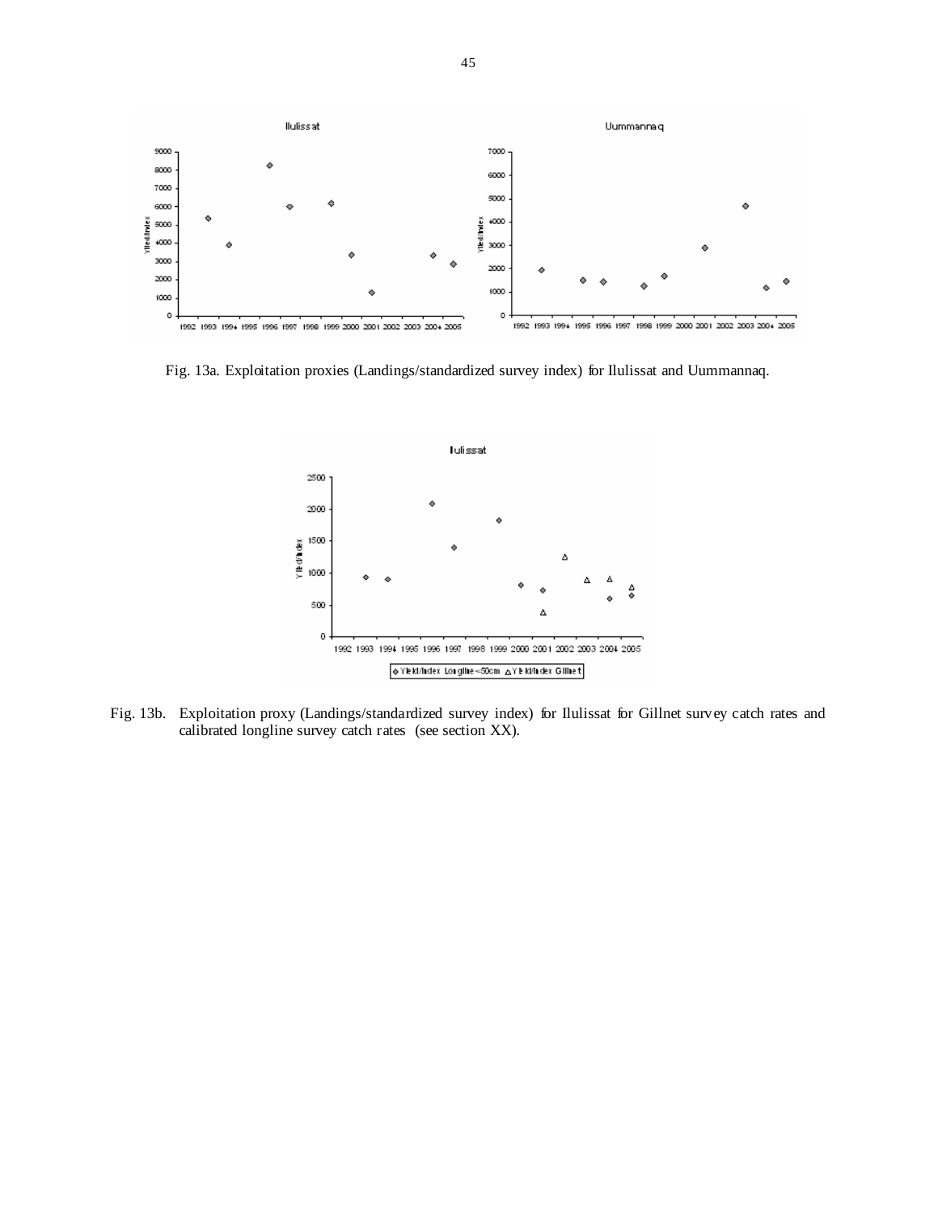Fig. 13a. Exploitation proxies (Landings/standardized survey index) for Ilulissat and Uummannaq.

Fig. 13b. Exploitation proxy (Landings/standardized survey index) for Ilulissat for Gillnet survey catch rates and calibrated longline survey catch rates (see section XX).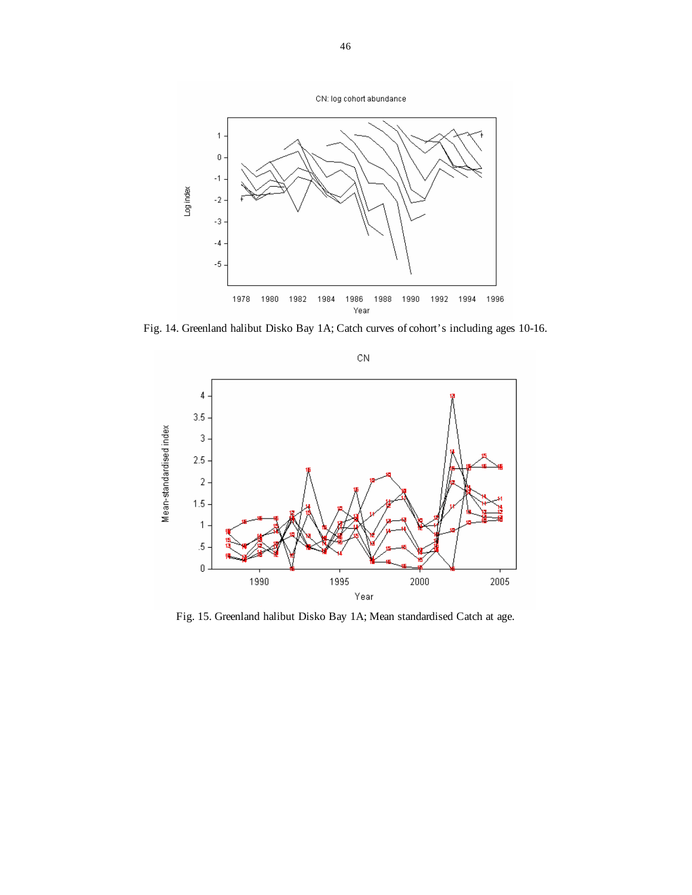Fig. 14. Greenland halibut Disko Bay 1A; Catch curves of cohort's including ages 10-16.

Fig. 15. Greenland halibut Disko Bay 1A; Mean standardised Catch at age.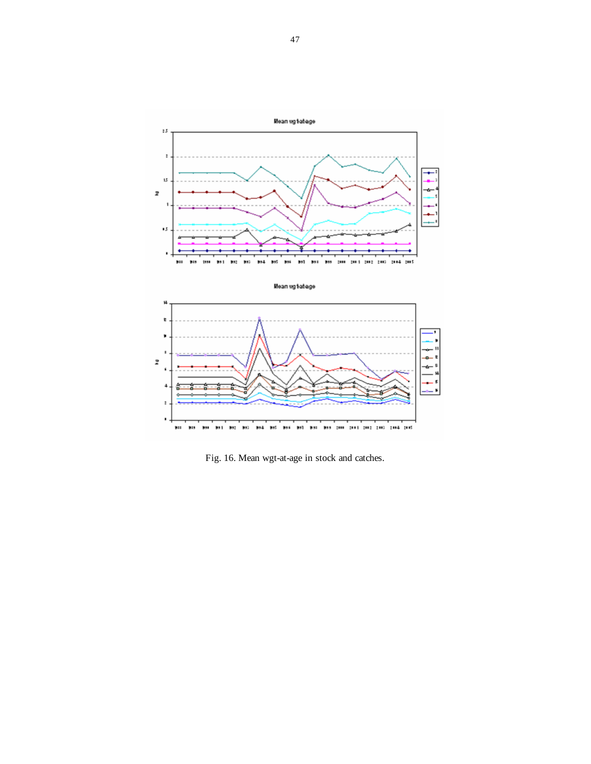Fig. 16. Mean wgt-at-age in stock and catches.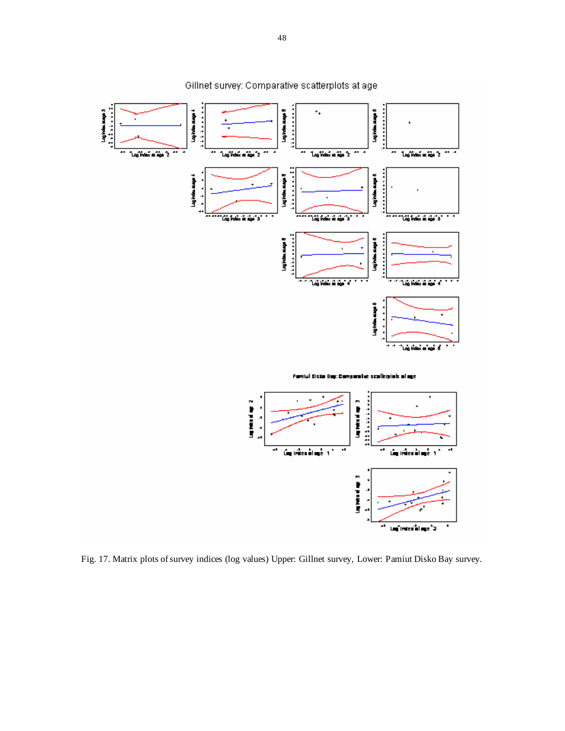Gillnet survey: Comparative scatterplots at age

Pamiut Disko Bay: Comparative scatterplots at age

Fig. 17. Matrix plots of survey indices (log values) Upper: Gillnet survey, Lower: Pamiut Disko Bay survey.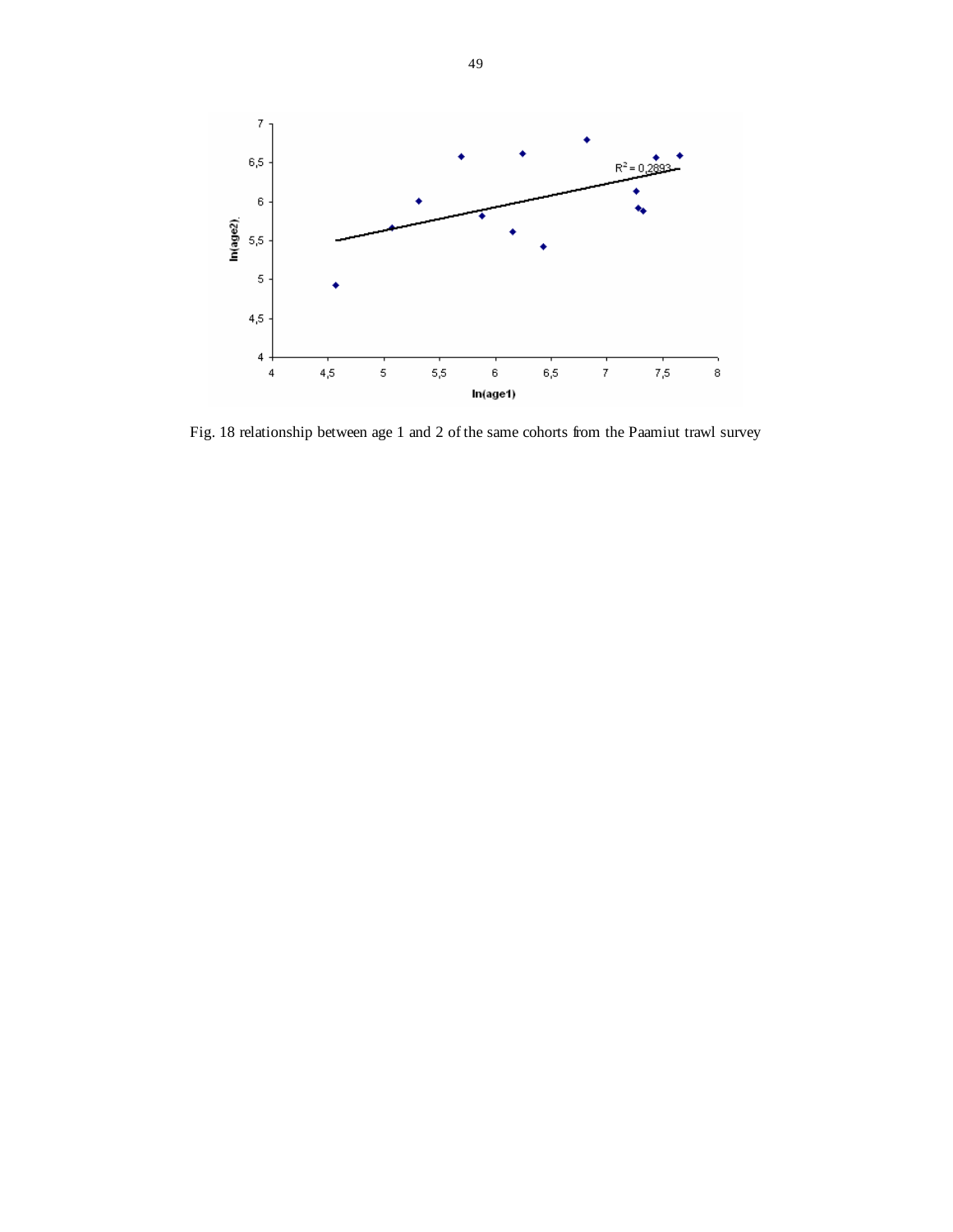Fig. 18 relationship between age 1 and 2 of the same cohorts from the Paamiut trawl survey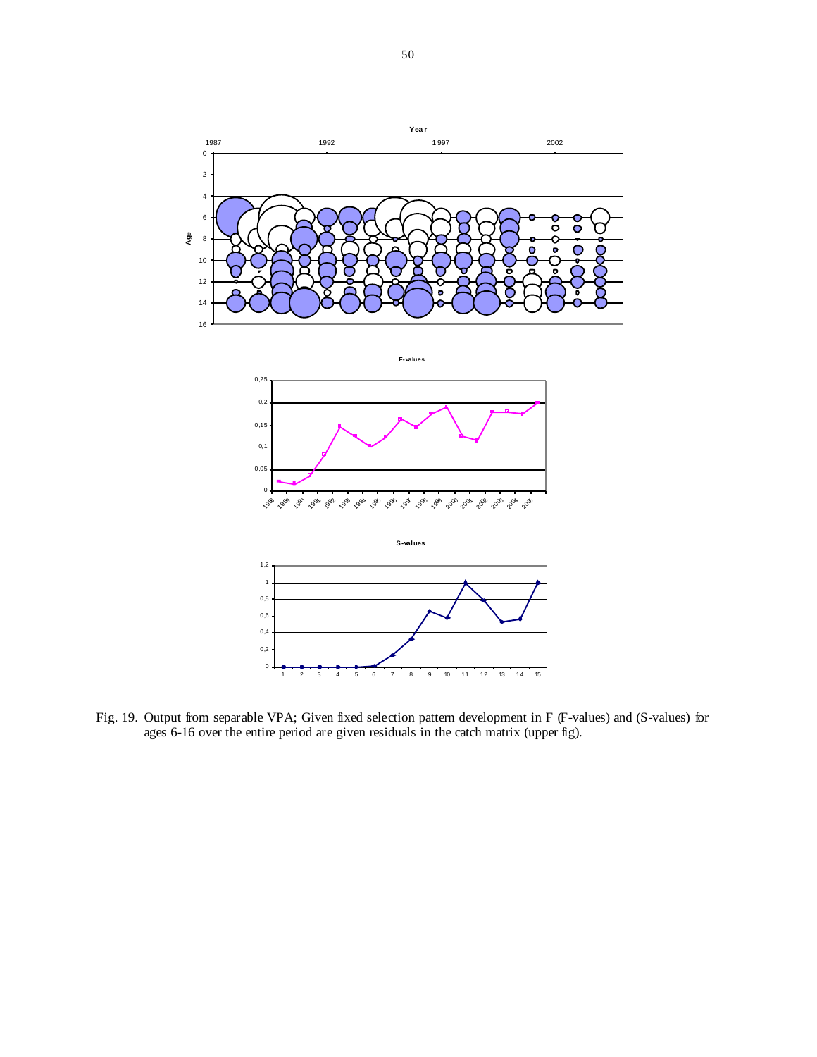Fig. 19. Output from separable VPA; Given fixed selection pattern development in F (F-values) and (S-values) for ages 6-16 over the entire period are given residuals in the catch matrix (upper fig).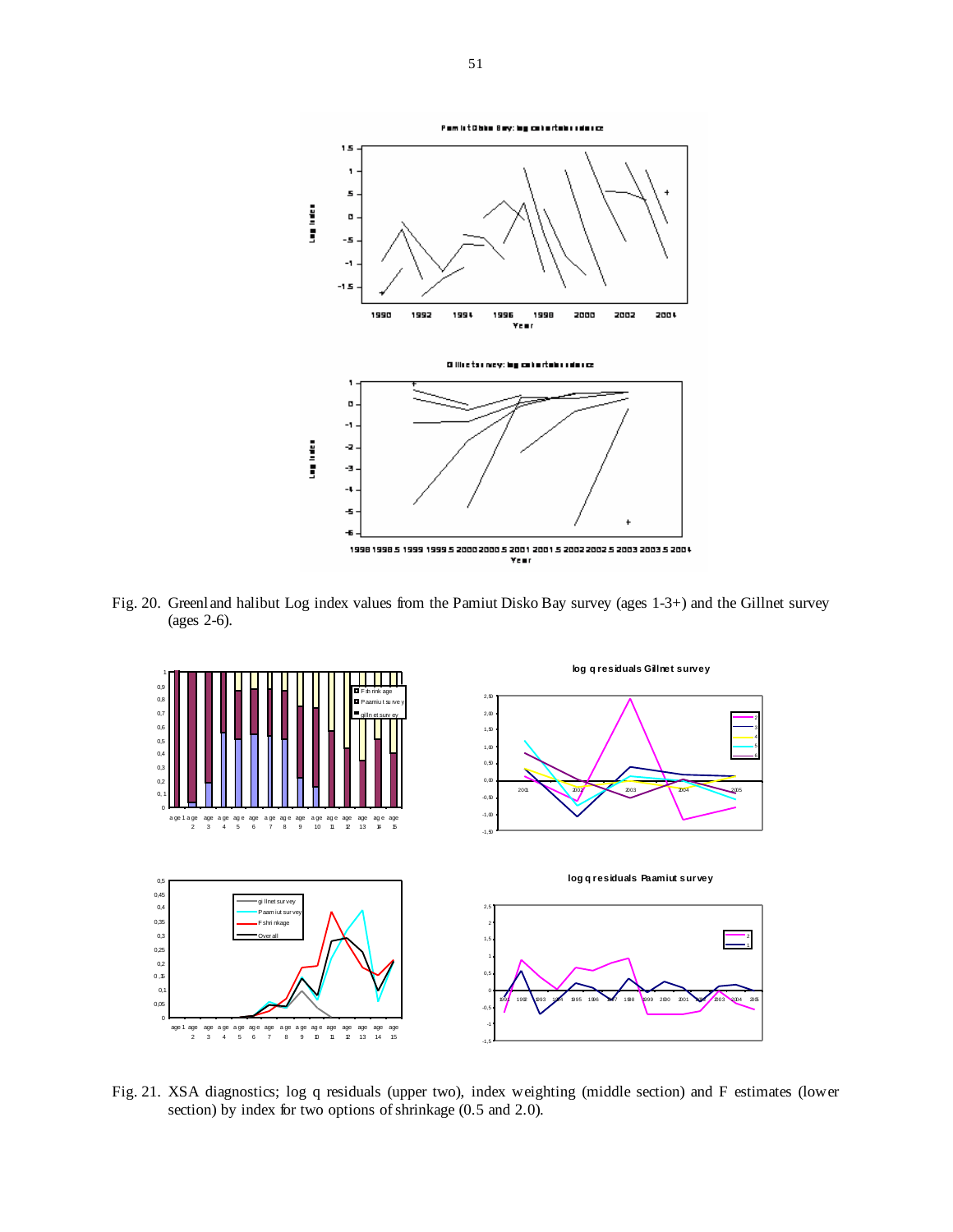Fig. 20. Greenland halibut Log index values from the Pamiut Disko Bay survey (ages 1-3+) and the Gillnet survey (ages 2-6).

Fig. 21. XSA diagnostics; log q residuals (upper two), index weighting (middle section) and F estimates (lower section) by index for two options of shrinkage (0.5 and 2.0).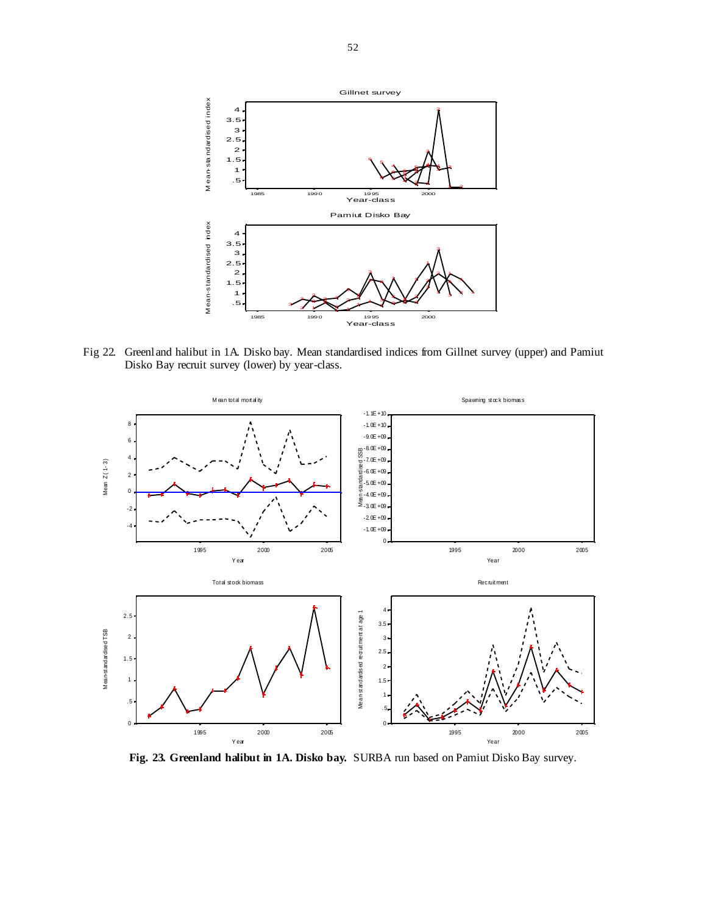Fig 22. Greenland halibut in 1A. Disko bay. Mean standardised indices from Gillnet survey (upper) and Pamiut Disko Bay recruit survey (lower) by year-class.

**Fig. 23. Greenland halibut in 1A. Disko bay.** SURBA run based on Pamiut Disko Bay survey.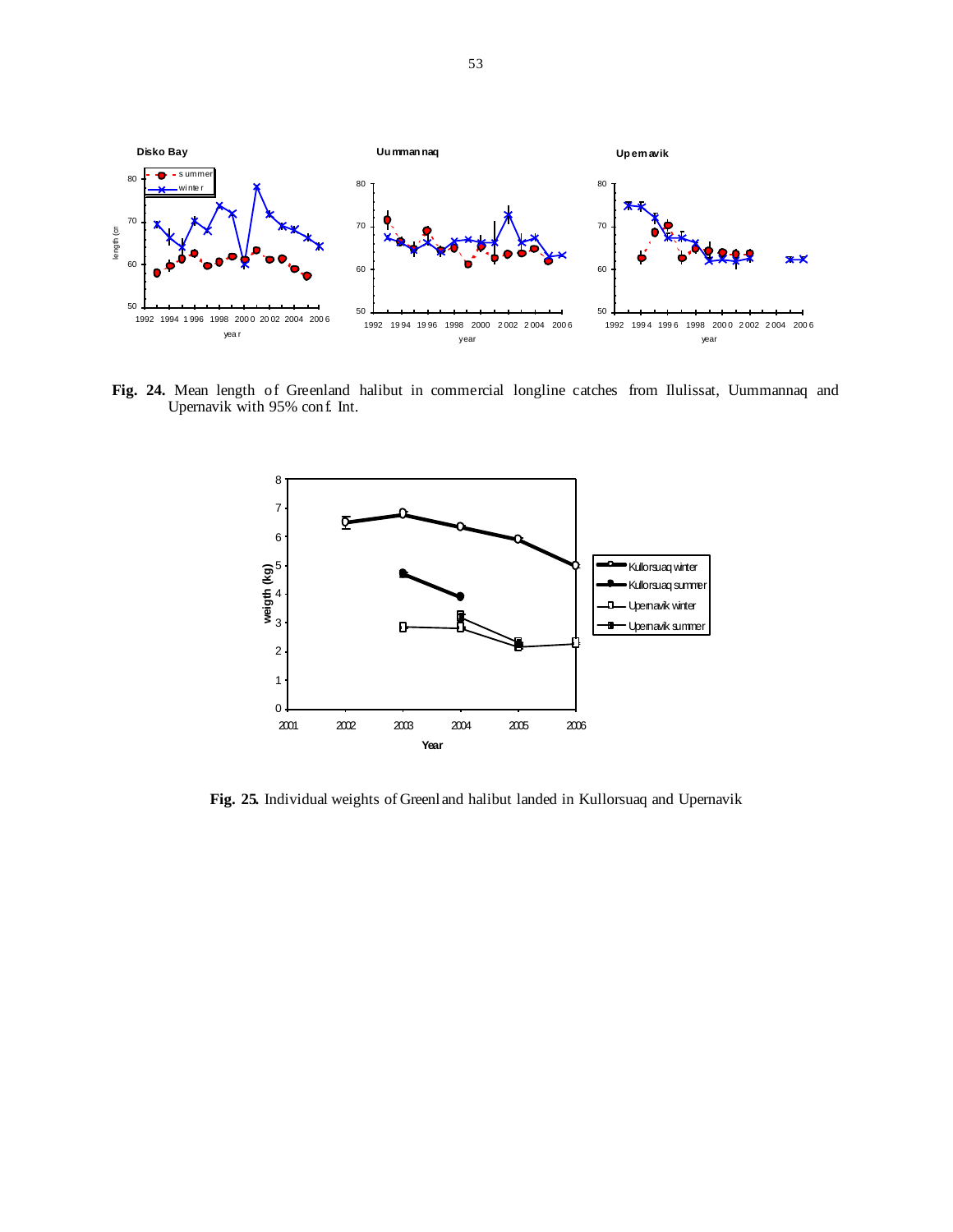**Fig. 24.** Mean length of Greenland halibut in commercial longline catches from Ilulissat, Uummannaq and Upernavik with 95% conf. Int.

**Fig. 25.** Individual weights of Greenland halibut landed in Kullorsuaq and Upernavik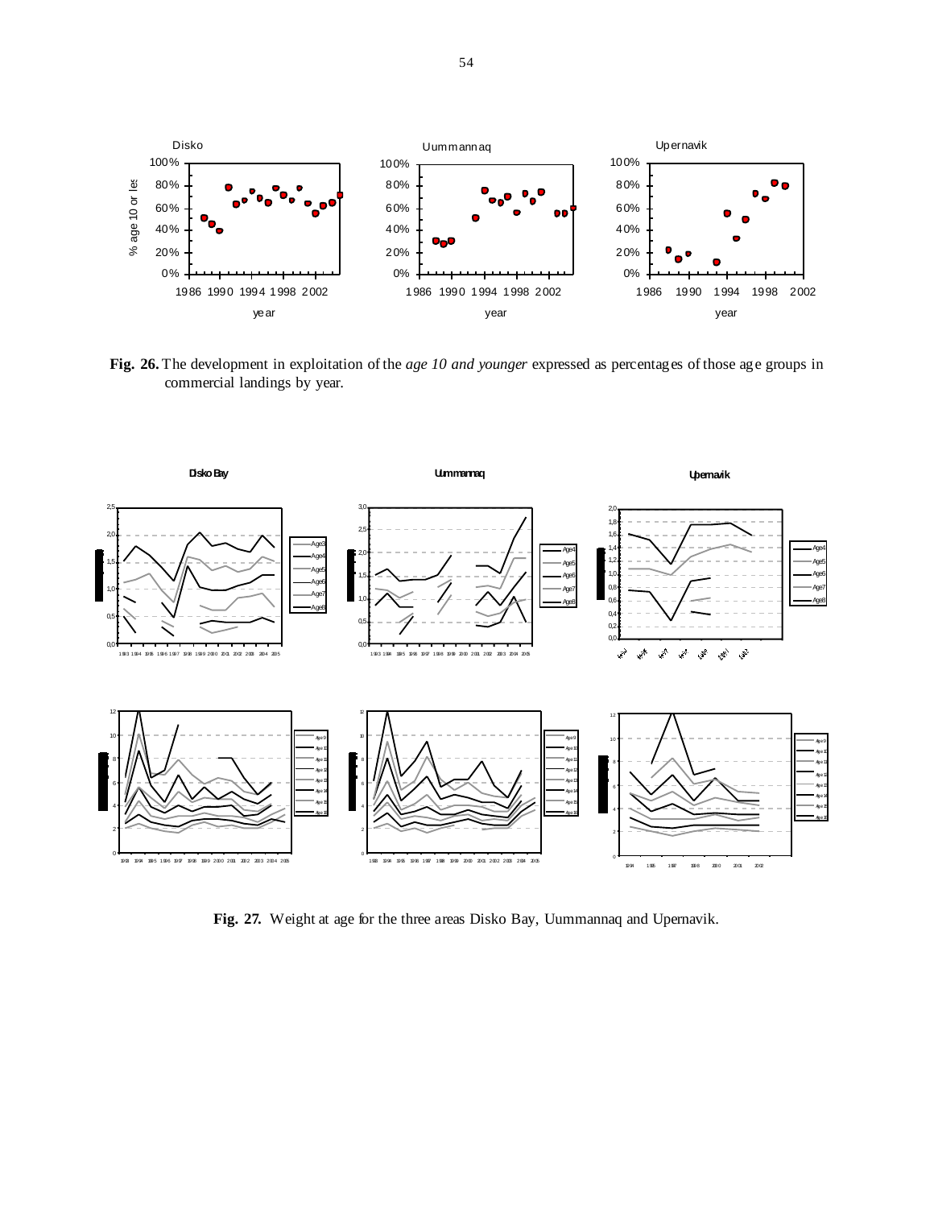**Fig. 26.** The development in exploitation of the *age 10 and younger* expressed as percentages of those age groups in commercial landings by year.

**Fig. 27.** Weight at age for the three areas Disko Bay, Uummannaq and Upernavik.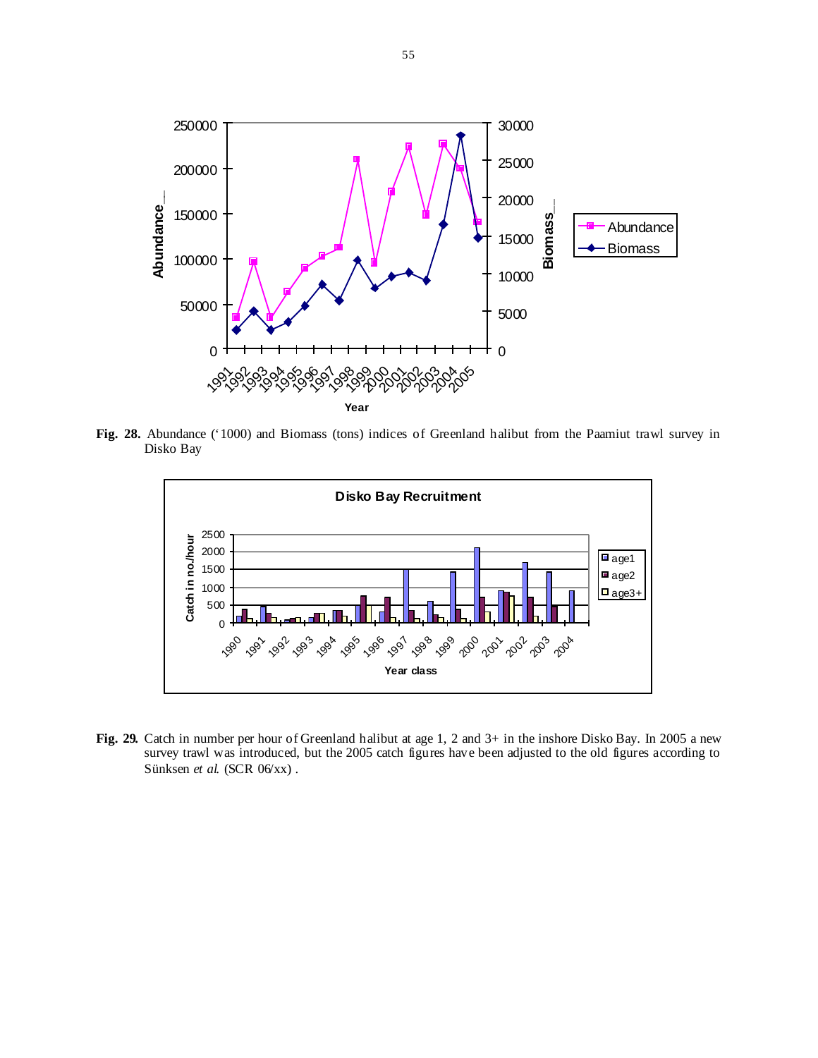Abundance

Biomass

250000
200000
150000
100000
50000
0

30000
25000
20000
15000
10000
5000
0

1991 1992 1993 1994 1995 1996 1997 1998 1999 2000 2001 2002 2003 2004 2005

Year

Abundance
Biomass

**Fig. 28.** Abundance ('1000) and Biomass (tons) indices of Greenland halibut from the Paamiut trawl survey in Disko Bay

**Disko Bay Recruitment**

Catch in no./hour

2500
2000
1500
1000
500
0

1990 1991 1992 1993 1994 1995 1996 1997 1998 1999 2000 2001 2002 2003 2004

Year class

age1
age2
age3+

**Fig. 29.** Catch in number per hour of Greenland halibut at age 1, 2 and 3+ in the inshore Disko Bay. In 2005 a new survey trawl was introduced, but the 2005 catch figures have been adjusted to the old figures according to Sünksen *et al*. (SCR 06/xx) .